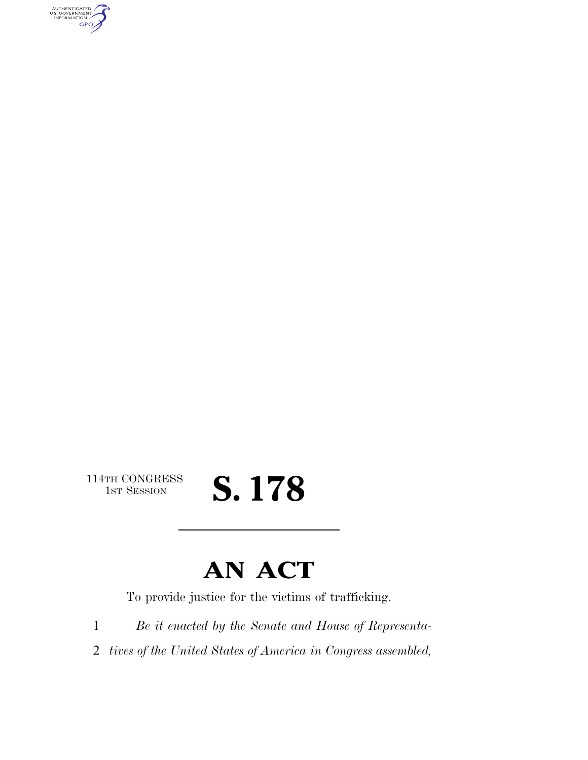114TH CONGRESS
1ST SESSION

# S. 178

---

# AN ACT

To provide justice for the victims of trafficking.

1 *Be it enacted by the Senate and House of Representa-*
2 *tives of the United States of America in Congress assembled,*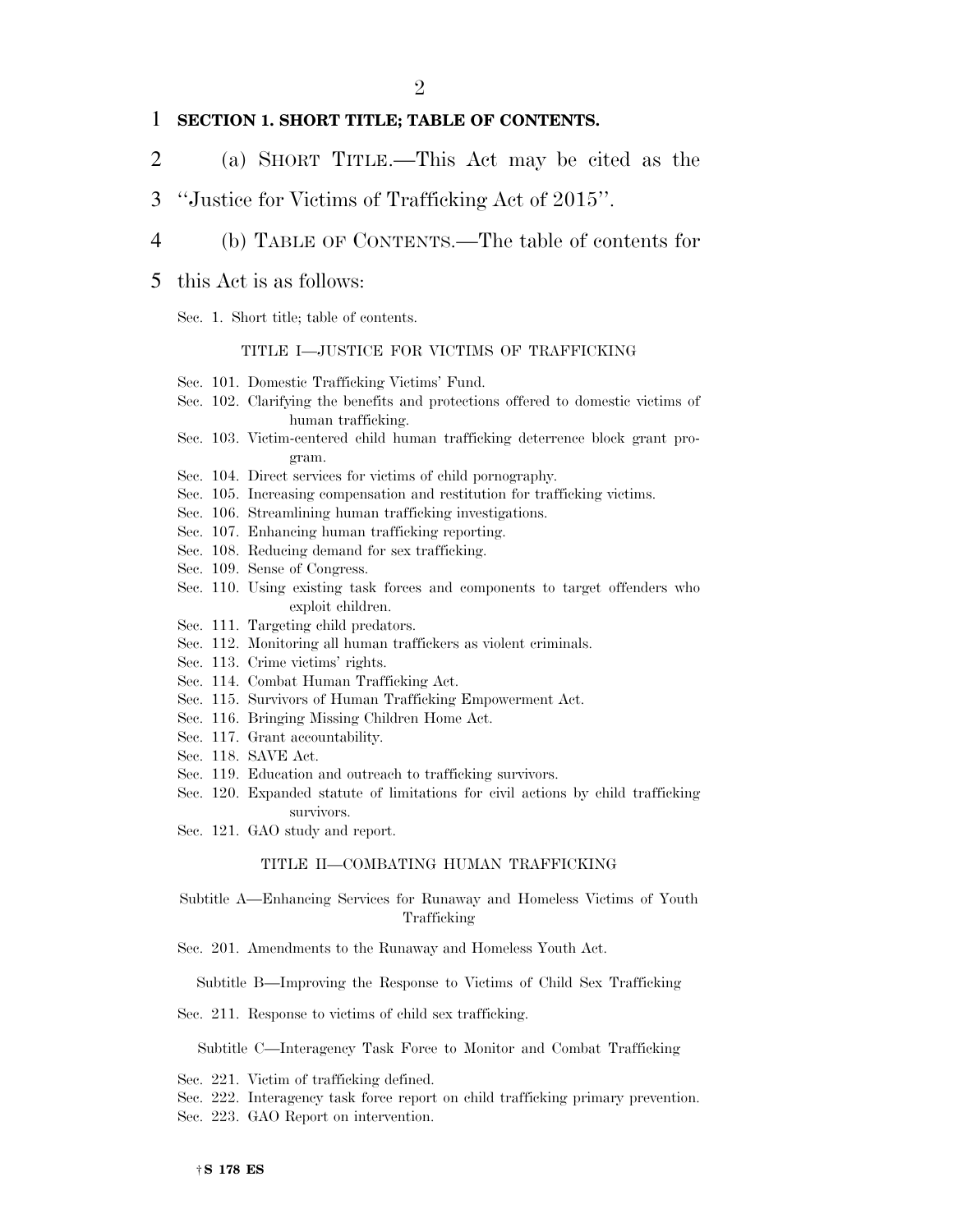**SECTION 1. SHORT TITLE; TABLE OF CONTENTS.**

(a) SHORT TITLE.—This Act may be cited as the "Justice for Victims of Trafficking Act of 2015".

(b) TABLE OF CONTENTS.—The table of contents for this Act is as follows:

Sec. 1. Short title; table of contents.

TITLE I—JUSTICE FOR VICTIMS OF TRAFFICKING

Sec. 101. Domestic Trafficking Victims' Fund.
Sec. 102. Clarifying the benefits and protections offered to domestic victims of human trafficking.
Sec. 103. Victim-centered child human trafficking deterrence block grant program.
Sec. 104. Direct services for victims of child pornography.
Sec. 105. Increasing compensation and restitution for trafficking victims.
Sec. 106. Streamlining human trafficking investigations.
Sec. 107. Enhancing human trafficking reporting.
Sec. 108. Reducing demand for sex trafficking.
Sec. 109. Sense of Congress.
Sec. 110. Using existing task forces and components to target offenders who exploit children.
Sec. 111. Targeting child predators.
Sec. 112. Monitoring all human traffickers as violent criminals.
Sec. 113. Crime victims' rights.
Sec. 114. Combat Human Trafficking Act.
Sec. 115. Survivors of Human Trafficking Empowerment Act.
Sec. 116. Bringing Missing Children Home Act.
Sec. 117. Grant accountability.
Sec. 118. SAVE Act.
Sec. 119. Education and outreach to trafficking survivors.
Sec. 120. Expanded statute of limitations for civil actions by child trafficking survivors.
Sec. 121. GAO study and report.

TITLE II—COMBATING HUMAN TRAFFICKING

Subtitle A—Enhancing Services for Runaway and Homeless Victims of Youth Trafficking

Sec. 201. Amendments to the Runaway and Homeless Youth Act.

Subtitle B—Improving the Response to Victims of Child Sex Trafficking

Sec. 211. Response to victims of child sex trafficking.

Subtitle C—Interagency Task Force to Monitor and Combat Trafficking

Sec. 221. Victim of trafficking defined.
Sec. 222. Interagency task force report on child trafficking primary prevention.
Sec. 223. GAO Report on intervention.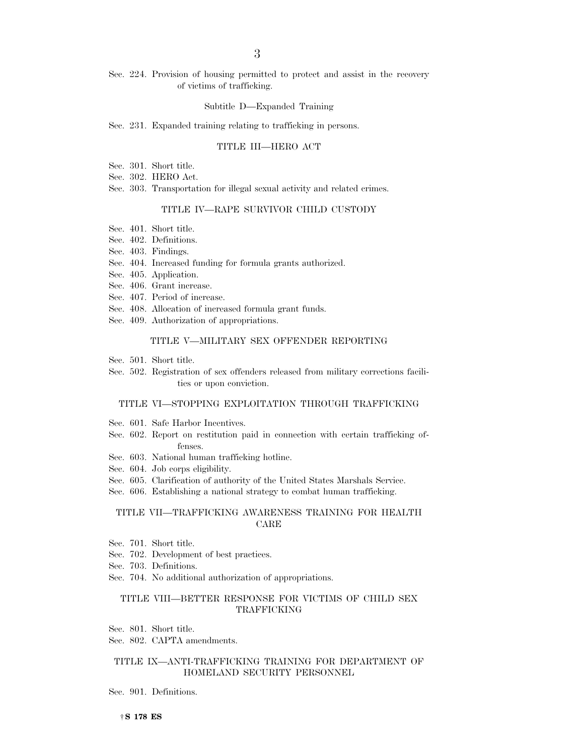Sec. 224. Provision of housing permitted to protect and assist in the recovery of victims of trafficking.

Subtitle D—Expanded Training

Sec. 231. Expanded training relating to trafficking in persons.

TITLE III—HERO ACT

Sec. 301. Short title.
Sec. 302. HERO Act.
Sec. 303. Transportation for illegal sexual activity and related crimes.

TITLE IV—RAPE SURVIVOR CHILD CUSTODY

Sec. 401. Short title.
Sec. 402. Definitions.
Sec. 403. Findings.
Sec. 404. Increased funding for formula grants authorized.
Sec. 405. Application.
Sec. 406. Grant increase.
Sec. 407. Period of increase.
Sec. 408. Allocation of increased formula grant funds.
Sec. 409. Authorization of appropriations.

TITLE V—MILITARY SEX OFFENDER REPORTING

Sec. 501. Short title.
Sec. 502. Registration of sex offenders released from military corrections facilities or upon conviction.

TITLE VI—STOPPING EXPLOITATION THROUGH TRAFFICKING

Sec. 601. Safe Harbor Incentives.
Sec. 602. Report on restitution paid in connection with certain trafficking offenses.
Sec. 603. National human trafficking hotline.
Sec. 604. Job corps eligibility.
Sec. 605. Clarification of authority of the United States Marshals Service.
Sec. 606. Establishing a national strategy to combat human trafficking.

TITLE VII—TRAFFICKING AWARENESS TRAINING FOR HEALTH CARE

Sec. 701. Short title.
Sec. 702. Development of best practices.
Sec. 703. Definitions.
Sec. 704. No additional authorization of appropriations.

TITLE VIII—BETTER RESPONSE FOR VICTIMS OF CHILD SEX TRAFFICKING

Sec. 801. Short title.
Sec. 802. CAPTA amendments.

TITLE IX—ANTI-TRAFFICKING TRAINING FOR DEPARTMENT OF HOMELAND SECURITY PERSONNEL

Sec. 901. Definitions.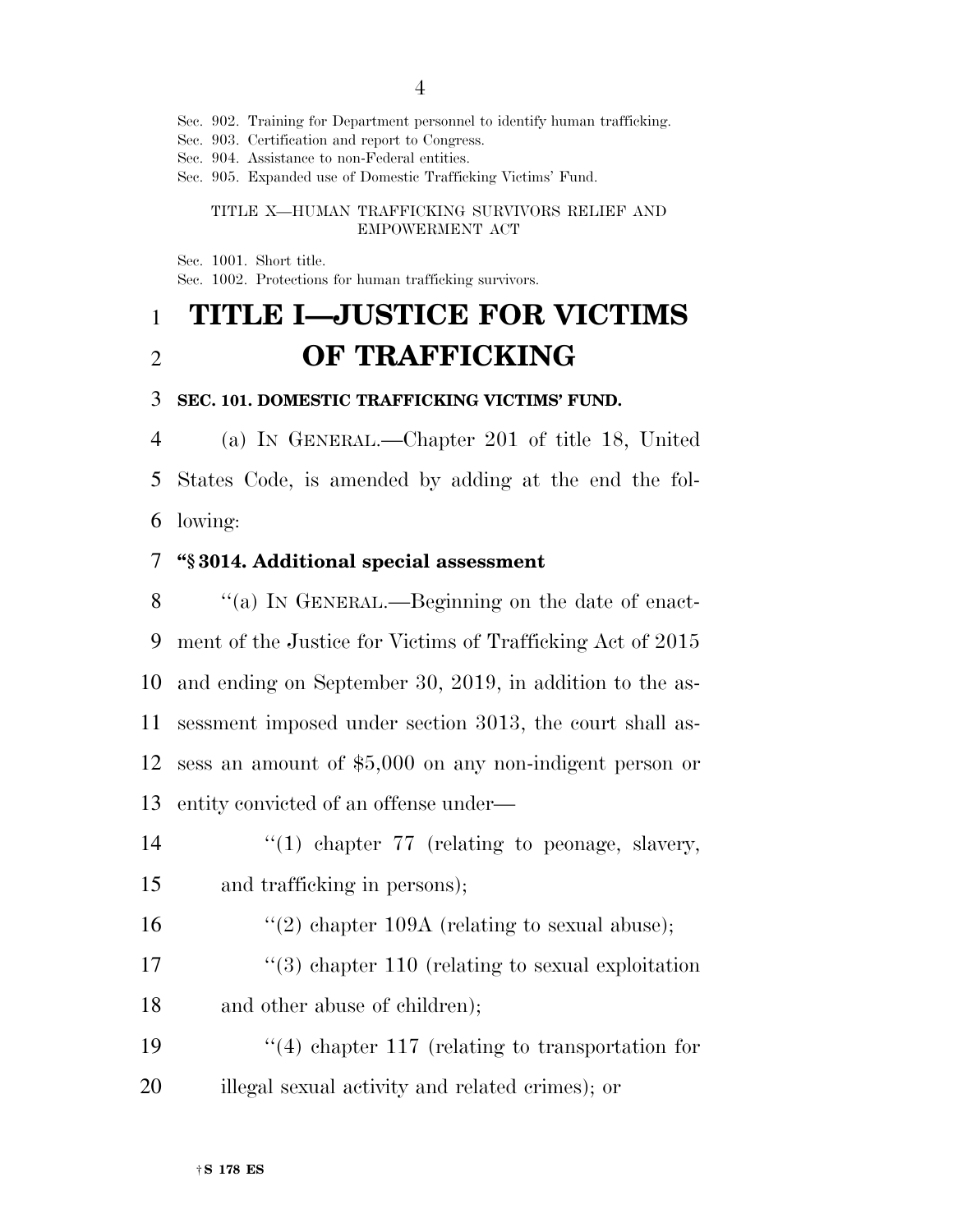Sec. 902. Training for Department personnel to identify human trafficking.
Sec. 903. Certification and report to Congress.
Sec. 904. Assistance to non-Federal entities.
Sec. 905. Expanded use of Domestic Trafficking Victims' Fund.

TITLE X—HUMAN TRAFFICKING SURVIVORS RELIEF AND EMPOWERMENT ACT

Sec. 1001. Short title.
Sec. 1002. Protections for human trafficking survivors.

# TITLE I—JUSTICE FOR VICTIMS OF TRAFFICKING

**SEC. 101. DOMESTIC TRAFFICKING VICTIMS' FUND.**

(a) IN GENERAL.—Chapter 201 of title 18, United States Code, is amended by adding at the end the following:

**"§ 3014. Additional special assessment**

"(a) IN GENERAL.—Beginning on the date of enactment of the Justice for Victims of Trafficking Act of 2015 and ending on September 30, 2019, in addition to the assessment imposed under section 3013, the court shall assess an amount of $5,000 on any non-indigent person or entity convicted of an offense under—

"(1) chapter 77 (relating to peonage, slavery, and trafficking in persons);

"(2) chapter 109A (relating to sexual abuse);

"(3) chapter 110 (relating to sexual exploitation and other abuse of children);

"(4) chapter 117 (relating to transportation for illegal sexual activity and related crimes); or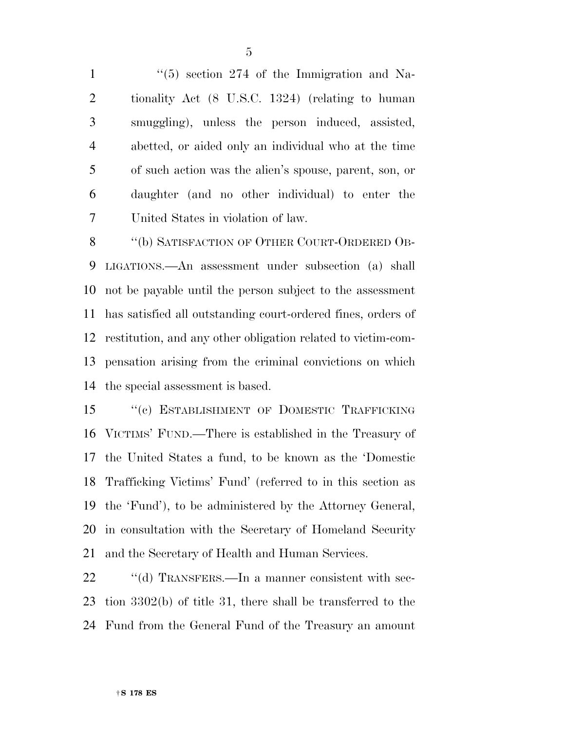''(5) section 274 of the Immigration and Nationality Act (8 U.S.C. 1324) (relating to human smuggling), unless the person induced, assisted, abetted, or aided only an individual who at the time of such action was the alien's spouse, parent, son, or daughter (and no other individual) to enter the United States in violation of law.

''(b) SATISFACTION OF OTHER COURT-ORDERED OBLIGATIONS.—An assessment under subsection (a) shall not be payable until the person subject to the assessment has satisfied all outstanding court-ordered fines, orders of restitution, and any other obligation related to victim-compensation arising from the criminal convictions on which the special assessment is based.

''(c) ESTABLISHMENT OF DOMESTIC TRAFFICKING VICTIMS' FUND.—There is established in the Treasury of the United States a fund, to be known as the 'Domestic Trafficking Victims' Fund' (referred to in this section as the 'Fund'), to be administered by the Attorney General, in consultation with the Secretary of Homeland Security and the Secretary of Health and Human Services.

''(d) TRANSFERS.—In a manner consistent with section 3302(b) of title 31, there shall be transferred to the Fund from the General Fund of the Treasury an amount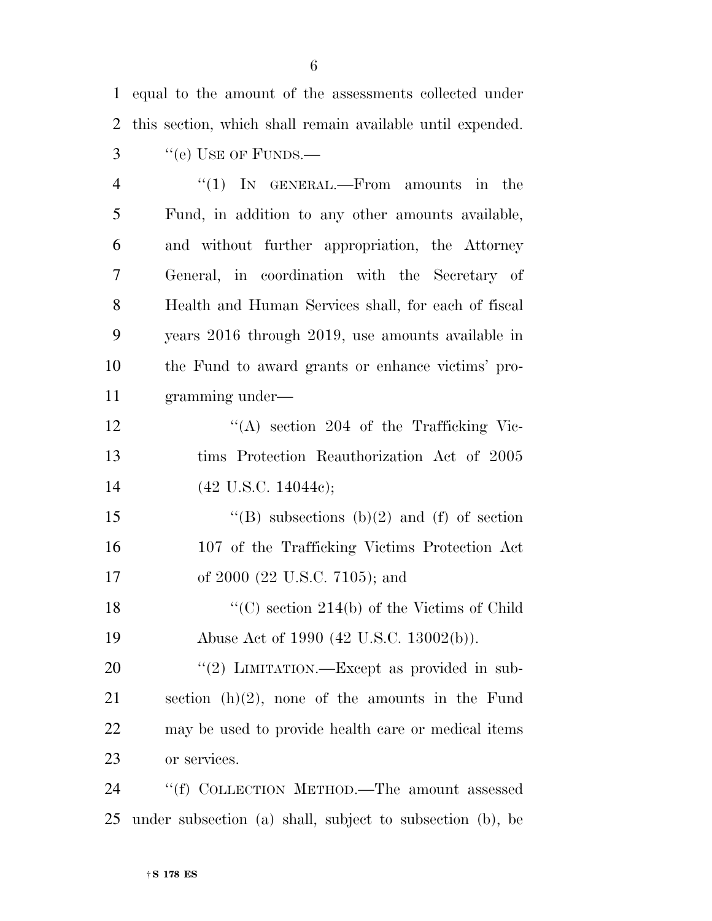equal to the amount of the assessments collected under this section, which shall remain available until expended.

"(e) USE OF FUNDS.—

"(1) IN GENERAL.—From amounts in the Fund, in addition to any other amounts available, and without further appropriation, the Attorney General, in coordination with the Secretary of Health and Human Services shall, for each of fiscal years 2016 through 2019, use amounts available in the Fund to award grants or enhance victims' programming under—

"(A) section 204 of the Trafficking Victims Protection Reauthorization Act of 2005 (42 U.S.C. 14044c);

"(B) subsections (b)(2) and (f) of section 107 of the Trafficking Victims Protection Act of 2000 (22 U.S.C. 7105); and

"(C) section 214(b) of the Victims of Child Abuse Act of 1990 (42 U.S.C. 13002(b)).

"(2) LIMITATION.—Except as provided in subsection (h)(2), none of the amounts in the Fund may be used to provide health care or medical items or services.

"(f) COLLECTION METHOD.—The amount assessed under subsection (a) shall, subject to subsection (b), be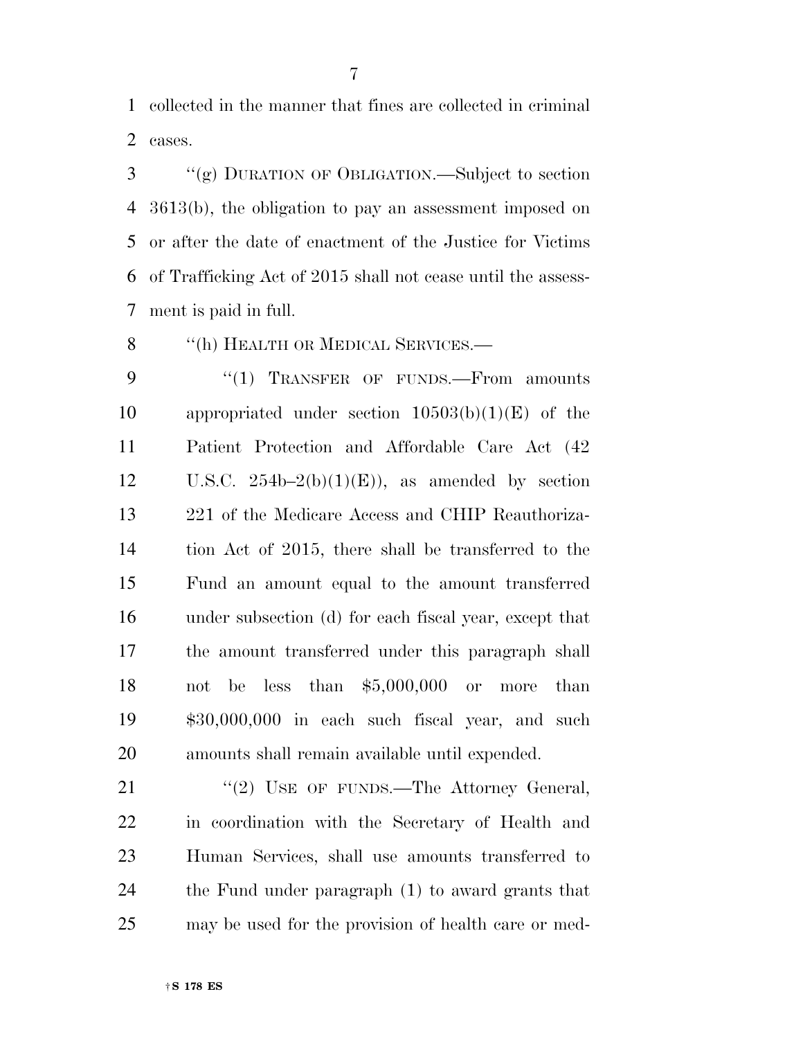collected in the manner that fines are collected in criminal cases.

''(g) DURATION OF OBLIGATION.—Subject to section 3613(b), the obligation to pay an assessment imposed on or after the date of enactment of the Justice for Victims of Trafficking Act of 2015 shall not cease until the assessment is paid in full.

''(h) HEALTH OR MEDICAL SERVICES.—

''(1) TRANSFER OF FUNDS.—From amounts appropriated under section 10503(b)(1)(E) of the Patient Protection and Affordable Care Act (42 U.S.C. 254b–2(b)(1)(E)), as amended by section 221 of the Medicare Access and CHIP Reauthorization Act of 2015, there shall be transferred to the Fund an amount equal to the amount transferred under subsection (d) for each fiscal year, except that the amount transferred under this paragraph shall not be less than $5,000,000 or more than $30,000,000 in each such fiscal year, and such amounts shall remain available until expended.

''(2) USE OF FUNDS.—The Attorney General, in coordination with the Secretary of Health and Human Services, shall use amounts transferred to the Fund under paragraph (1) to award grants that may be used for the provision of health care or med-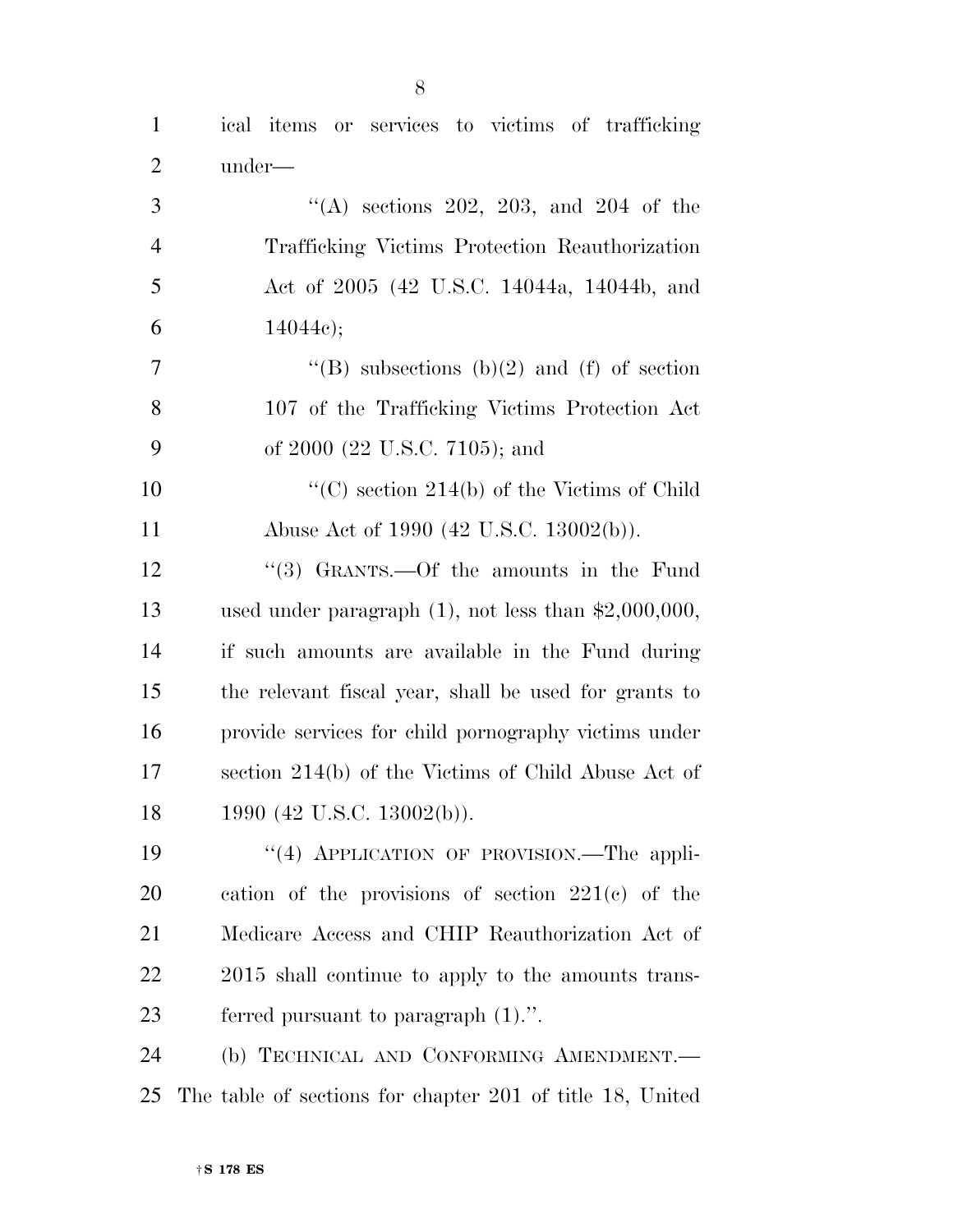ical items or services to victims of trafficking under—

''(A) sections 202, 203, and 204 of the Trafficking Victims Protection Reauthorization Act of 2005 (42 U.S.C. 14044a, 14044b, and 14044c);

''(B) subsections (b)(2) and (f) of section 107 of the Trafficking Victims Protection Act of 2000 (22 U.S.C. 7105); and

''(C) section 214(b) of the Victims of Child Abuse Act of 1990 (42 U.S.C. 13002(b)).

''(3) GRANTS.—Of the amounts in the Fund used under paragraph (1), not less than $2,000,000, if such amounts are available in the Fund during the relevant fiscal year, shall be used for grants to provide services for child pornography victims under section 214(b) of the Victims of Child Abuse Act of 1990 (42 U.S.C. 13002(b)).

''(4) APPLICATION OF PROVISION.—The application of the provisions of section 221(c) of the Medicare Access and CHIP Reauthorization Act of 2015 shall continue to apply to the amounts transferred pursuant to paragraph (1).''.

(b) TECHNICAL AND CONFORMING AMENDMENT.—The table of sections for chapter 201 of title 18, United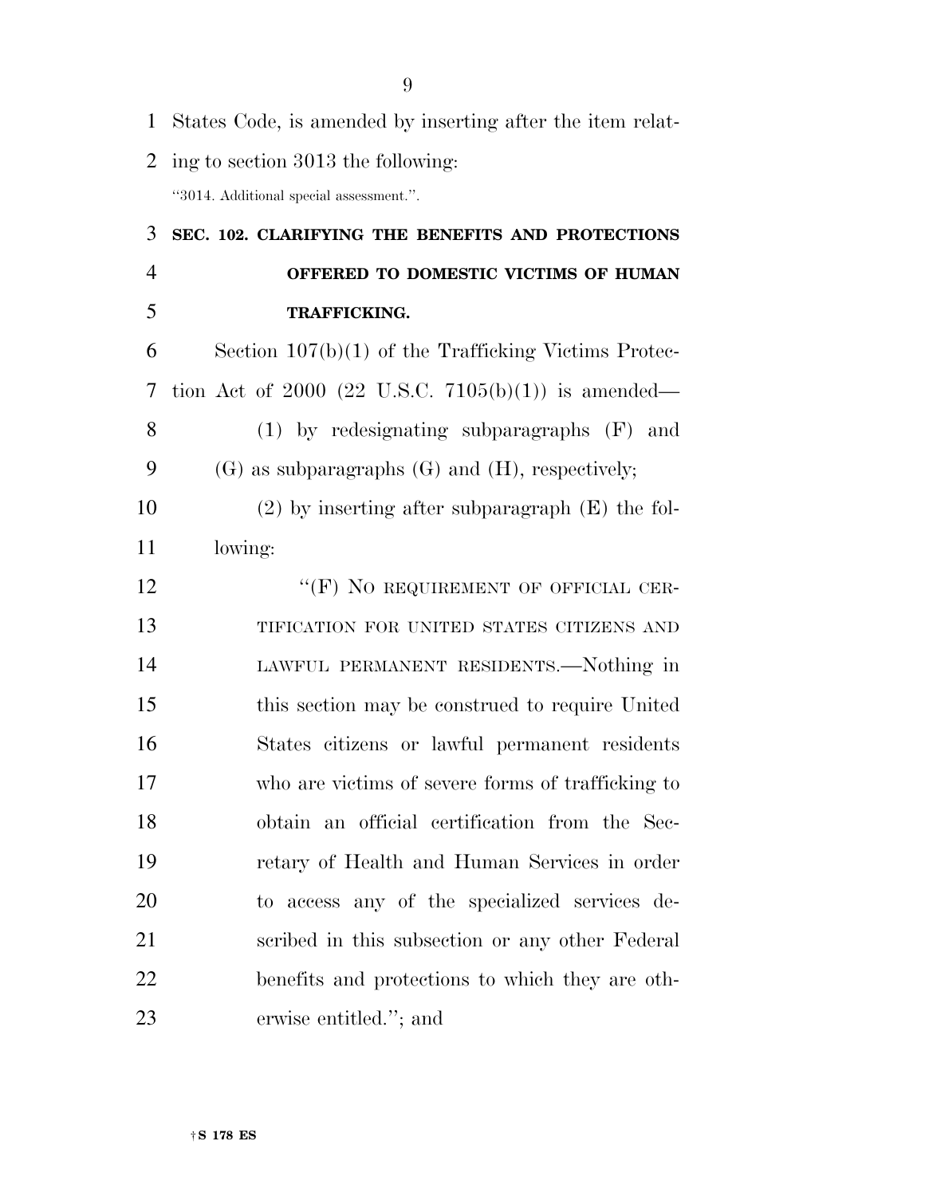States Code, is amended by inserting after the item relating to section 3013 the following:

"3014. Additional special assessment.".

**SEC. 102. CLARIFYING THE BENEFITS AND PROTECTIONS OFFERED TO DOMESTIC VICTIMS OF HUMAN TRAFFICKING.**

Section 107(b)(1) of the Trafficking Victims Protection Act of 2000 (22 U.S.C. 7105(b)(1)) is amended—

(1) by redesignating subparagraphs (F) and (G) as subparagraphs (G) and (H), respectively;

(2) by inserting after subparagraph (E) the following:

"(F) NO REQUIREMENT OF OFFICIAL CERTIFICATION FOR UNITED STATES CITIZENS AND LAWFUL PERMANENT RESIDENTS.—Nothing in this section may be construed to require United States citizens or lawful permanent residents who are victims of severe forms of trafficking to obtain an official certification from the Secretary of Health and Human Services in order to access any of the specialized services described in this subsection or any other Federal benefits and protections to which they are otherwise entitled."; and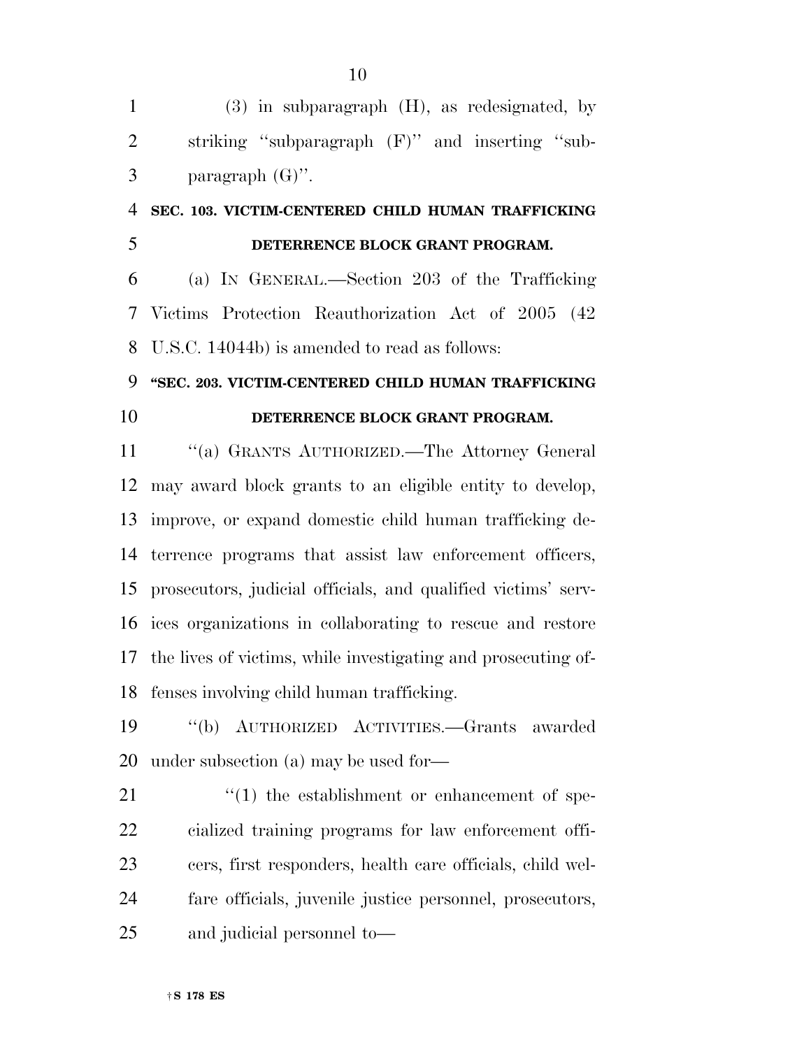(3) in subparagraph (H), as redesignated, by striking ''subparagraph (F)'' and inserting ''subparagraph (G)''.

**SEC. 103. VICTIM-CENTERED CHILD HUMAN TRAFFICKING DETERRENCE BLOCK GRANT PROGRAM.**

(a) IN GENERAL.—Section 203 of the Trafficking Victims Protection Reauthorization Act of 2005 (42 U.S.C. 14044b) is amended to read as follows:

**''SEC. 203. VICTIM-CENTERED CHILD HUMAN TRAFFICKING DETERRENCE BLOCK GRANT PROGRAM.**

''(a) GRANTS AUTHORIZED.—The Attorney General may award block grants to an eligible entity to develop, improve, or expand domestic child human trafficking deterrence programs that assist law enforcement officers, prosecutors, judicial officials, and qualified victims' services organizations in collaborating to rescue and restore the lives of victims, while investigating and prosecuting offenses involving child human trafficking.

''(b) AUTHORIZED ACTIVITIES.—Grants awarded under subsection (a) may be used for—

''(1) the establishment or enhancement of specialized training programs for law enforcement officers, first responders, health care officials, child welfare officials, juvenile justice personnel, prosecutors, and judicial personnel to—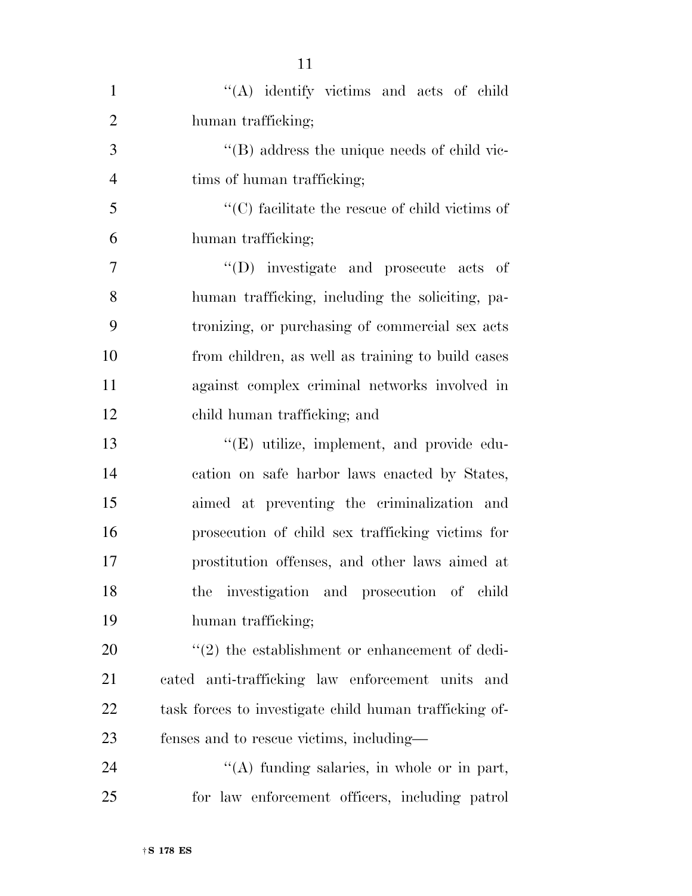"(A) identify victims and acts of child human trafficking;

"(B) address the unique needs of child victims of human trafficking;

"(C) facilitate the rescue of child victims of human trafficking;

"(D) investigate and prosecute acts of human trafficking, including the soliciting, patronizing, or purchasing of commercial sex acts from children, as well as training to build cases against complex criminal networks involved in child human trafficking; and

"(E) utilize, implement, and provide education on safe harbor laws enacted by States, aimed at preventing the criminalization and prosecution of child sex trafficking victims for prostitution offenses, and other laws aimed at the investigation and prosecution of child human trafficking;

"(2) the establishment or enhancement of dedicated anti-trafficking law enforcement units and task forces to investigate child human trafficking offenses and to rescue victims, including—

"(A) funding salaries, in whole or in part, for law enforcement officers, including patrol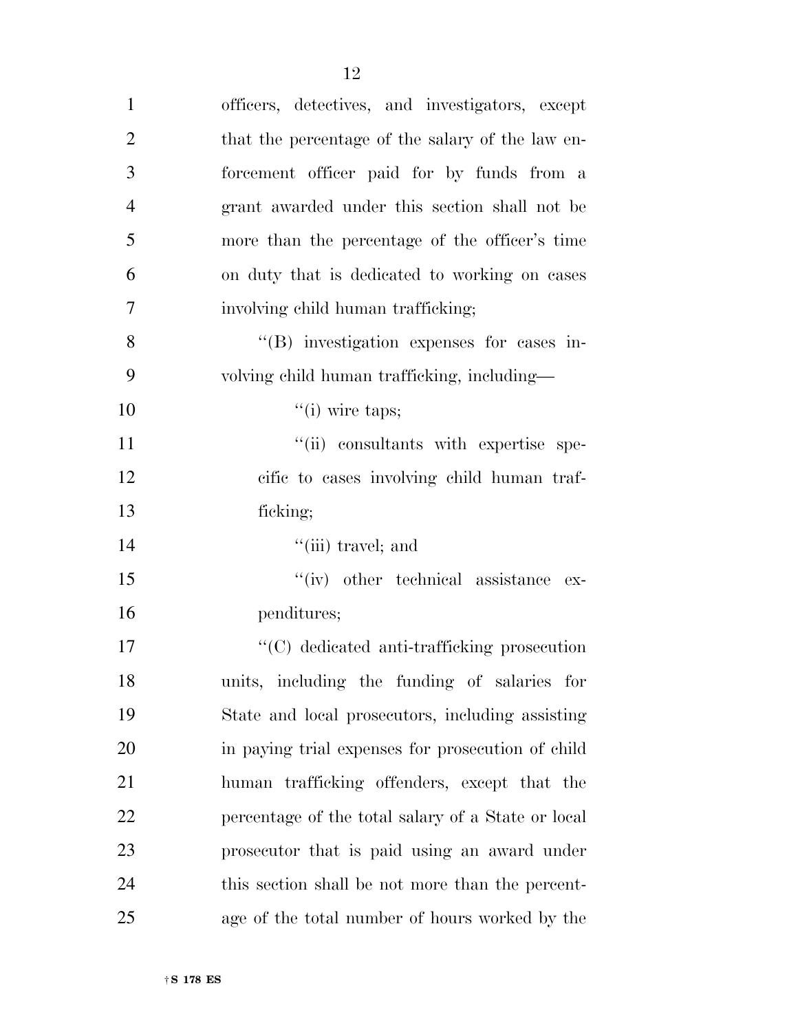officers, detectives, and investigators, except that the percentage of the salary of the law enforcement officer paid for by funds from a grant awarded under this section shall not be more than the percentage of the officer's time on duty that is dedicated to working on cases involving child human trafficking;

"(B) investigation expenses for cases involving child human trafficking, including—

"(i) wire taps;

"(ii) consultants with expertise specific to cases involving child human trafficking;

"(iii) travel; and

"(iv) other technical assistance expenditures;

"(C) dedicated anti-trafficking prosecution units, including the funding of salaries for State and local prosecutors, including assisting in paying trial expenses for prosecution of child human trafficking offenders, except that the percentage of the total salary of a State or local prosecutor that is paid using an award under this section shall be not more than the percentage of the total number of hours worked by the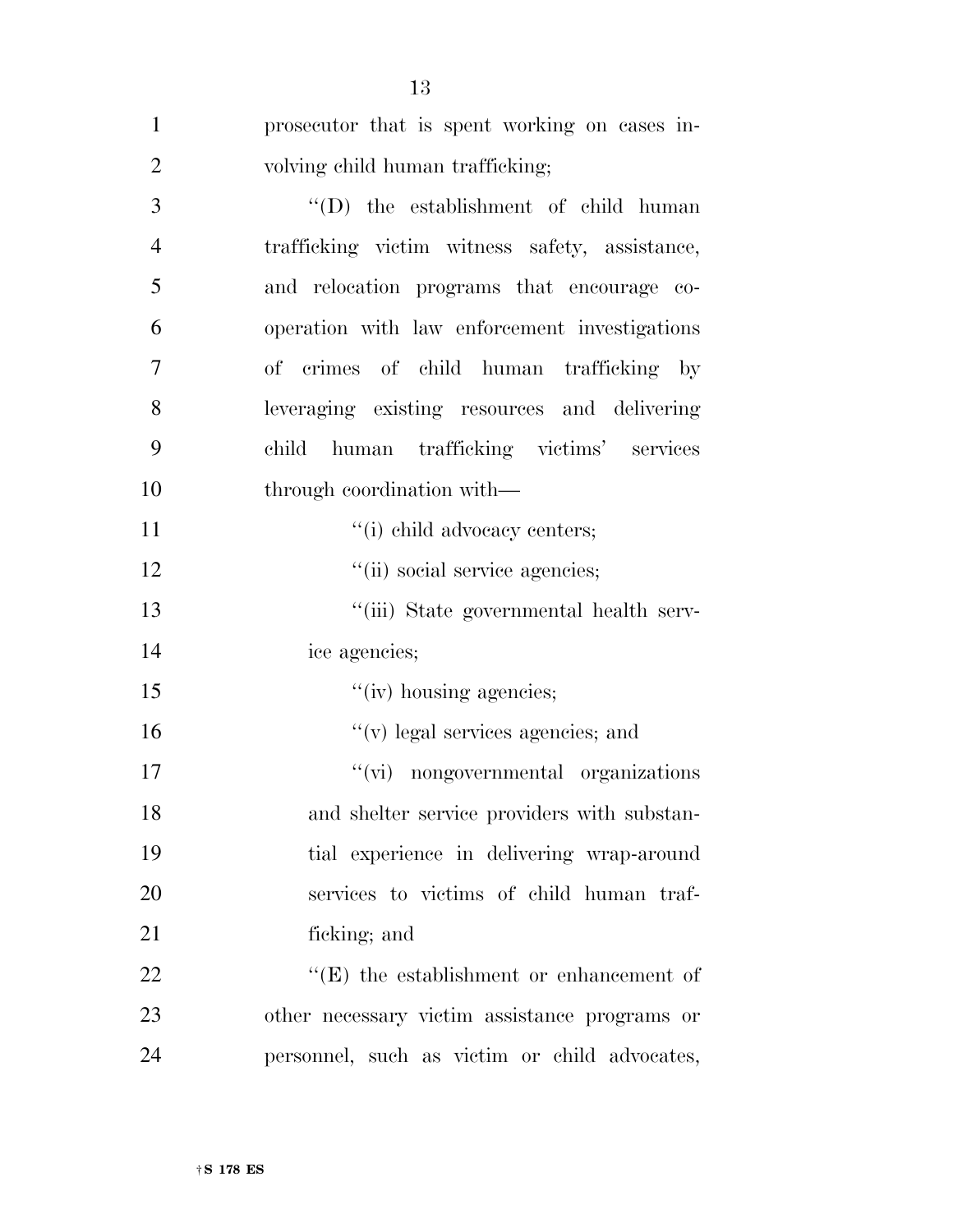prosecutor that is spent working on cases involving child human trafficking;

''(D) the establishment of child human trafficking victim witness safety, assistance, and relocation programs that encourage cooperation with law enforcement investigations of crimes of child human trafficking by leveraging existing resources and delivering child human trafficking victims' services through coordination with—

''(i) child advocacy centers;

''(ii) social service agencies;

''(iii) State governmental health service agencies;

''(iv) housing agencies;

''(v) legal services agencies; and

''(vi) nongovernmental organizations and shelter service providers with substantial experience in delivering wrap-around services to victims of child human trafficking; and

''(E) the establishment or enhancement of other necessary victim assistance programs or personnel, such as victim or child advocates,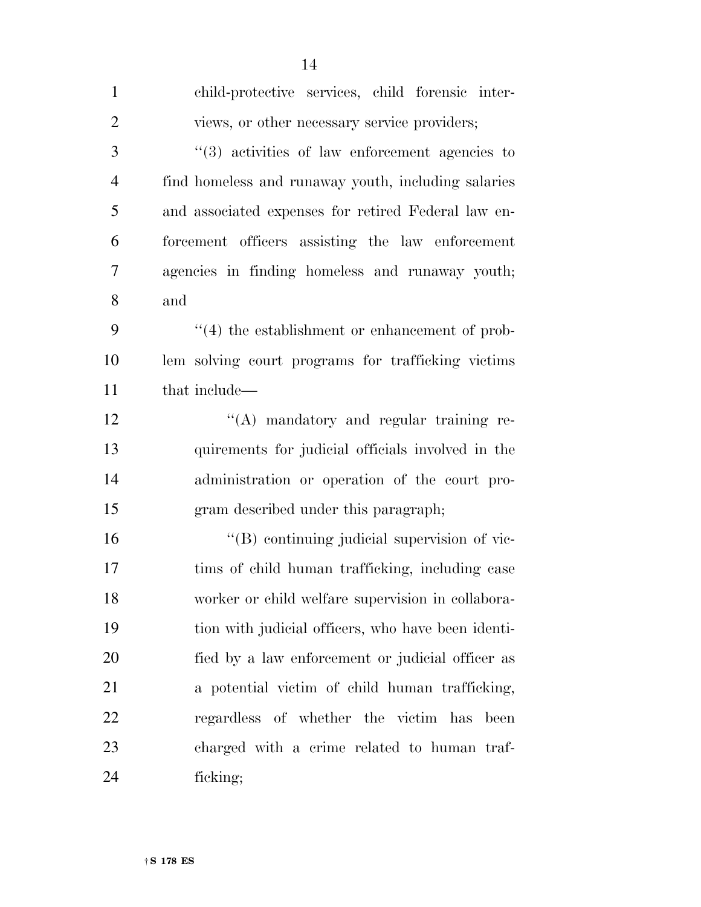child-protective services, child forensic interviews, or other necessary service providers;

''(3) activities of law enforcement agencies to find homeless and runaway youth, including salaries and associated expenses for retired Federal law enforcement officers assisting the law enforcement agencies in finding homeless and runaway youth; and

''(4) the establishment or enhancement of problem solving court programs for trafficking victims that include—

''(A) mandatory and regular training requirements for judicial officials involved in the administration or operation of the court program described under this paragraph;

''(B) continuing judicial supervision of victims of child human trafficking, including case worker or child welfare supervision in collaboration with judicial officers, who have been identified by a law enforcement or judicial officer as a potential victim of child human trafficking, regardless of whether the victim has been charged with a crime related to human trafficking;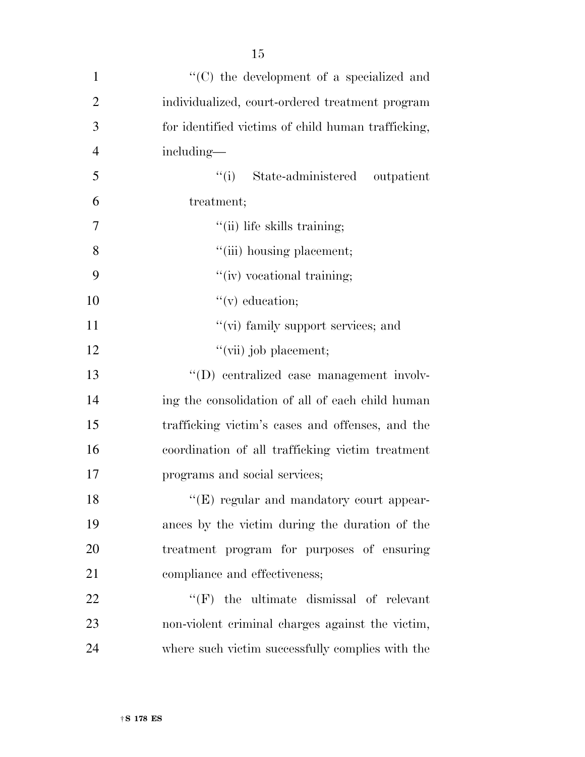''(C) the development of a specialized and individualized, court-ordered treatment program for identified victims of child human trafficking, including—

''(i) State-administered outpatient treatment;

''(ii) life skills training;

''(iii) housing placement;

''(iv) vocational training;

''(v) education;

''(vi) family support services; and

''(vii) job placement;

''(D) centralized case management involving the consolidation of all of each child human trafficking victim's cases and offenses, and the coordination of all trafficking victim treatment programs and social services;

''(E) regular and mandatory court appearances by the victim during the duration of the treatment program for purposes of ensuring compliance and effectiveness;

''(F) the ultimate dismissal of relevant non-violent criminal charges against the victim, where such victim successfully complies with the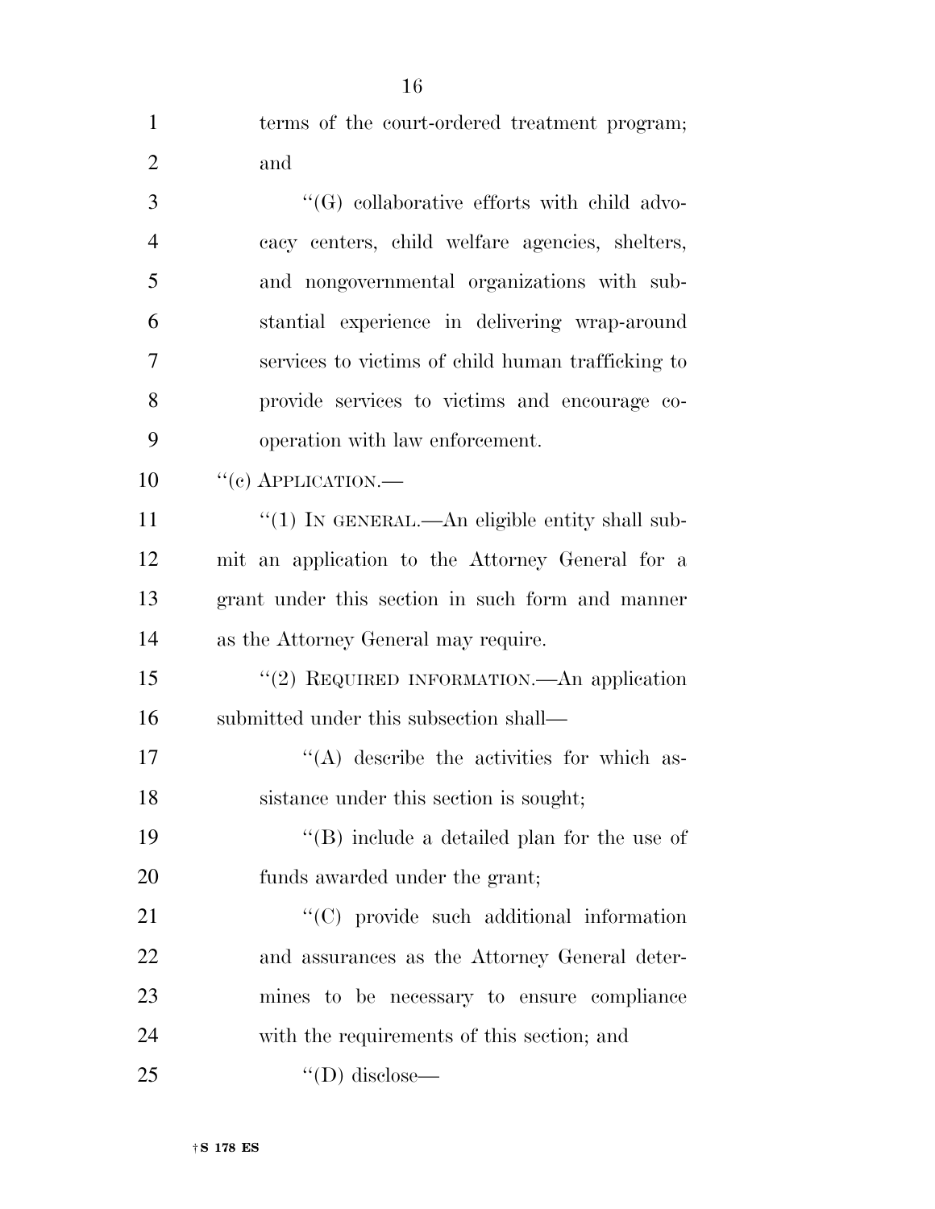terms of the court-ordered treatment program; and

"(G) collaborative efforts with child advocacy centers, child welfare agencies, shelters, and nongovernmental organizations with substantial experience in delivering wrap-around services to victims of child human trafficking to provide services to victims and encourage cooperation with law enforcement.

"(c) APPLICATION.—

"(1) IN GENERAL.—An eligible entity shall submit an application to the Attorney General for a grant under this section in such form and manner as the Attorney General may require.

"(2) REQUIRED INFORMATION.—An application submitted under this subsection shall—

"(A) describe the activities for which assistance under this section is sought;

"(B) include a detailed plan for the use of funds awarded under the grant;

"(C) provide such additional information and assurances as the Attorney General determines to be necessary to ensure compliance with the requirements of this section; and

"(D) disclose—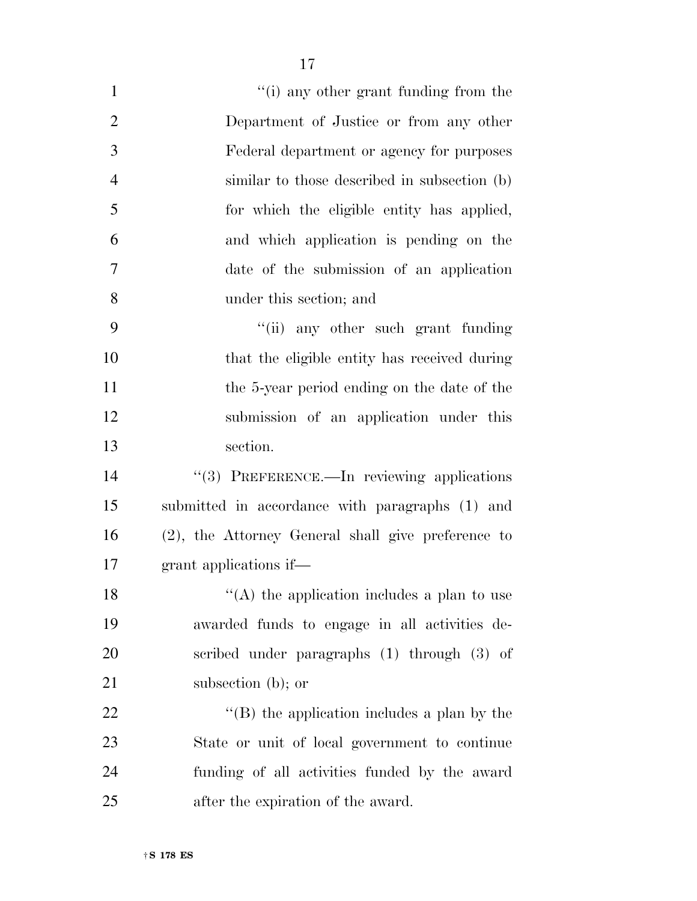"(i) any other grant funding from the Department of Justice or from any other Federal department or agency for purposes similar to those described in subsection (b) for which the eligible entity has applied, and which application is pending on the date of the submission of an application under this section; and

"(ii) any other such grant funding that the eligible entity has received during the 5-year period ending on the date of the submission of an application under this section.

"(3) PREFERENCE.—In reviewing applications submitted in accordance with paragraphs (1) and (2), the Attorney General shall give preference to grant applications if—

"(A) the application includes a plan to use awarded funds to engage in all activities described under paragraphs (1) through (3) of subsection (b); or

"(B) the application includes a plan by the State or unit of local government to continue funding of all activities funded by the award after the expiration of the award.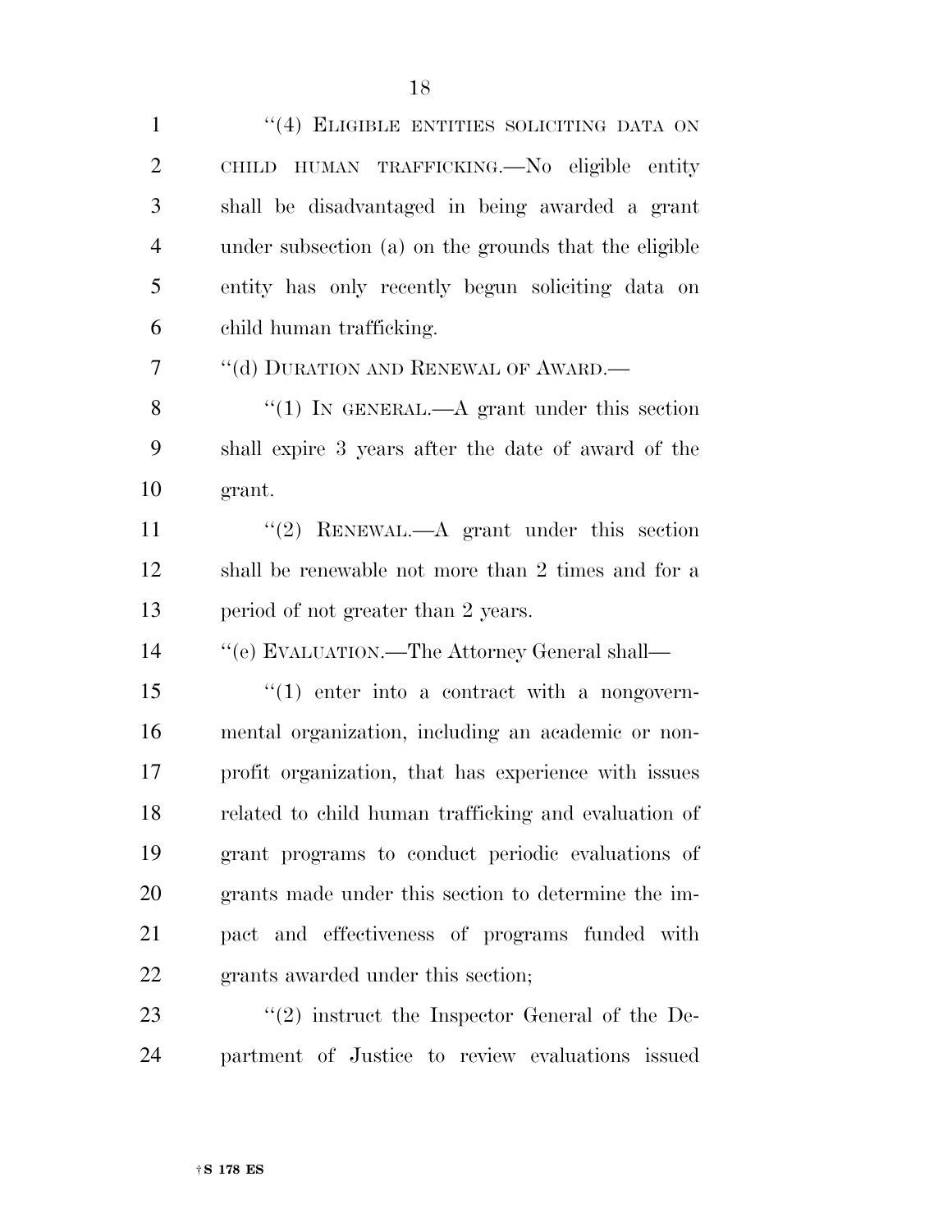"(4) ELIGIBLE ENTITIES SOLICITING DATA ON CHILD HUMAN TRAFFICKING.—No eligible entity shall be disadvantaged in being awarded a grant under subsection (a) on the grounds that the eligible entity has only recently begun soliciting data on child human trafficking.

"(d) DURATION AND RENEWAL OF AWARD.—

"(1) IN GENERAL.—A grant under this section shall expire 3 years after the date of award of the grant.

"(2) RENEWAL.—A grant under this section shall be renewable not more than 2 times and for a period of not greater than 2 years.

"(e) EVALUATION.—The Attorney General shall—

"(1) enter into a contract with a nongovernmental organization, including an academic or nonprofit organization, that has experience with issues related to child human trafficking and evaluation of grant programs to conduct periodic evaluations of grants made under this section to determine the impact and effectiveness of programs funded with grants awarded under this section;

"(2) instruct the Inspector General of the Department of Justice to review evaluations issued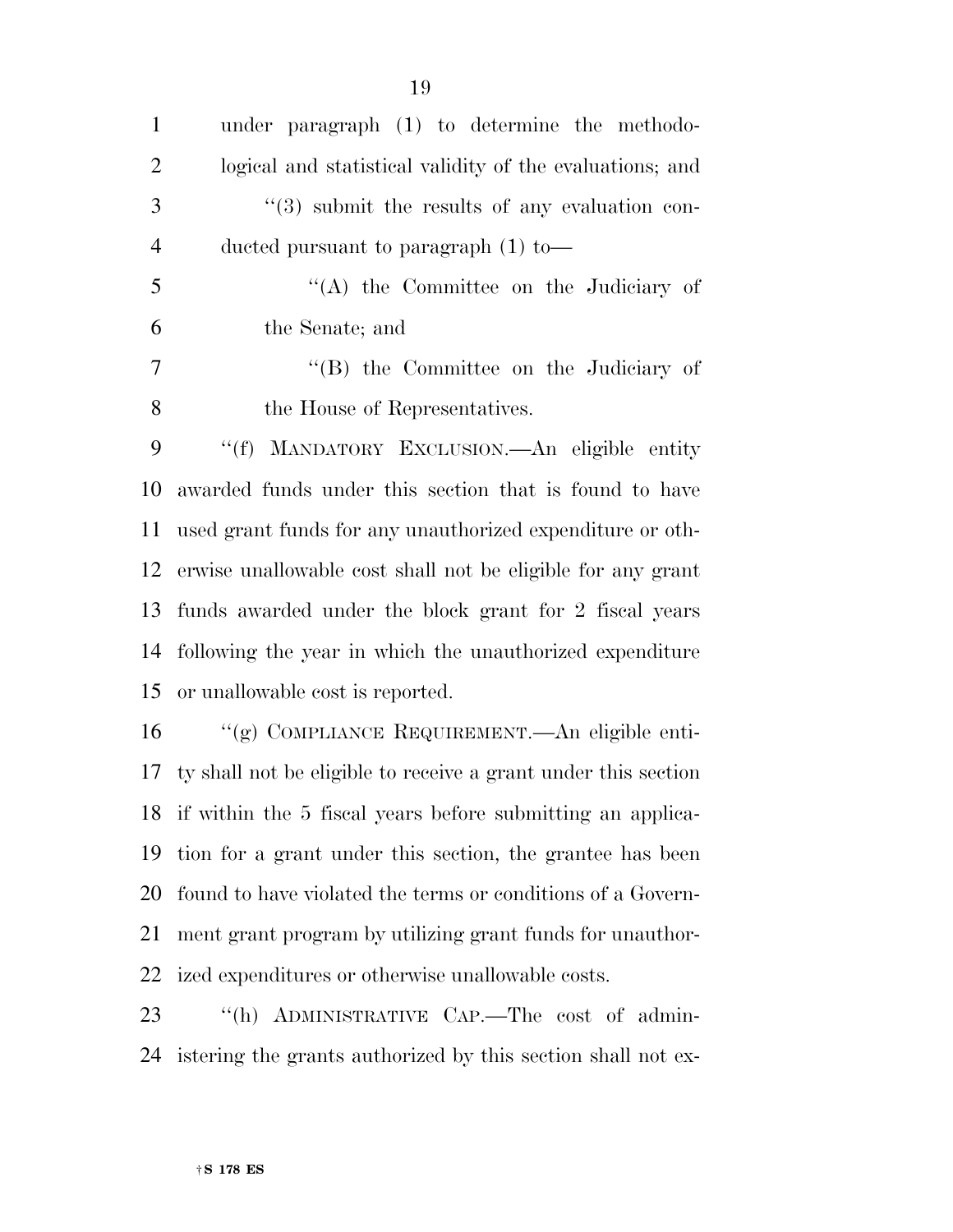under paragraph (1) to determine the methodological and statistical validity of the evaluations; and

''(3) submit the results of any evaluation conducted pursuant to paragraph (1) to—

''(A) the Committee on the Judiciary of the Senate; and

''(B) the Committee on the Judiciary of the House of Representatives.

''(f) MANDATORY EXCLUSION.—An eligible entity awarded funds under this section that is found to have used grant funds for any unauthorized expenditure or otherwise unallowable cost shall not be eligible for any grant funds awarded under the block grant for 2 fiscal years following the year in which the unauthorized expenditure or unallowable cost is reported.

''(g) COMPLIANCE REQUIREMENT.—An eligible entity shall not be eligible to receive a grant under this section if within the 5 fiscal years before submitting an application for a grant under this section, the grantee has been found to have violated the terms or conditions of a Government grant program by utilizing grant funds for unauthorized expenditures or otherwise unallowable costs.

''(h) ADMINISTRATIVE CAP.—The cost of administering the grants authorized by this section shall not ex-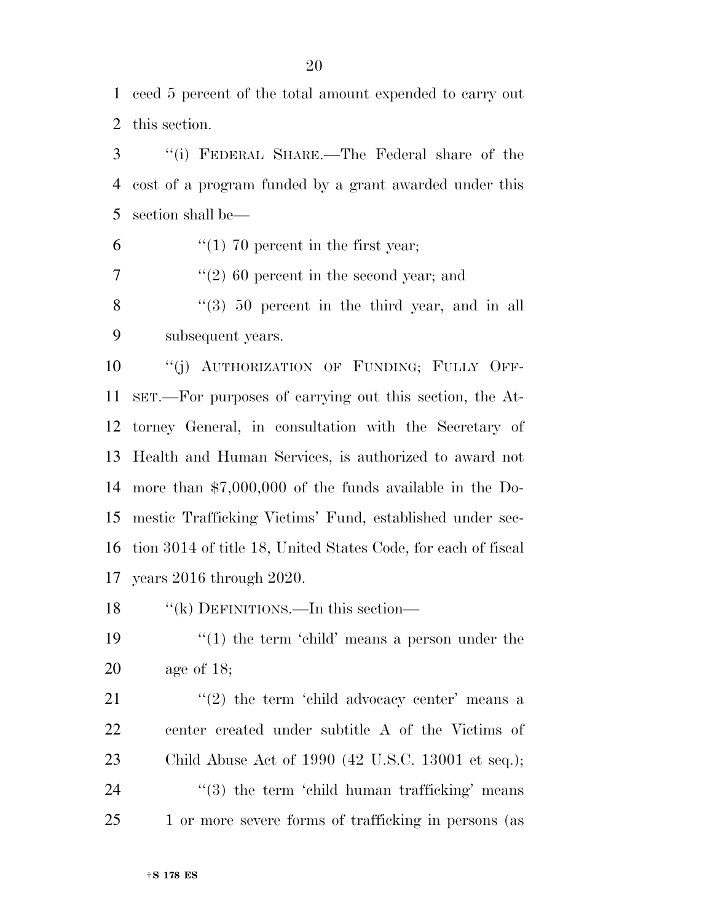ceed 5 percent of the total amount expended to carry out this section.

''(i) FEDERAL SHARE.—The Federal share of the cost of a program funded by a grant awarded under this section shall be—

''(1) 70 percent in the first year;

''(2) 60 percent in the second year; and

''(3) 50 percent in the third year, and in all subsequent years.

''(j) AUTHORIZATION OF FUNDING; FULLY OFFSET.—For purposes of carrying out this section, the Attorney General, in consultation with the Secretary of Health and Human Services, is authorized to award not more than $7,000,000 of the funds available in the Domestic Trafficking Victims' Fund, established under section 3014 of title 18, United States Code, for each of fiscal years 2016 through 2020.

''(k) DEFINITIONS.—In this section—

''(1) the term 'child' means a person under the age of 18;

''(2) the term 'child advocacy center' means a center created under subtitle A of the Victims of Child Abuse Act of 1990 (42 U.S.C. 13001 et seq.);

''(3) the term 'child human trafficking' means 1 or more severe forms of trafficking in persons (as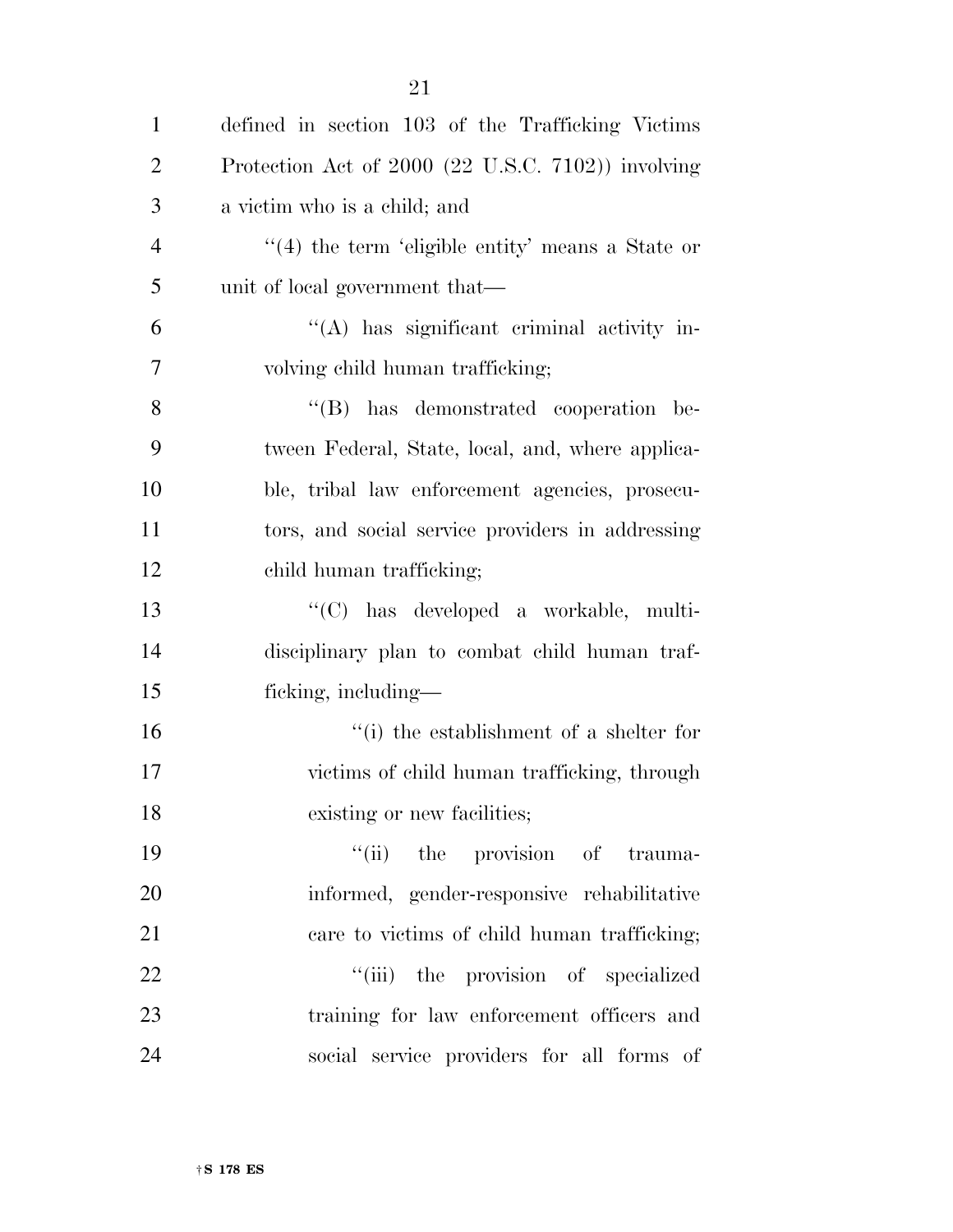defined in section 103 of the Trafficking Victims Protection Act of 2000 (22 U.S.C. 7102)) involving a victim who is a child; and

''(4) the term 'eligible entity' means a State or unit of local government that—

''(A) has significant criminal activity involving child human trafficking;

''(B) has demonstrated cooperation between Federal, State, local, and, where applicable, tribal law enforcement agencies, prosecutors, and social service providers in addressing child human trafficking;

''(C) has developed a workable, multi-disciplinary plan to combat child human trafficking, including—

''(i) the establishment of a shelter for victims of child human trafficking, through existing or new facilities;

''(ii) the provision of trauma-informed, gender-responsive rehabilitative care to victims of child human trafficking;

''(iii) the provision of specialized training for law enforcement officers and social service providers for all forms of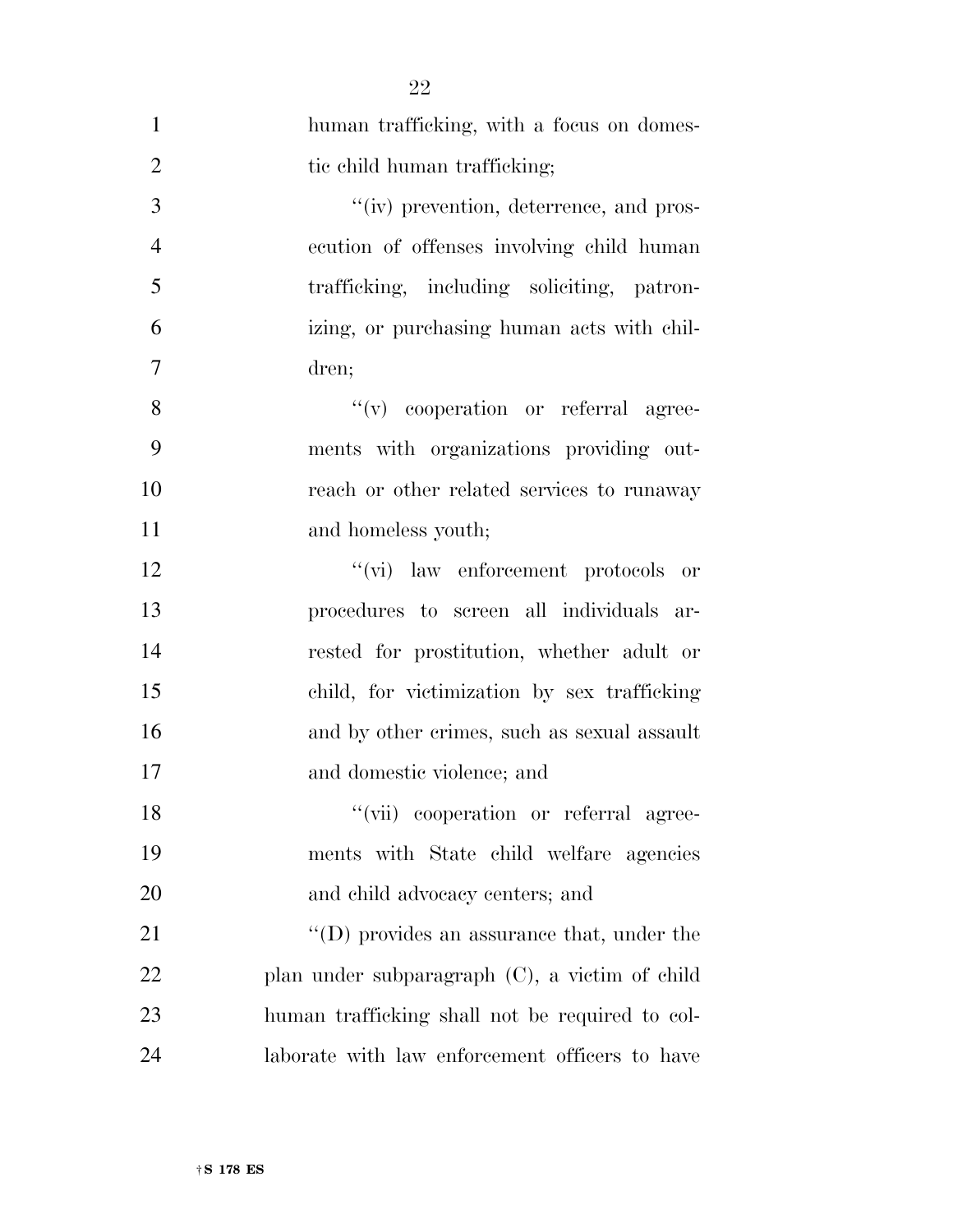human trafficking, with a focus on domestic child human trafficking;

"(iv) prevention, deterrence, and prosecution of offenses involving child human trafficking, including soliciting, patronizing, or purchasing human acts with children;

"(v) cooperation or referral agreements with organizations providing outreach or other related services to runaway and homeless youth;

"(vi) law enforcement protocols or procedures to screen all individuals arrested for prostitution, whether adult or child, for victimization by sex trafficking and by other crimes, such as sexual assault and domestic violence; and

"(vii) cooperation or referral agreements with State child welfare agencies and child advocacy centers; and

"(D) provides an assurance that, under the plan under subparagraph (C), a victim of child human trafficking shall not be required to collaborate with law enforcement officers to have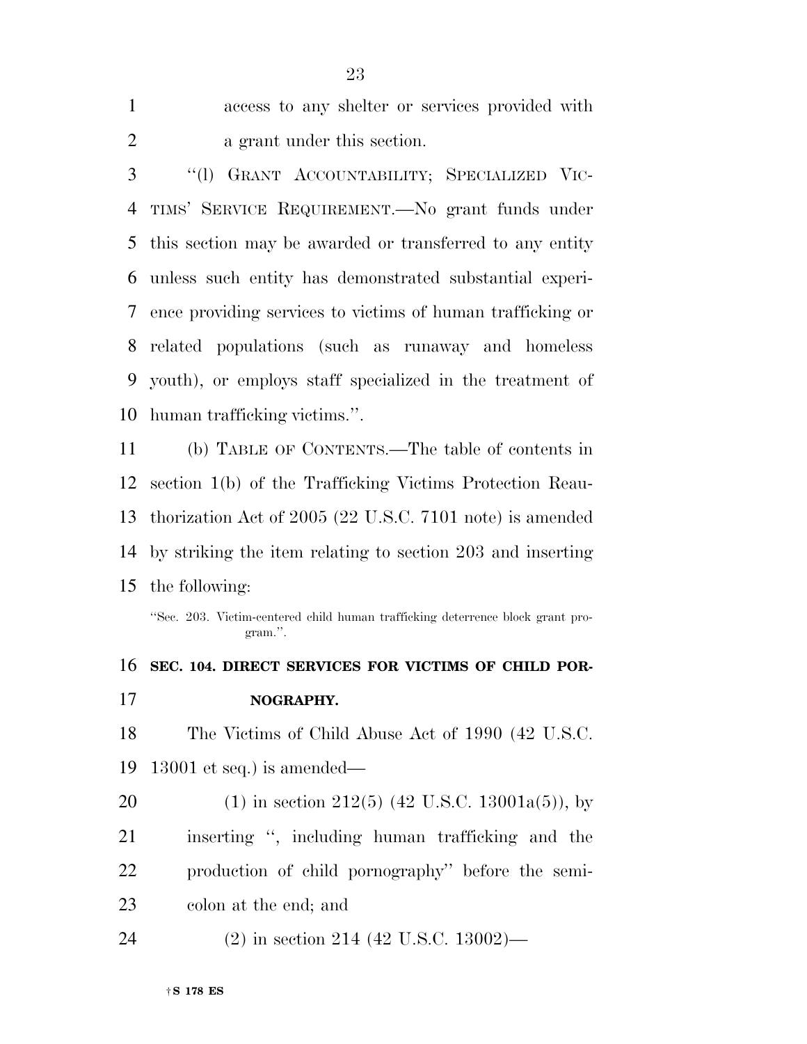access to any shelter or services provided with a grant under this section.

"(l) GRANT ACCOUNTABILITY; SPECIALIZED VICTIMS' SERVICE REQUIREMENT.—No grant funds under this section may be awarded or transferred to any entity unless such entity has demonstrated substantial experience providing services to victims of human trafficking or related populations (such as runaway and homeless youth), or employs staff specialized in the treatment of human trafficking victims.".

(b) TABLE OF CONTENTS.—The table of contents in section 1(b) of the Trafficking Victims Protection Reauthorization Act of 2005 (22 U.S.C. 7101 note) is amended by striking the item relating to section 203 and inserting the following:

"Sec. 203. Victim-centered child human trafficking deterrence block grant program.".

**SEC. 104. DIRECT SERVICES FOR VICTIMS OF CHILD PORNOGRAPHY.**

The Victims of Child Abuse Act of 1990 (42 U.S.C. 13001 et seq.) is amended—

(1) in section 212(5) (42 U.S.C. 13001a(5)), by inserting ", including human trafficking and the production of child pornography" before the semicolon at the end; and

(2) in section 214 (42 U.S.C. 13002)—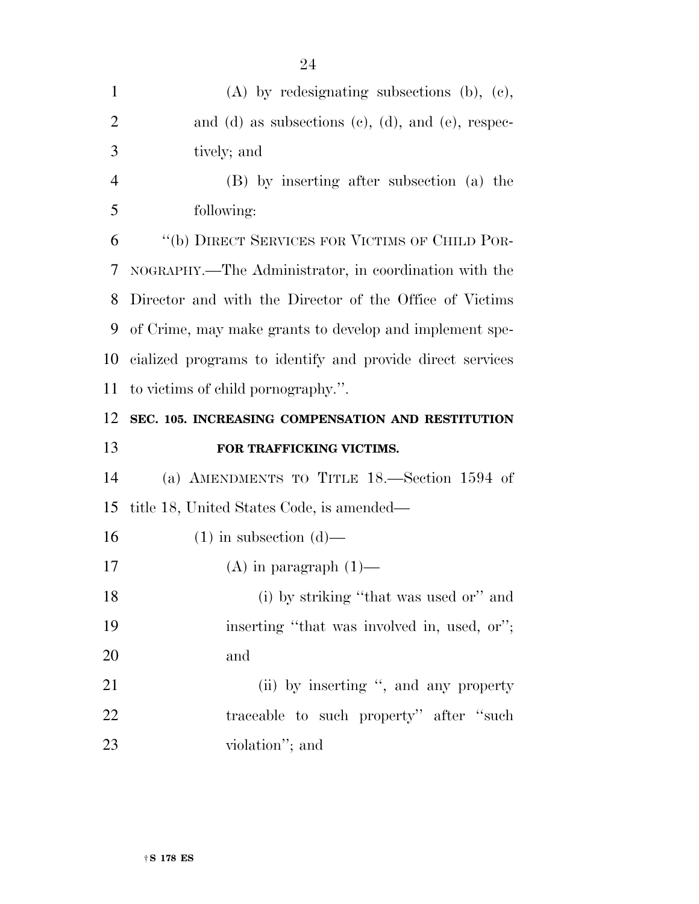(A) by redesignating subsections (b), (c), and (d) as subsections (c), (d), and (e), respectively; and

(B) by inserting after subsection (a) the following:

''(b) DIRECT SERVICES FOR VICTIMS OF CHILD PORNOGRAPHY.—The Administrator, in coordination with the Director and with the Director of the Office of Victims of Crime, may make grants to develop and implement specialized programs to identify and provide direct services to victims of child pornography.''.

**SEC. 105. INCREASING COMPENSATION AND RESTITUTION FOR TRAFFICKING VICTIMS.**

(a) AMENDMENTS TO TITLE 18.—Section 1594 of title 18, United States Code, is amended—

(1) in subsection (d)—

(A) in paragraph (1)—

(i) by striking ''that was used or'' and inserting ''that was involved in, used, or''; and

(ii) by inserting '', and any property traceable to such property'' after ''such violation''; and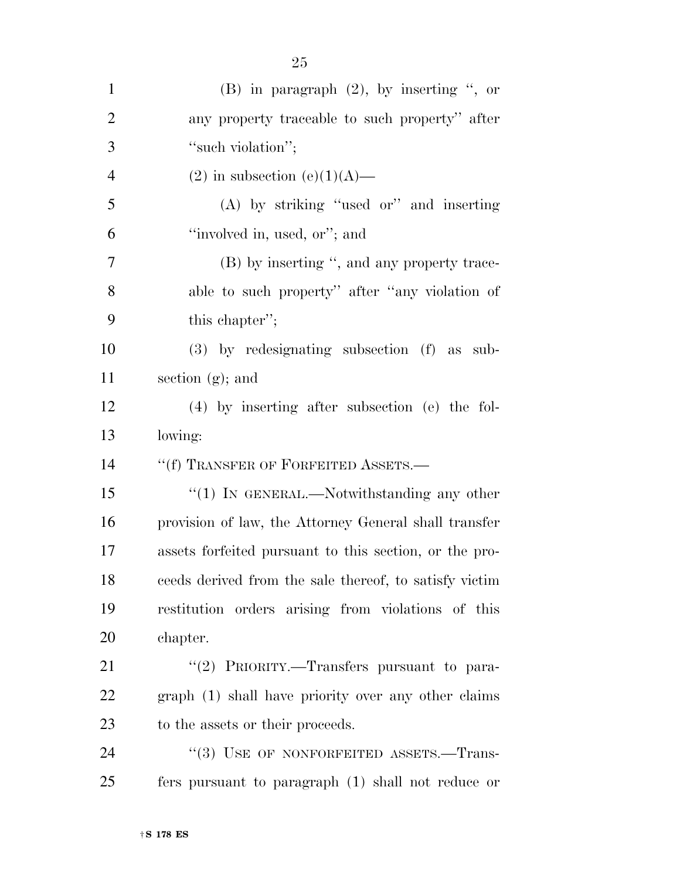(B) in paragraph (2), by inserting ", or any property traceable to such property" after "such violation";

(2) in subsection (e)(1)(A)—

(A) by striking "used or" and inserting "involved in, used, or"; and

(B) by inserting ", and any property traceable to such property" after "any violation of this chapter";

(3) by redesignating subsection (f) as subsection (g); and

(4) by inserting after subsection (e) the following:

"(f) TRANSFER OF FORFEITED ASSETS.—

"(1) IN GENERAL.—Notwithstanding any other provision of law, the Attorney General shall transfer assets forfeited pursuant to this section, or the proceeds derived from the sale thereof, to satisfy victim restitution orders arising from violations of this chapter.

"(2) PRIORITY.—Transfers pursuant to paragraph (1) shall have priority over any other claims to the assets or their proceeds.

"(3) USE OF NONFORFEITED ASSETS.—Transfers pursuant to paragraph (1) shall not reduce or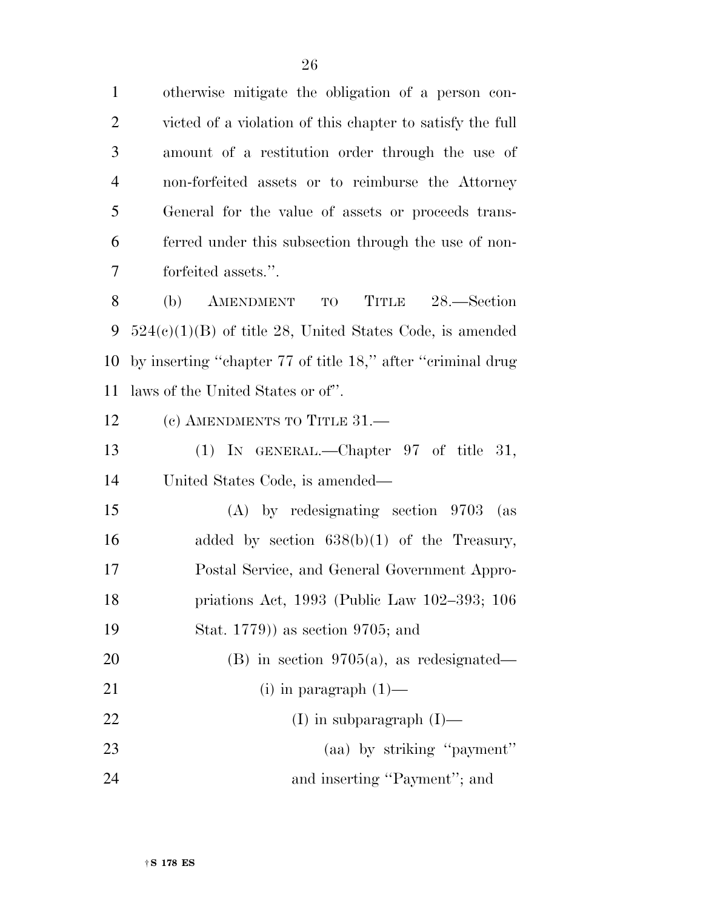otherwise mitigate the obligation of a person convicted of a violation of this chapter to satisfy the full amount of a restitution order through the use of non-forfeited assets or to reimburse the Attorney General for the value of assets or proceeds transferred under this subsection through the use of non-forfeited assets.''.

(b) AMENDMENT TO TITLE 28.—Section 524(c)(1)(B) of title 28, United States Code, is amended by inserting ''chapter 77 of title 18,'' after ''criminal drug laws of the United States or of''.

(c) AMENDMENTS TO TITLE 31.—

(1) IN GENERAL.—Chapter 97 of title 31, United States Code, is amended—

(A) by redesignating section 9703 (as added by section 638(b)(1) of the Treasury, Postal Service, and General Government Appropriations Act, 1993 (Public Law 102–393; 106 Stat. 1779)) as section 9705; and

(B) in section 9705(a), as redesignated—

(i) in paragraph (1)—

(I) in subparagraph (I)—

(aa) by striking ''payment'' and inserting ''Payment''; and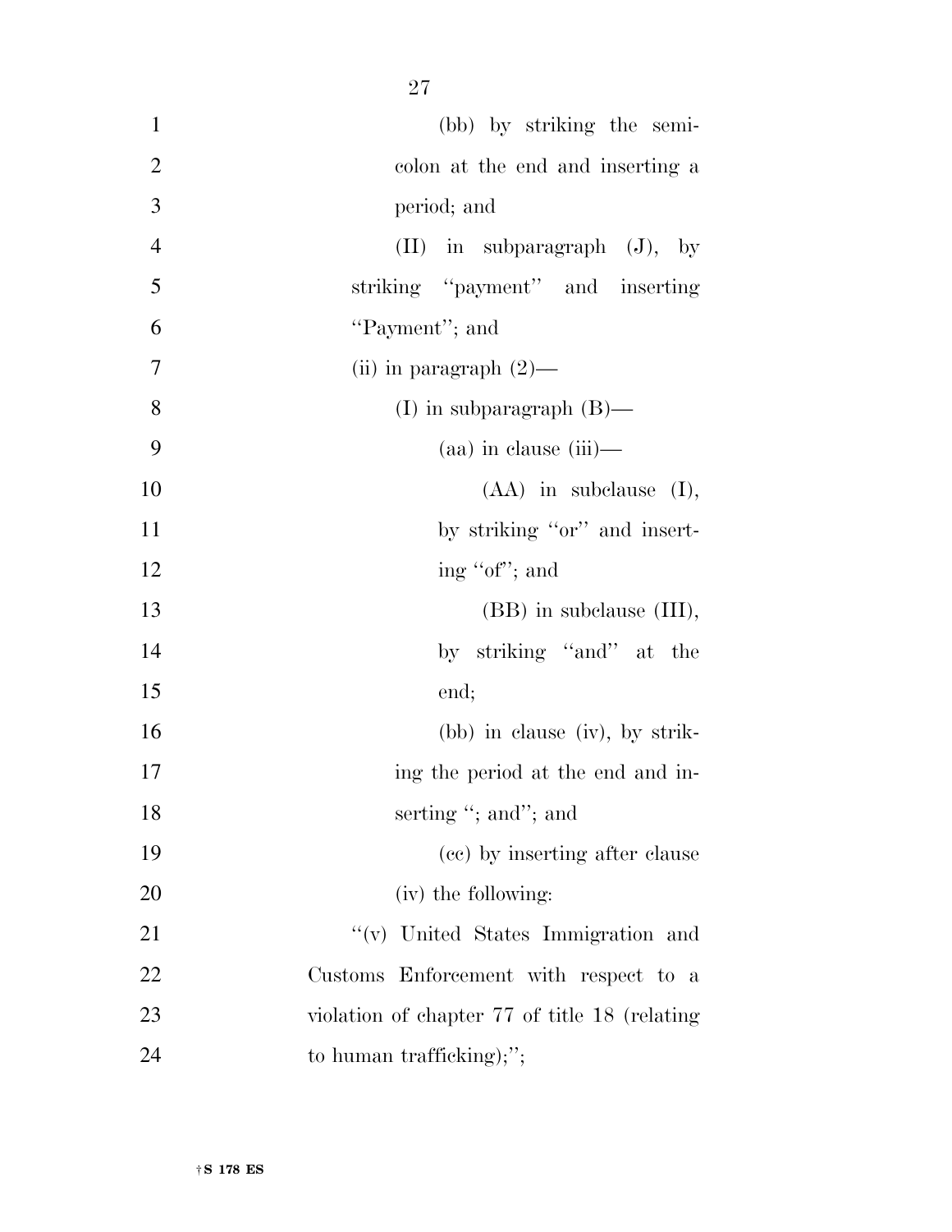(bb) by striking the semicolon at the end and inserting a period; and

(II) in subparagraph (J), by striking ''payment'' and inserting ''Payment''; and

(ii) in paragraph (2)—

(I) in subparagraph (B)—

(aa) in clause (iii)—

(AA) in subclause (I), by striking ''or'' and inserting ''of''; and

(BB) in subclause (III), by striking ''and'' at the end;

(bb) in clause (iv), by striking the period at the end and inserting ''; and''; and

(cc) by inserting after clause (iv) the following:

''(v) United States Immigration and Customs Enforcement with respect to a violation of chapter 77 of title 18 (relating to human trafficking);'';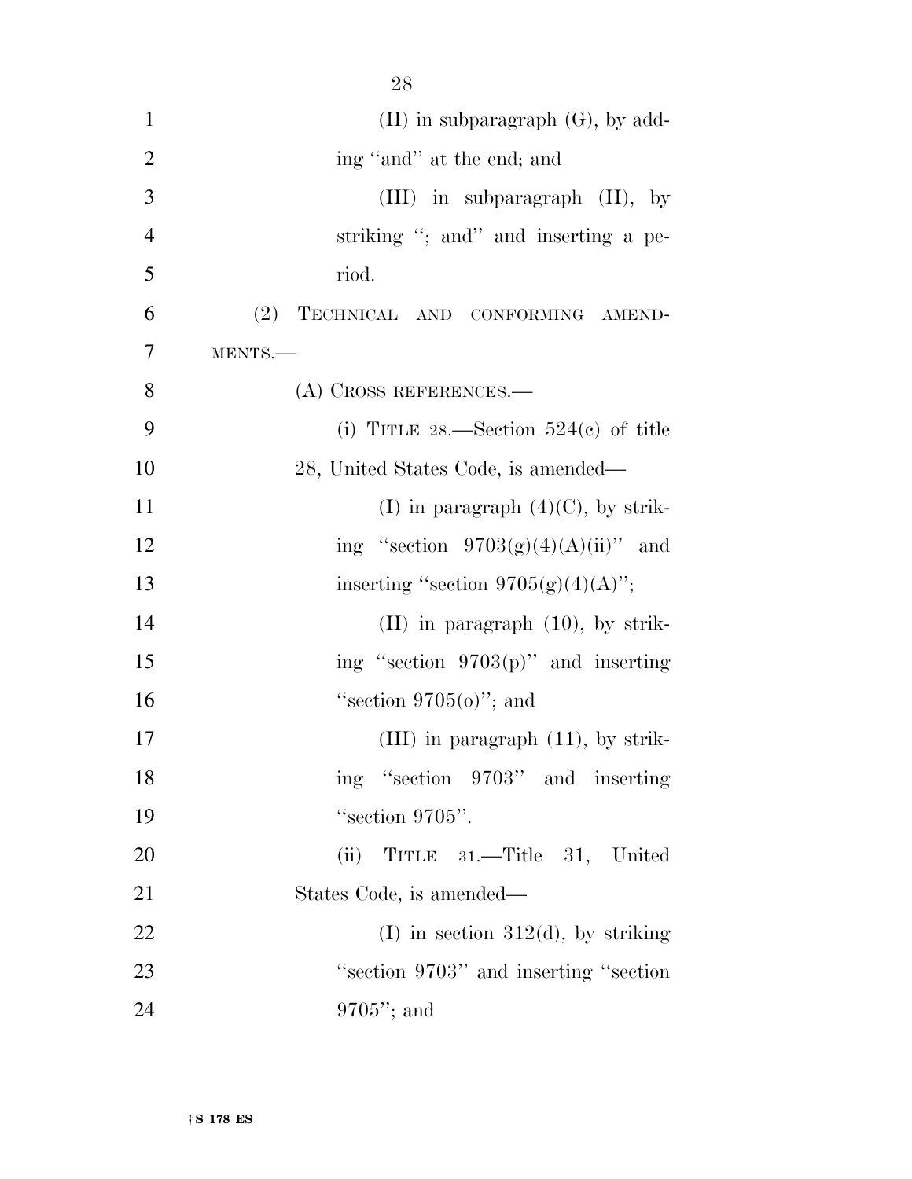(II) in subparagraph (G), by adding "and" at the end; and

(III) in subparagraph (H), by striking "; and" and inserting a period.

(2) TECHNICAL AND CONFORMING AMENDMENTS.—

(A) CROSS REFERENCES.—

(i) TITLE 28.—Section 524(c) of title 28, United States Code, is amended—

(I) in paragraph (4)(C), by striking "section 9703(g)(4)(A)(ii)" and inserting "section 9705(g)(4)(A)";

(II) in paragraph (10), by striking "section 9703(p)" and inserting "section 9705(o)"; and

(III) in paragraph (11), by striking "section 9703" and inserting "section 9705".

(ii) TITLE 31.—Title 31, United States Code, is amended—

(I) in section 312(d), by striking "section 9703" and inserting "section 9705"; and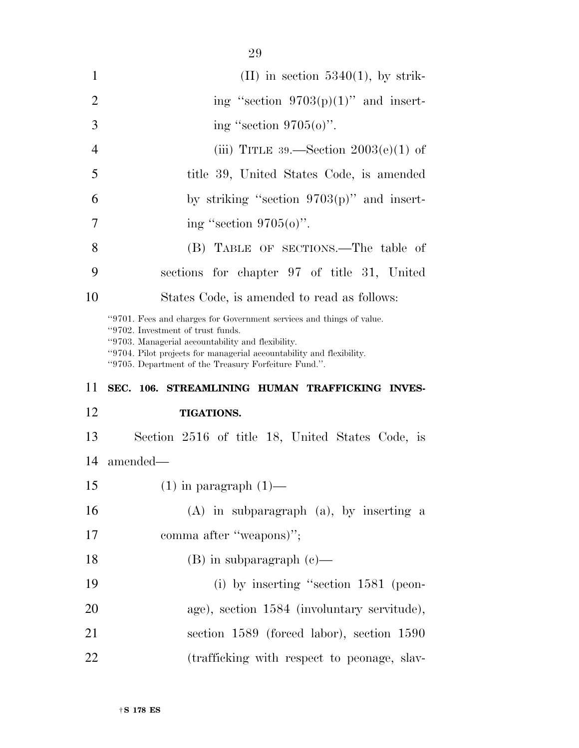(II) in section 5340(1), by striking "section 9703(p)(1)" and inserting "section 9705(o)".

(iii) TITLE 39.—Section 2003(e)(1) of title 39, United States Code, is amended by striking "section 9703(p)" and inserting "section 9705(o)".

(B) TABLE OF SECTIONS.—The table of sections for chapter 97 of title 31, United States Code, is amended to read as follows:

"9701. Fees and charges for Government services and things of value.
"9702. Investment of trust funds.
"9703. Managerial accountability and flexibility.
"9704. Pilot projects for managerial accountability and flexibility.
"9705. Department of the Treasury Forfeiture Fund.".

**SEC. 106. STREAMLINING HUMAN TRAFFICKING INVESTIGATIONS.**

Section 2516 of title 18, United States Code, is amended—

(1) in paragraph (1)—

(A) in subparagraph (a), by inserting a comma after "weapons)";

(B) in subparagraph (c)—

(i) by inserting "section 1581 (peonage), section 1584 (involuntary servitude), section 1589 (forced labor), section 1590 (trafficking with respect to peonage, slav-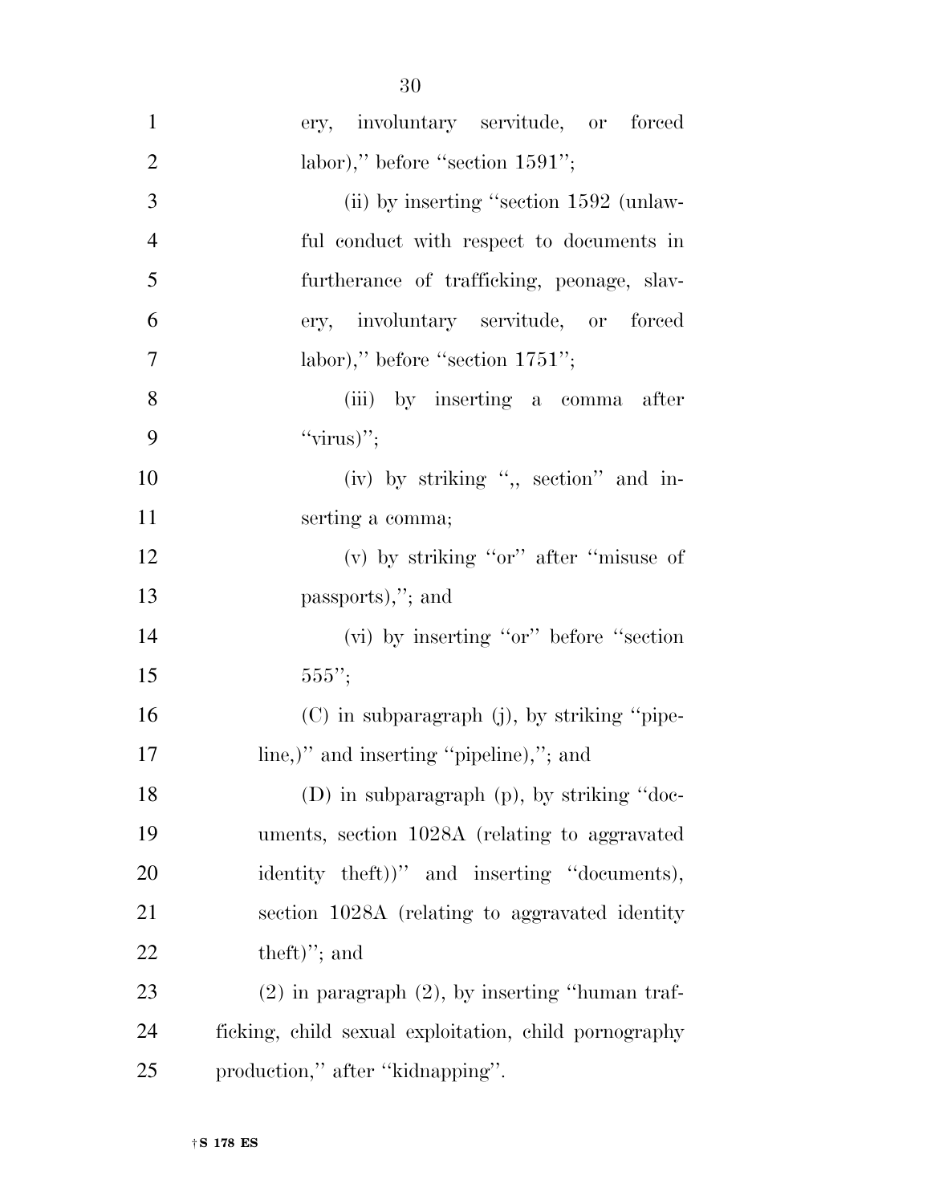ery, involuntary servitude, or forced labor),'' before ''section 1591'';

(ii) by inserting ''section 1592 (unlawful conduct with respect to documents in furtherance of trafficking, peonage, slavery, involuntary servitude, or forced labor),'' before ''section 1751'';

(iii) by inserting a comma after ''virus)'';

(iv) by striking '',, section'' and inserting a comma;

(v) by striking ''or'' after ''misuse of passports),''; and

(vi) by inserting ''or'' before ''section 555'';

(C) in subparagraph (j), by striking ''pipeline,)'' and inserting ''pipeline),''; and

(D) in subparagraph (p), by striking ''documents, section 1028A (relating to aggravated identity theft))'' and inserting ''documents), section 1028A (relating to aggravated identity theft)''; and

(2) in paragraph (2), by inserting ''human trafficking, child sexual exploitation, child pornography production,'' after ''kidnapping''.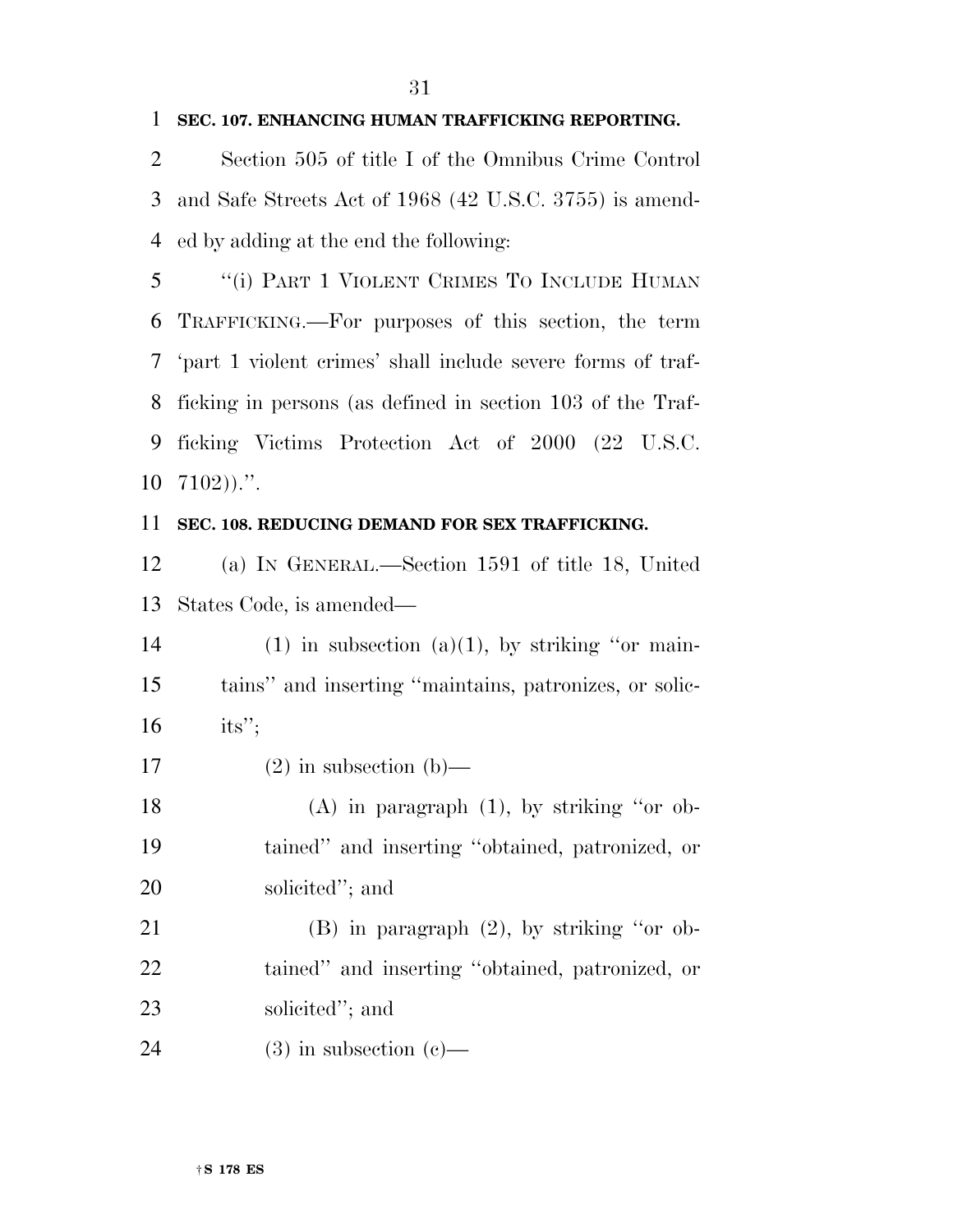**SEC. 107. ENHANCING HUMAN TRAFFICKING REPORTING.**

Section 505 of title I of the Omnibus Crime Control and Safe Streets Act of 1968 (42 U.S.C. 3755) is amended by adding at the end the following:

"(i) PART 1 VIOLENT CRIMES TO INCLUDE HUMAN TRAFFICKING.—For purposes of this section, the term 'part 1 violent crimes' shall include severe forms of trafficking in persons (as defined in section 103 of the Trafficking Victims Protection Act of 2000 (22 U.S.C. 7102)).".

**SEC. 108. REDUCING DEMAND FOR SEX TRAFFICKING.**

(a) IN GENERAL.—Section 1591 of title 18, United States Code, is amended—

(1) in subsection (a)(1), by striking "or maintains" and inserting "maintains, patronizes, or solicits";

(2) in subsection (b)—

(A) in paragraph (1), by striking "or obtained" and inserting "obtained, patronized, or solicited"; and

(B) in paragraph (2), by striking "or obtained" and inserting "obtained, patronized, or solicited"; and

(3) in subsection (c)—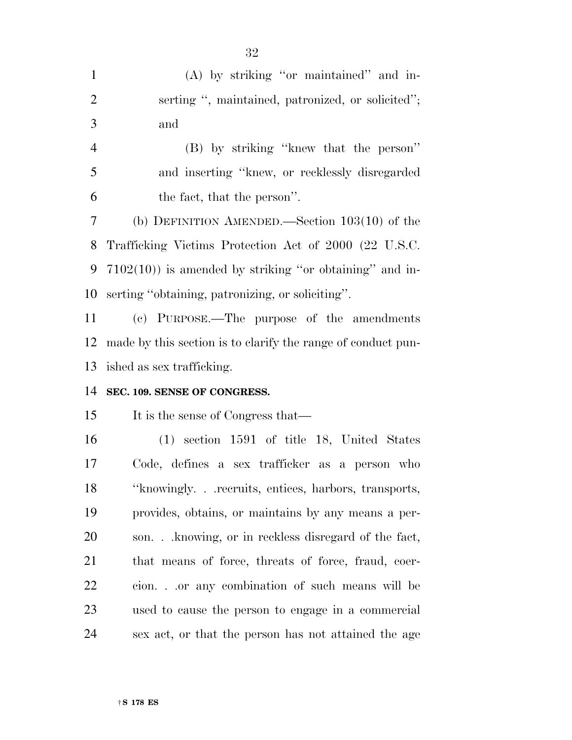(A) by striking "or maintained" and inserting ", maintained, patronized, or solicited"; and

(B) by striking "knew that the person" and inserting "knew, or recklessly disregarded the fact, that the person".

(b) DEFINITION AMENDED.—Section 103(10) of the Trafficking Victims Protection Act of 2000 (22 U.S.C. 7102(10)) is amended by striking "or obtaining" and inserting "obtaining, patronizing, or soliciting".

(c) PURPOSE.—The purpose of the amendments made by this section is to clarify the range of conduct punished as sex trafficking.

**SEC. 109. SENSE OF CONGRESS.**

It is the sense of Congress that—

(1) section 1591 of title 18, United States Code, defines a sex trafficker as a person who "knowingly. . .recruits, entices, harbors, transports, provides, obtains, or maintains by any means a person. . .knowing, or in reckless disregard of the fact, that means of force, threats of force, fraud, coercion. . .or any combination of such means will be used to cause the person to engage in a commercial sex act, or that the person has not attained the age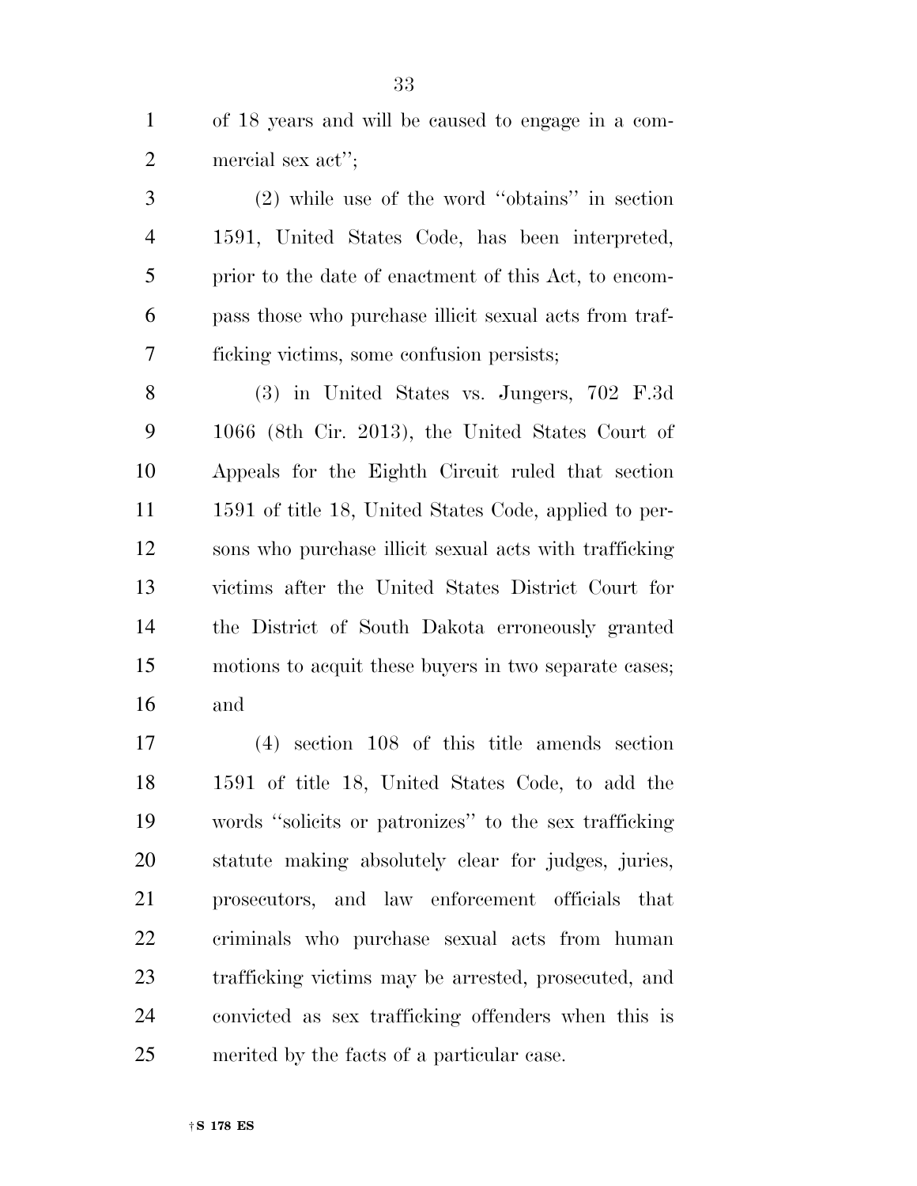of 18 years and will be caused to engage in a commercial sex act'';

(2) while use of the word ''obtains'' in section 1591, United States Code, has been interpreted, prior to the date of enactment of this Act, to encompass those who purchase illicit sexual acts from trafficking victims, some confusion persists;

(3) in United States vs. Jungers, 702 F.3d 1066 (8th Cir. 2013), the United States Court of Appeals for the Eighth Circuit ruled that section 1591 of title 18, United States Code, applied to persons who purchase illicit sexual acts with trafficking victims after the United States District Court for the District of South Dakota erroneously granted motions to acquit these buyers in two separate cases; and

(4) section 108 of this title amends section 1591 of title 18, United States Code, to add the words ''solicits or patronizes'' to the sex trafficking statute making absolutely clear for judges, juries, prosecutors, and law enforcement officials that criminals who purchase sexual acts from human trafficking victims may be arrested, prosecuted, and convicted as sex trafficking offenders when this is merited by the facts of a particular case.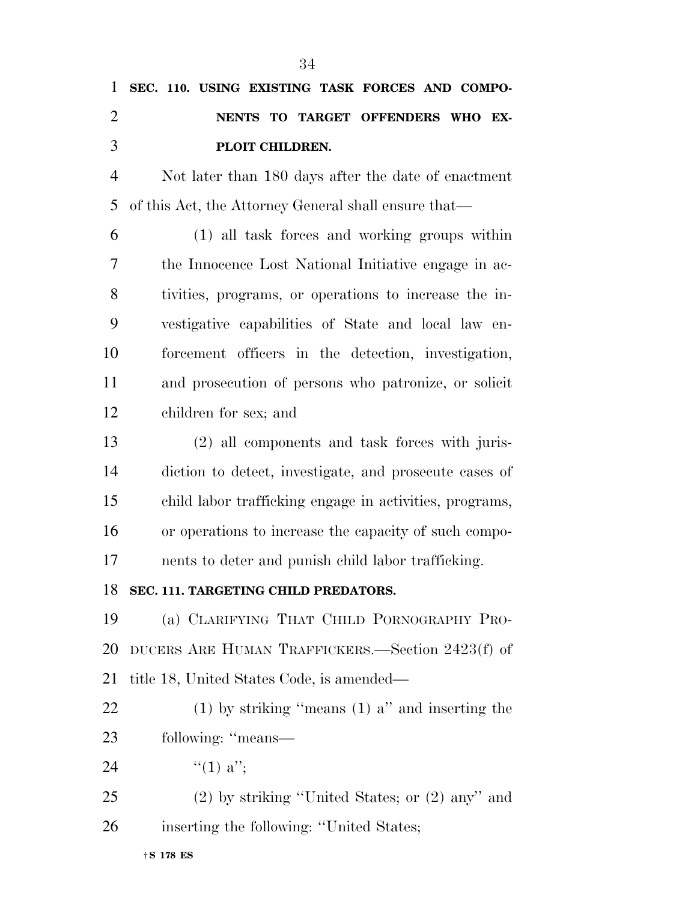**SEC. 110. USING EXISTING TASK FORCES AND COMPONENTS TO TARGET OFFENDERS WHO EXPLOIT CHILDREN.**

Not later than 180 days after the date of enactment of this Act, the Attorney General shall ensure that—

(1) all task forces and working groups within the Innocence Lost National Initiative engage in activities, programs, or operations to increase the investigative capabilities of State and local law enforcement officers in the detection, investigation, and prosecution of persons who patronize, or solicit children for sex; and

(2) all components and task forces with jurisdiction to detect, investigate, and prosecute cases of child labor trafficking engage in activities, programs, or operations to increase the capacity of such components to deter and punish child labor trafficking.

**SEC. 111. TARGETING CHILD PREDATORS.**

(a) CLARIFYING THAT CHILD PORNOGRAPHY PRODUCERS ARE HUMAN TRAFFICKERS.—Section 2423(f) of title 18, United States Code, is amended—

(1) by striking ''means (1) a'' and inserting the following: ''means—

''(1) a'';

(2) by striking ''United States; or (2) any'' and inserting the following: ''United States;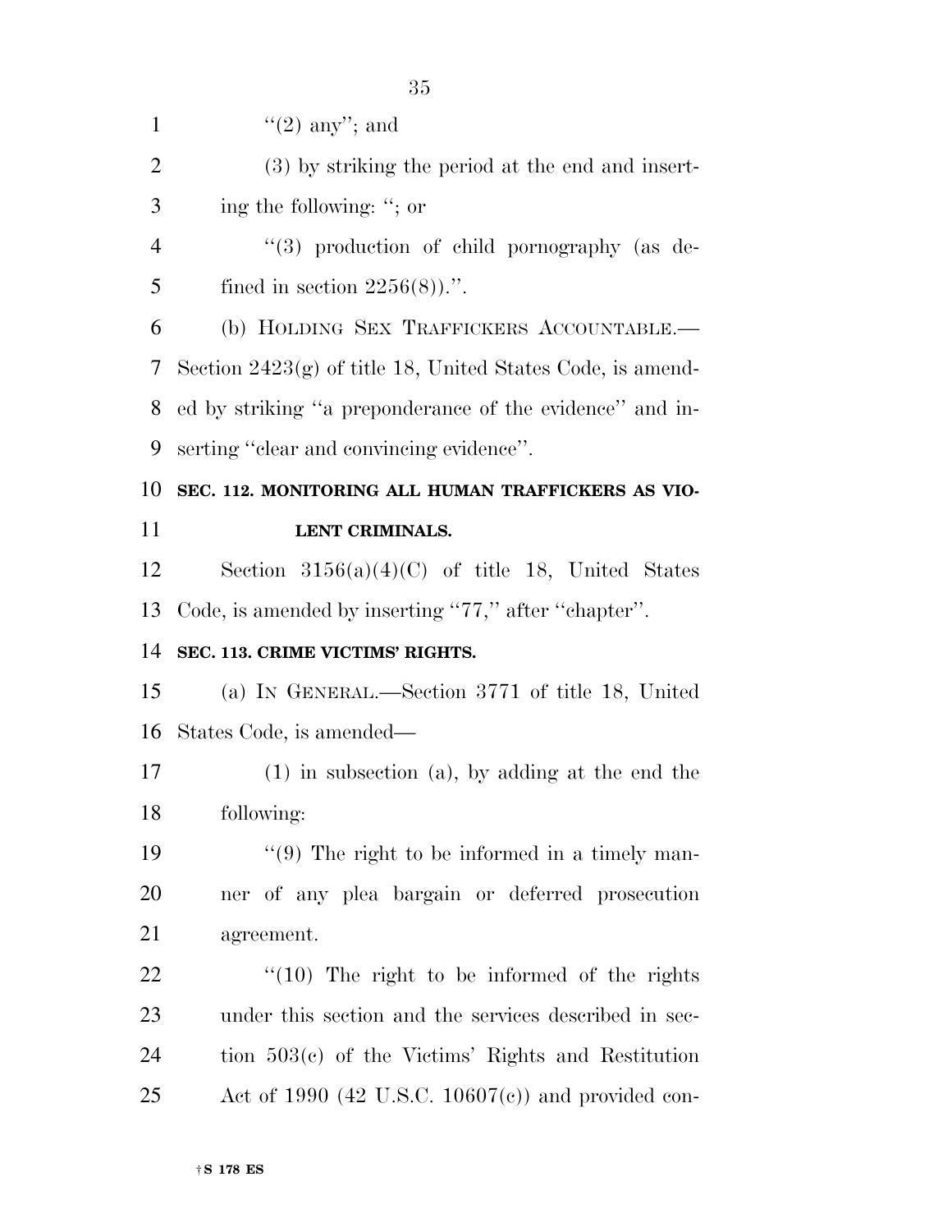"(2) any"; and

(3) by striking the period at the end and inserting the following: "; or

"(3) production of child pornography (as defined in section 2256(8)).".

(b) HOLDING SEX TRAFFICKERS ACCOUNTABLE.—Section 2423(g) of title 18, United States Code, is amended by striking "a preponderance of the evidence" and inserting "clear and convincing evidence".

**SEC. 112. MONITORING ALL HUMAN TRAFFICKERS AS VIOLENT CRIMINALS.**

Section 3156(a)(4)(C) of title 18, United States Code, is amended by inserting "77," after "chapter".

**SEC. 113. CRIME VICTIMS' RIGHTS.**

(a) IN GENERAL.—Section 3771 of title 18, United States Code, is amended—

(1) in subsection (a), by adding at the end the following:

"(9) The right to be informed in a timely manner of any plea bargain or deferred prosecution agreement.

"(10) The right to be informed of the rights under this section and the services described in section 503(c) of the Victims' Rights and Restitution Act of 1990 (42 U.S.C. 10607(c)) and provided con-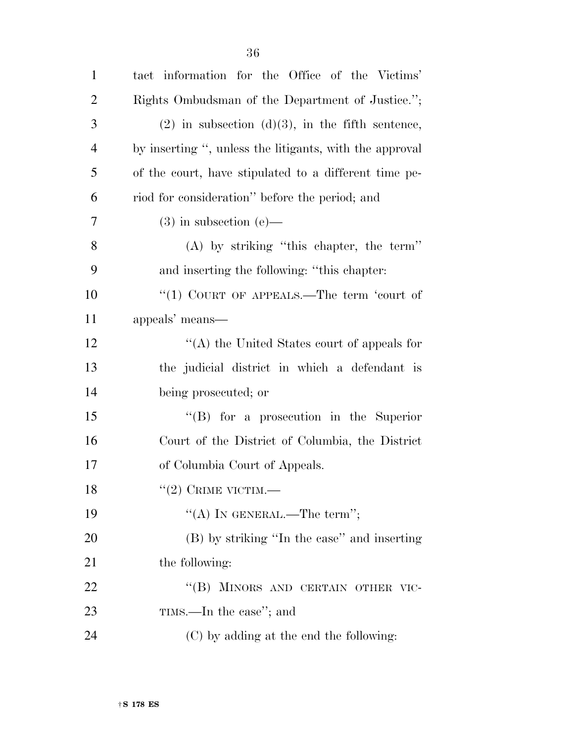tact information for the Office of the Victims' Rights Ombudsman of the Department of Justice.'';

(2) in subsection (d)(3), in the fifth sentence, by inserting '', unless the litigants, with the approval of the court, have stipulated to a different time period for consideration'' before the period; and

(3) in subsection (e)—

(A) by striking ''this chapter, the term'' and inserting the following: ''this chapter:

''(1) COURT OF APPEALS.—The term 'court of appeals' means—

''(A) the United States court of appeals for the judicial district in which a defendant is being prosecuted; or

''(B) for a prosecution in the Superior Court of the District of Columbia, the District of Columbia Court of Appeals.

''(2) CRIME VICTIM.—

''(A) IN GENERAL.—The term'';

(B) by striking ''In the case'' and inserting the following:

''(B) MINORS AND CERTAIN OTHER VICTIMS.—In the case''; and

(C) by adding at the end the following: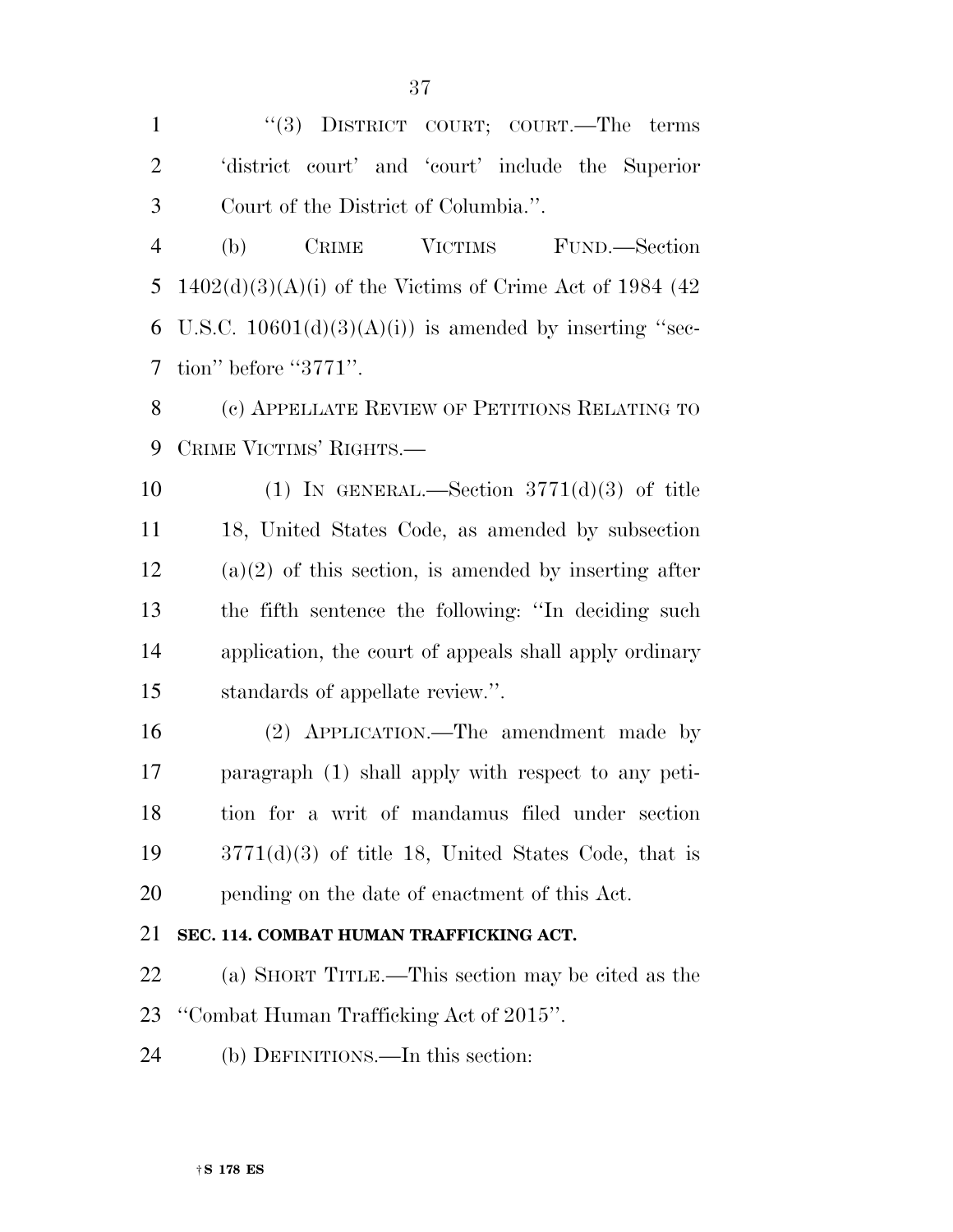''(3) DISTRICT COURT; COURT.—The terms 'district court' and 'court' include the Superior Court of the District of Columbia.''.

(b) CRIME VICTIMS FUND.—Section 1402(d)(3)(A)(i) of the Victims of Crime Act of 1984 (42 U.S.C. 10601(d)(3)(A)(i)) is amended by inserting ''section'' before ''3771''.

(c) APPELLATE REVIEW OF PETITIONS RELATING TO CRIME VICTIMS' RIGHTS.—

(1) IN GENERAL.—Section 3771(d)(3) of title 18, United States Code, as amended by subsection (a)(2) of this section, is amended by inserting after the fifth sentence the following: ''In deciding such application, the court of appeals shall apply ordinary standards of appellate review.''.

(2) APPLICATION.—The amendment made by paragraph (1) shall apply with respect to any petition for a writ of mandamus filed under section 3771(d)(3) of title 18, United States Code, that is pending on the date of enactment of this Act.

**SEC. 114. COMBAT HUMAN TRAFFICKING ACT.**

(a) SHORT TITLE.—This section may be cited as the ''Combat Human Trafficking Act of 2015''.

(b) DEFINITIONS.—In this section: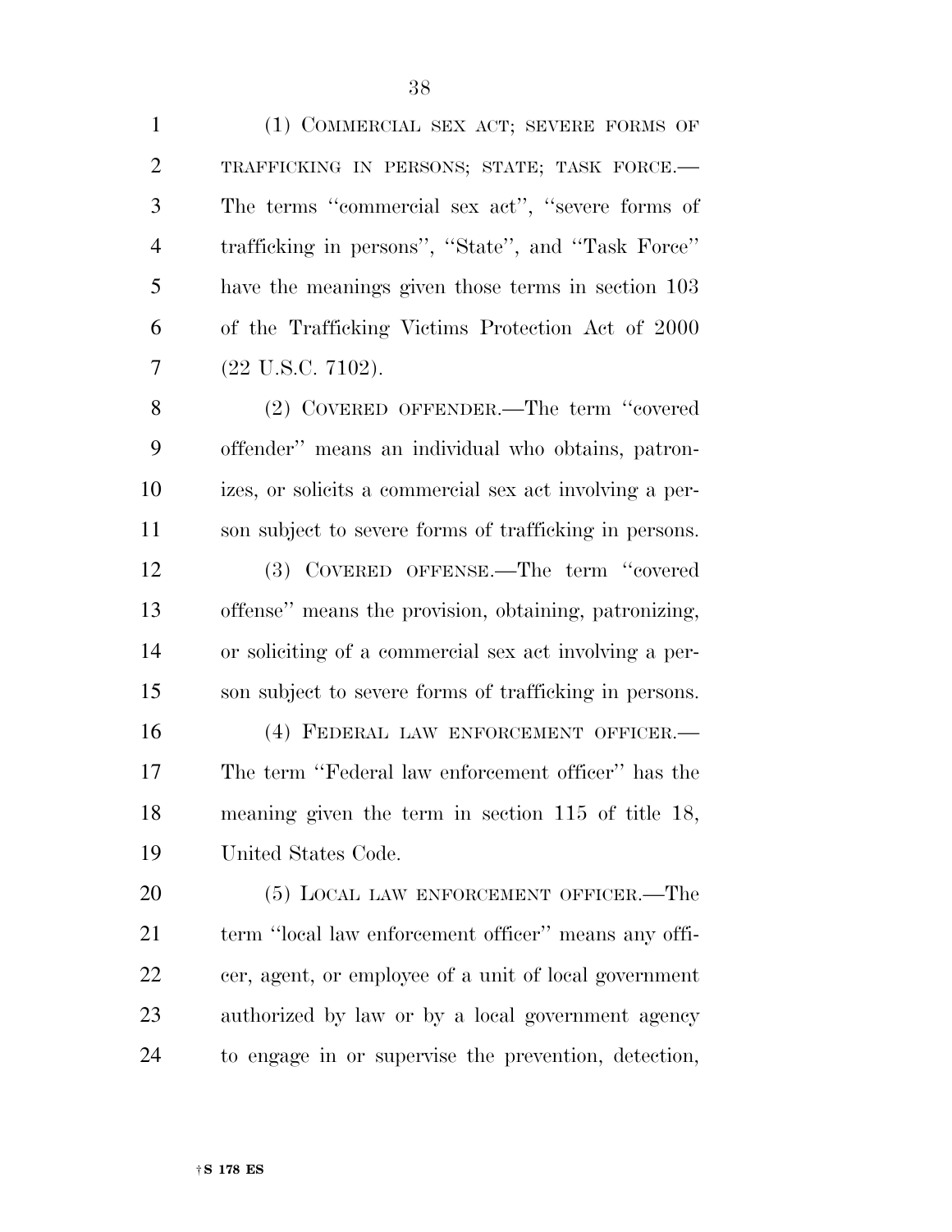(1) COMMERCIAL SEX ACT; SEVERE FORMS OF TRAFFICKING IN PERSONS; STATE; TASK FORCE.—The terms ''commercial sex act'', ''severe forms of trafficking in persons'', ''State'', and ''Task Force'' have the meanings given those terms in section 103 of the Trafficking Victims Protection Act of 2000 (22 U.S.C. 7102).

(2) COVERED OFFENDER.—The term ''covered offender'' means an individual who obtains, patronizes, or solicits a commercial sex act involving a person subject to severe forms of trafficking in persons.

(3) COVERED OFFENSE.—The term ''covered offense'' means the provision, obtaining, patronizing, or soliciting of a commercial sex act involving a person subject to severe forms of trafficking in persons.

(4) FEDERAL LAW ENFORCEMENT OFFICER.—The term ''Federal law enforcement officer'' has the meaning given the term in section 115 of title 18, United States Code.

(5) LOCAL LAW ENFORCEMENT OFFICER.—The term ''local law enforcement officer'' means any officer, agent, or employee of a unit of local government authorized by law or by a local government agency to engage in or supervise the prevention, detection,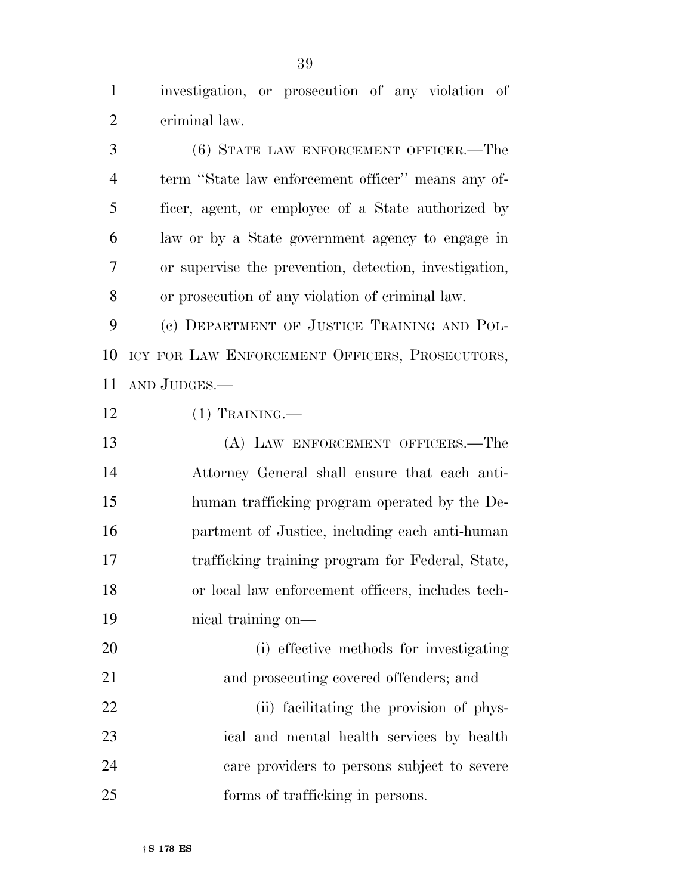investigation, or prosecution of any violation of criminal law.

(6) STATE LAW ENFORCEMENT OFFICER.—The term "State law enforcement officer" means any officer, agent, or employee of a State authorized by law or by a State government agency to engage in or supervise the prevention, detection, investigation, or prosecution of any violation of criminal law.

(c) DEPARTMENT OF JUSTICE TRAINING AND POLICY FOR LAW ENFORCEMENT OFFICERS, PROSECUTORS, AND JUDGES.—

(1) TRAINING.—

(A) LAW ENFORCEMENT OFFICERS.—The Attorney General shall ensure that each anti-human trafficking program operated by the Department of Justice, including each anti-human trafficking training program for Federal, State, or local law enforcement officers, includes technical training on—

(i) effective methods for investigating and prosecuting covered offenders; and

(ii) facilitating the provision of physical and mental health services by health care providers to persons subject to severe forms of trafficking in persons.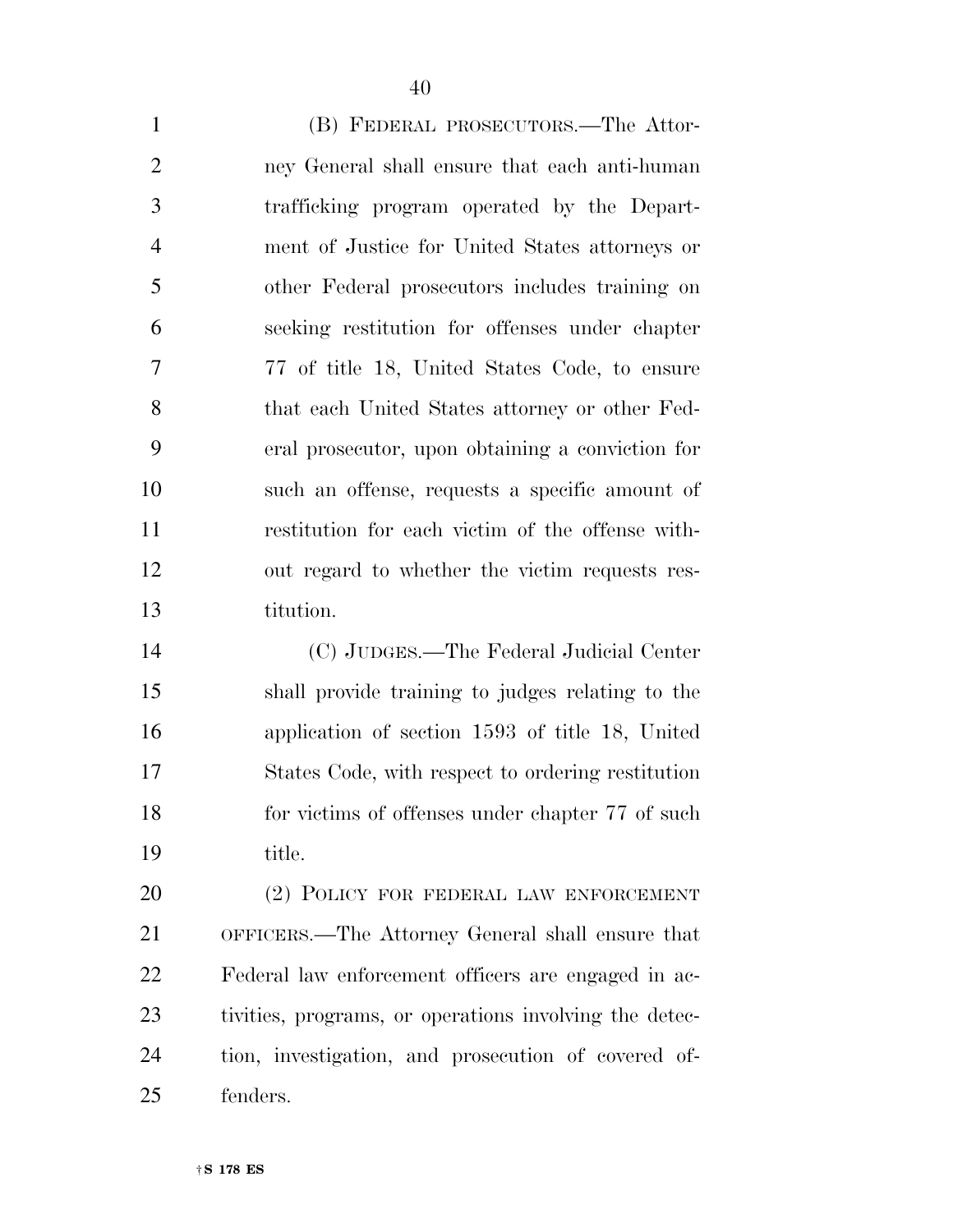(B) FEDERAL PROSECUTORS.—The Attorney General shall ensure that each anti-human trafficking program operated by the Department of Justice for United States attorneys or other Federal prosecutors includes training on seeking restitution for offenses under chapter 77 of title 18, United States Code, to ensure that each United States attorney or other Federal prosecutor, upon obtaining a conviction for such an offense, requests a specific amount of restitution for each victim of the offense without regard to whether the victim requests restitution.

(C) JUDGES.—The Federal Judicial Center shall provide training to judges relating to the application of section 1593 of title 18, United States Code, with respect to ordering restitution for victims of offenses under chapter 77 of such title.

(2) POLICY FOR FEDERAL LAW ENFORCEMENT OFFICERS.—The Attorney General shall ensure that Federal law enforcement officers are engaged in activities, programs, or operations involving the detection, investigation, and prosecution of covered offenders.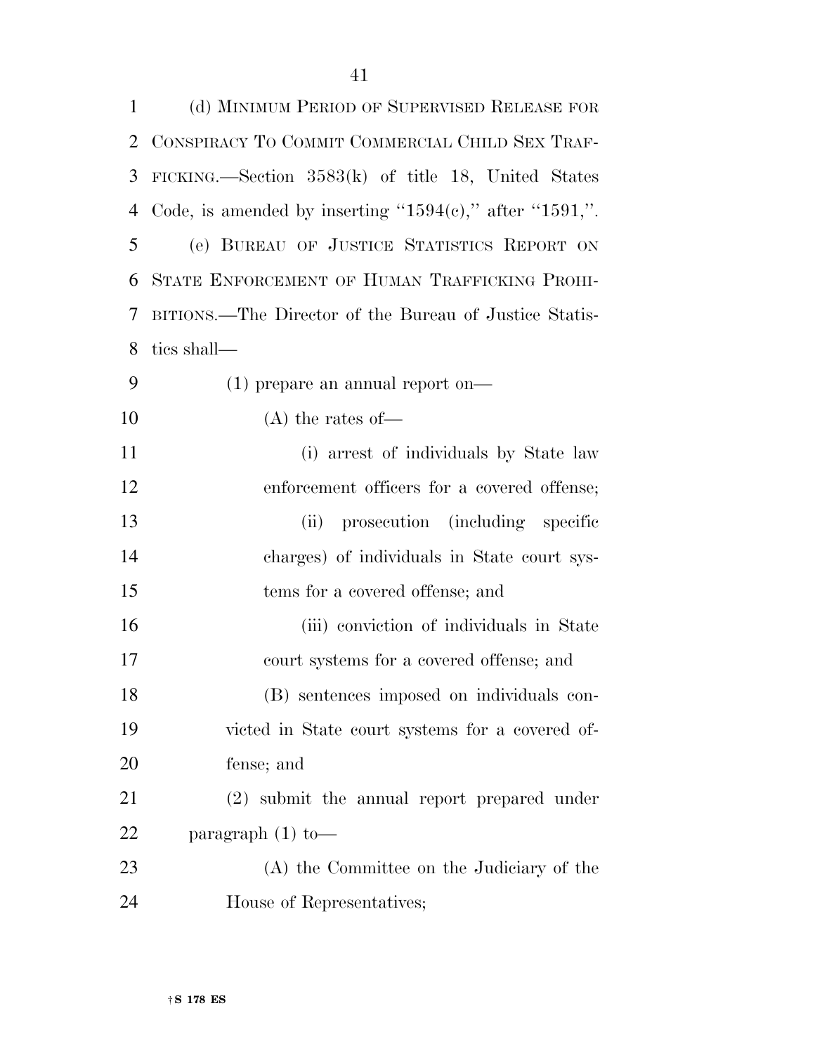(d) MINIMUM PERIOD OF SUPERVISED RELEASE FOR CONSPIRACY TO COMMIT COMMERCIAL CHILD SEX TRAFFICKING.—Section 3583(k) of title 18, United States Code, is amended by inserting "1594(c)," after "1591,".

(e) BUREAU OF JUSTICE STATISTICS REPORT ON STATE ENFORCEMENT OF HUMAN TRAFFICKING PROHIBITIONS.—The Director of the Bureau of Justice Statistics shall—

(1) prepare an annual report on—

(A) the rates of—

(i) arrest of individuals by State law enforcement officers for a covered offense;

(ii) prosecution (including specific charges) of individuals in State court systems for a covered offense; and

(iii) conviction of individuals in State court systems for a covered offense; and

(B) sentences imposed on individuals convicted in State court systems for a covered offense; and

(2) submit the annual report prepared under paragraph (1) to—

(A) the Committee on the Judiciary of the House of Representatives;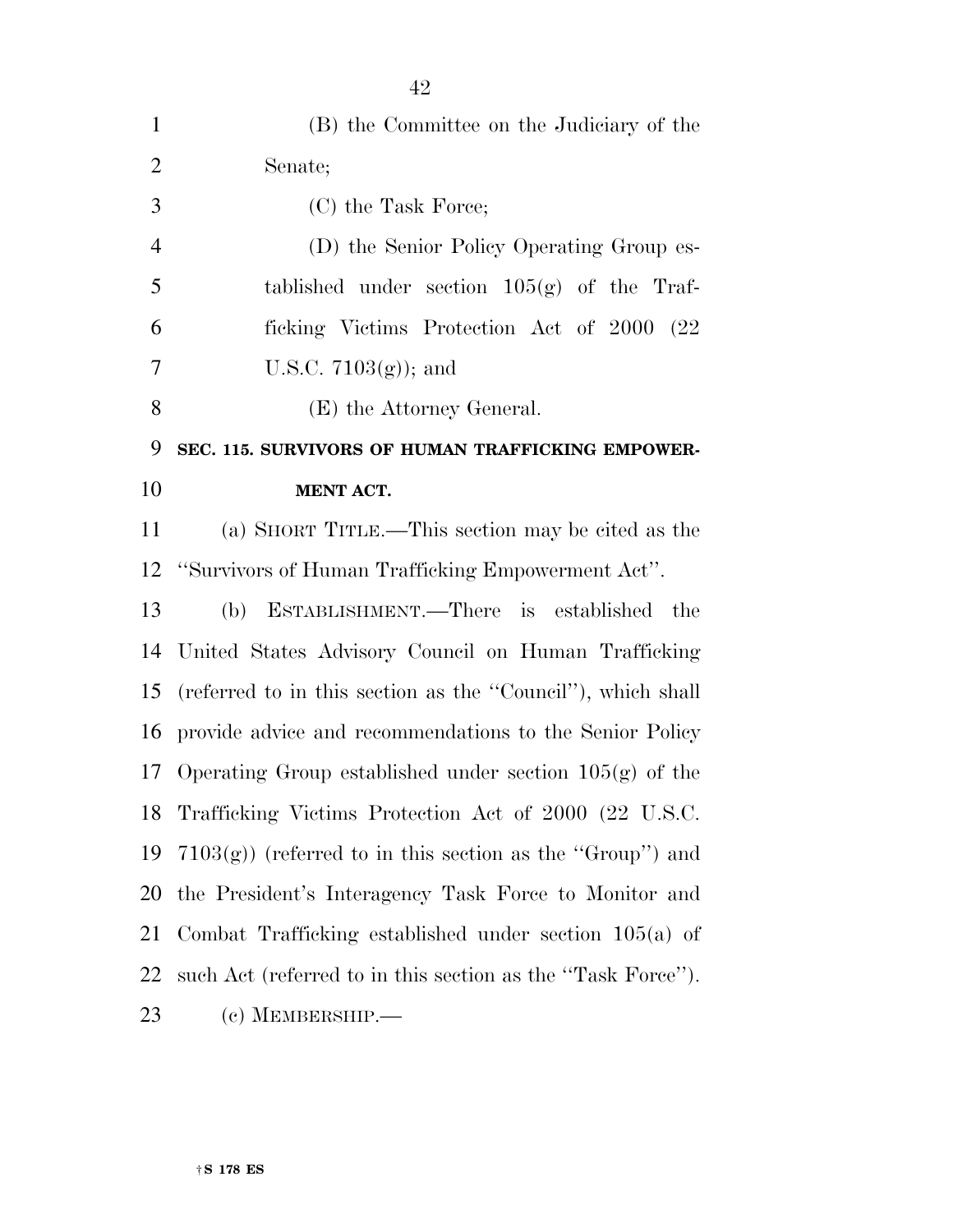(B) the Committee on the Judiciary of the Senate;

(C) the Task Force;

(D) the Senior Policy Operating Group established under section 105(g) of the Trafficking Victims Protection Act of 2000 (22 U.S.C. 7103(g)); and

(E) the Attorney General.

**SEC. 115. SURVIVORS OF HUMAN TRAFFICKING EMPOWERMENT ACT.**

(a) SHORT TITLE.—This section may be cited as the ''Survivors of Human Trafficking Empowerment Act''.

(b) ESTABLISHMENT.—There is established the United States Advisory Council on Human Trafficking (referred to in this section as the ''Council''), which shall provide advice and recommendations to the Senior Policy Operating Group established under section 105(g) of the Trafficking Victims Protection Act of 2000 (22 U.S.C. 7103(g)) (referred to in this section as the ''Group'') and the President's Interagency Task Force to Monitor and Combat Trafficking established under section 105(a) of such Act (referred to in this section as the ''Task Force'').

(c) MEMBERSHIP.—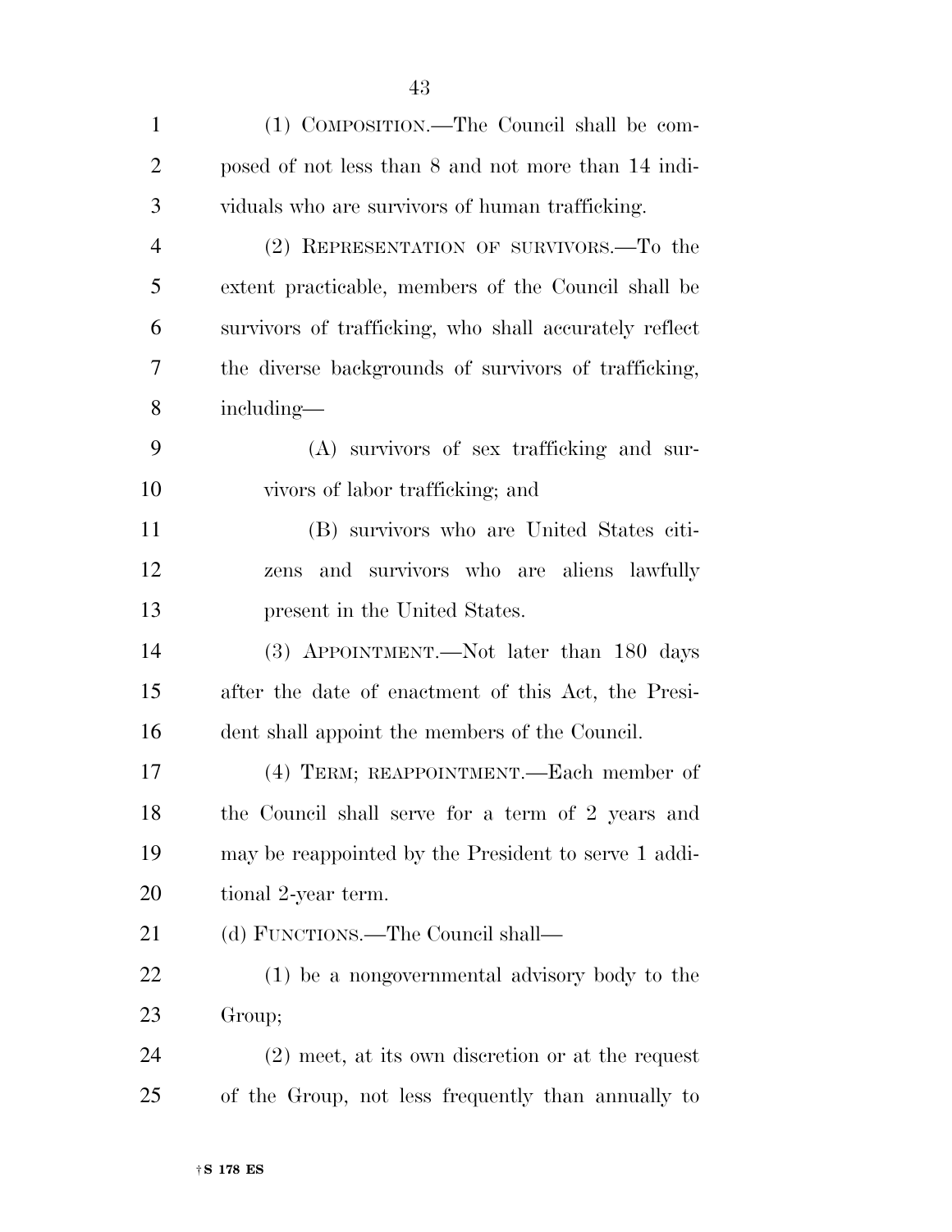(1) COMPOSITION.—The Council shall be composed of not less than 8 and not more than 14 individuals who are survivors of human trafficking.

(2) REPRESENTATION OF SURVIVORS.—To the extent practicable, members of the Council shall be survivors of trafficking, who shall accurately reflect the diverse backgrounds of survivors of trafficking, including—

(A) survivors of sex trafficking and survivors of labor trafficking; and

(B) survivors who are United States citizens and survivors who are aliens lawfully present in the United States.

(3) APPOINTMENT.—Not later than 180 days after the date of enactment of this Act, the President shall appoint the members of the Council.

(4) TERM; REAPPOINTMENT.—Each member of the Council shall serve for a term of 2 years and may be reappointed by the President to serve 1 additional 2-year term.

(d) FUNCTIONS.—The Council shall—

(1) be a nongovernmental advisory body to the Group;

(2) meet, at its own discretion or at the request of the Group, not less frequently than annually to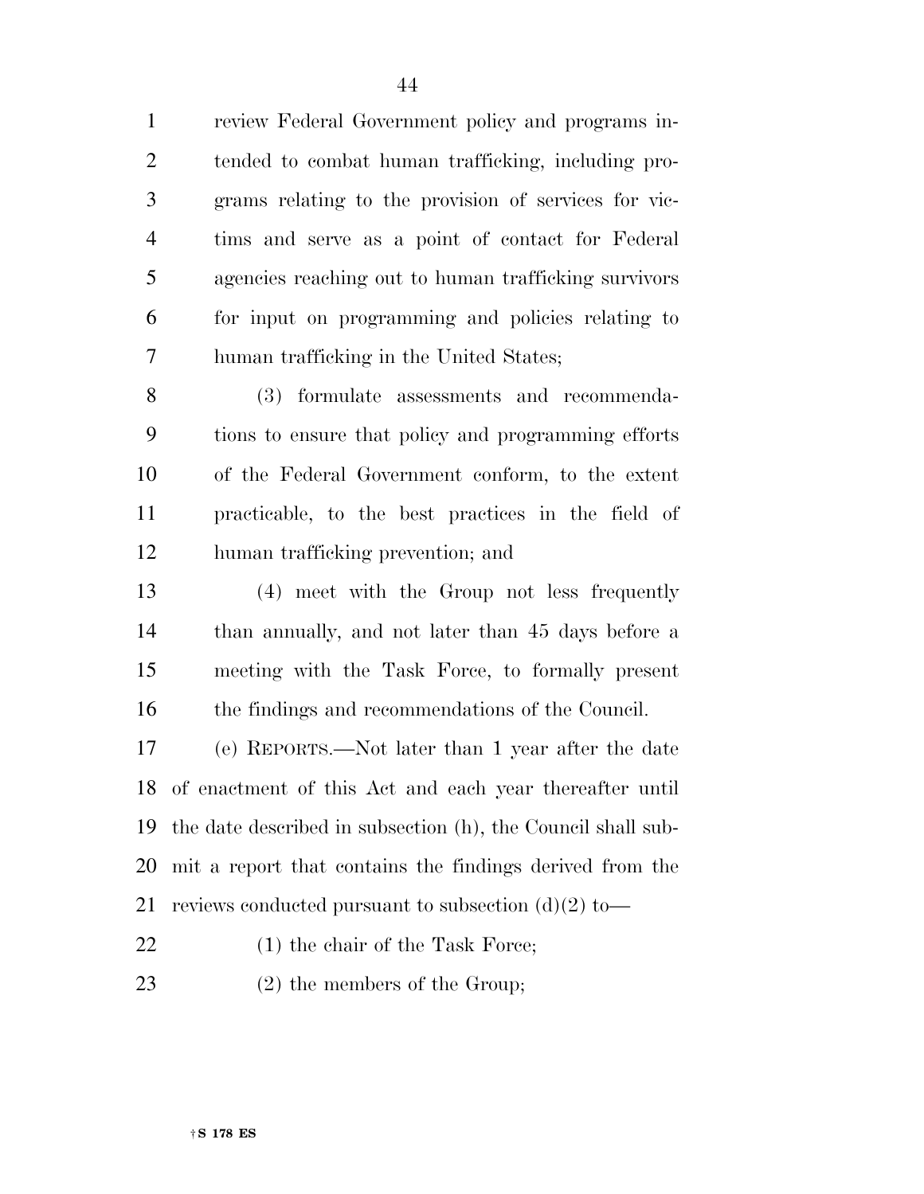review Federal Government policy and programs intended to combat human trafficking, including programs relating to the provision of services for victims and serve as a point of contact for Federal agencies reaching out to human trafficking survivors for input on programming and policies relating to human trafficking in the United States;

(3) formulate assessments and recommendations to ensure that policy and programming efforts of the Federal Government conform, to the extent practicable, to the best practices in the field of human trafficking prevention; and

(4) meet with the Group not less frequently than annually, and not later than 45 days before a meeting with the Task Force, to formally present the findings and recommendations of the Council.

(e) REPORTS.—Not later than 1 year after the date of enactment of this Act and each year thereafter until the date described in subsection (h), the Council shall submit a report that contains the findings derived from the reviews conducted pursuant to subsection (d)(2) to—

(1) the chair of the Task Force;

(2) the members of the Group;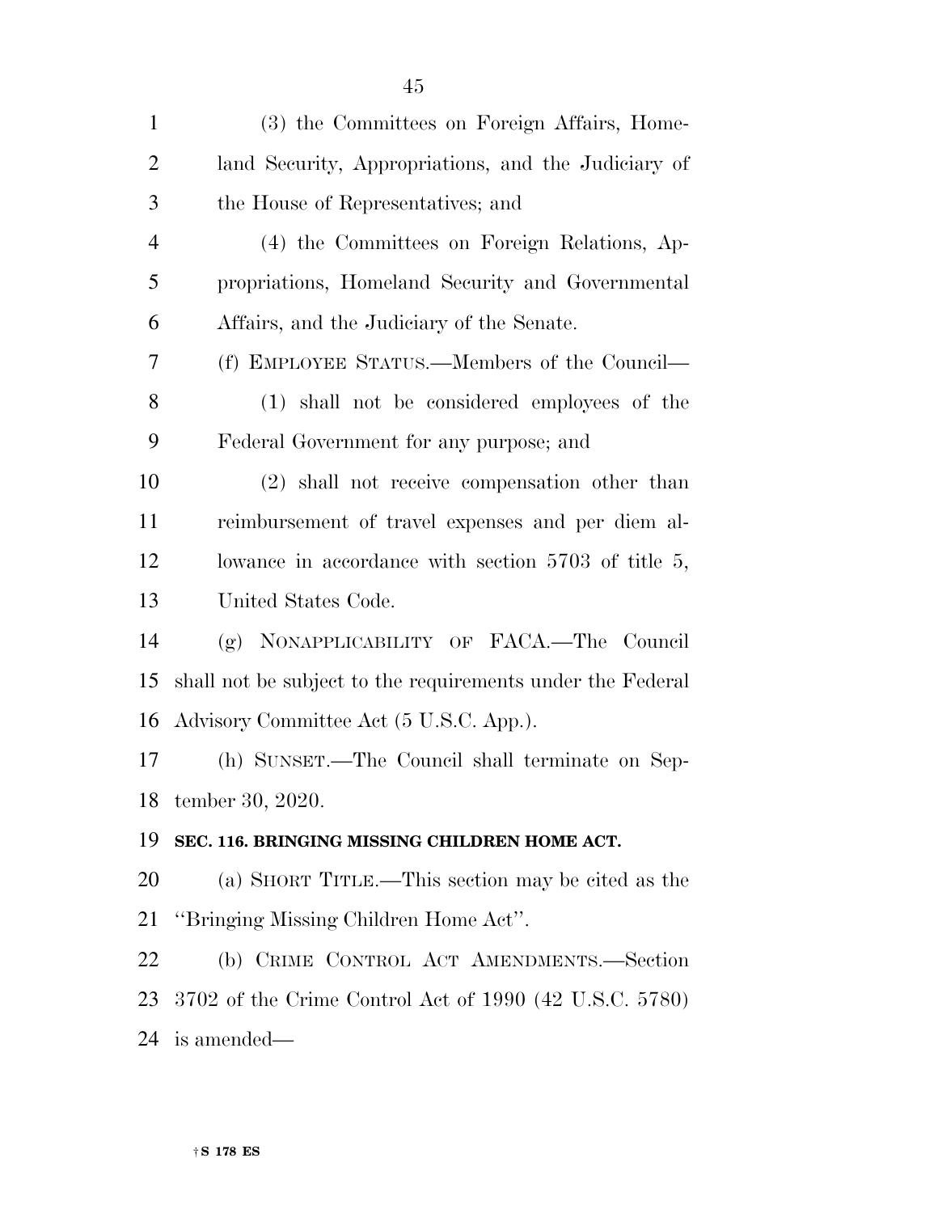(3) the Committees on Foreign Affairs, Homeland Security, Appropriations, and the Judiciary of the House of Representatives; and

(4) the Committees on Foreign Relations, Appropriations, Homeland Security and Governmental Affairs, and the Judiciary of the Senate.

(f) EMPLOYEE STATUS.—Members of the Council—

(1) shall not be considered employees of the Federal Government for any purpose; and

(2) shall not receive compensation other than reimbursement of travel expenses and per diem allowance in accordance with section 5703 of title 5, United States Code.

(g) NONAPPLICABILITY OF FACA.—The Council shall not be subject to the requirements under the Federal Advisory Committee Act (5 U.S.C. App.).

(h) SUNSET.—The Council shall terminate on September 30, 2020.

**SEC. 116. BRINGING MISSING CHILDREN HOME ACT.**

(a) SHORT TITLE.—This section may be cited as the ''Bringing Missing Children Home Act''.

(b) CRIME CONTROL ACT AMENDMENTS.—Section 3702 of the Crime Control Act of 1990 (42 U.S.C. 5780) is amended—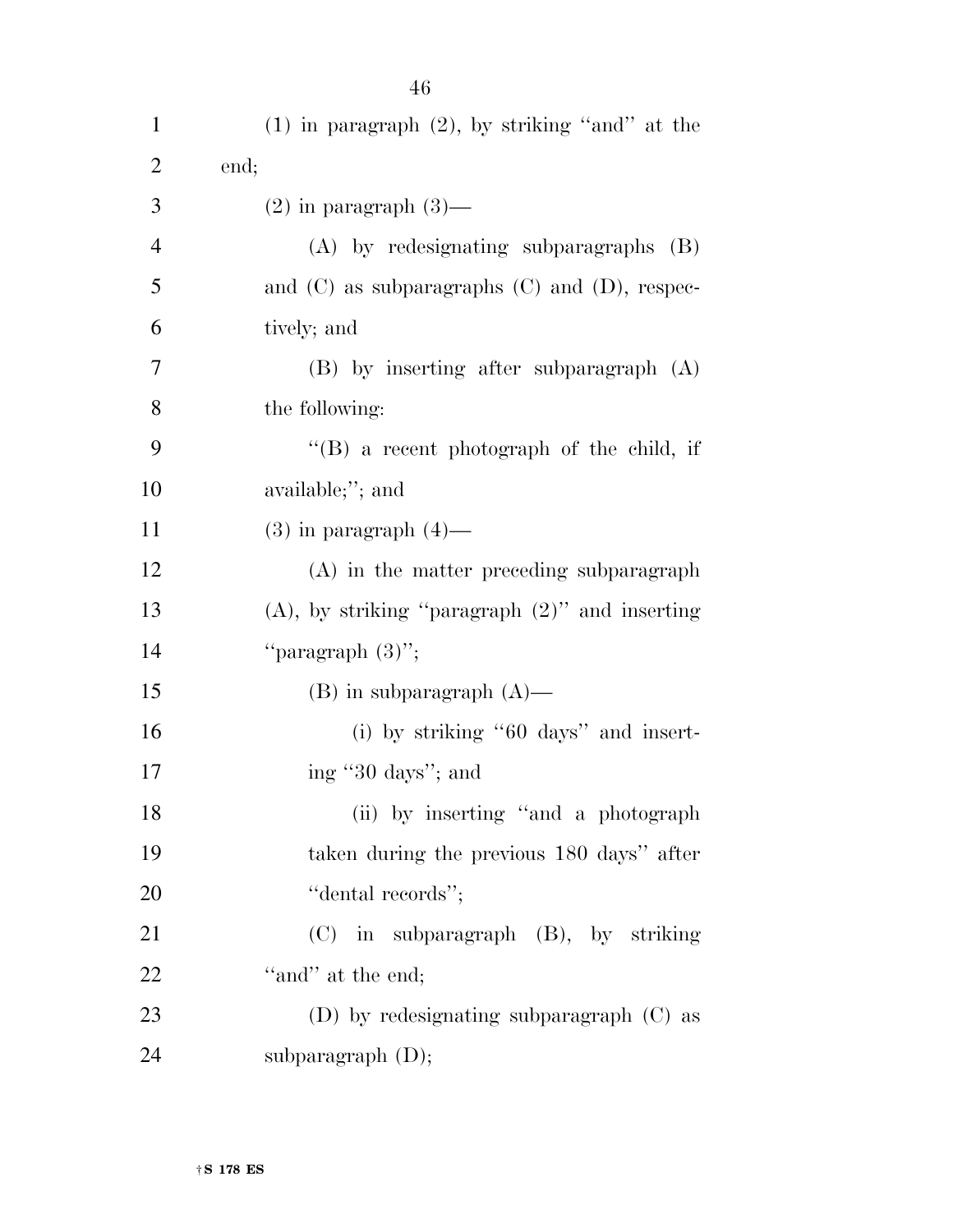(1) in paragraph (2), by striking "and" at the end;

(2) in paragraph (3)—

(A) by redesignating subparagraphs (B) and (C) as subparagraphs (C) and (D), respectively; and

(B) by inserting after subparagraph (A) the following:

"(B) a recent photograph of the child, if available;"; and

(3) in paragraph (4)—

(A) in the matter preceding subparagraph (A), by striking "paragraph (2)" and inserting "paragraph (3)";

(B) in subparagraph (A)—

(i) by striking "60 days" and inserting "30 days"; and

(ii) by inserting "and a photograph taken during the previous 180 days" after "dental records";

(C) in subparagraph (B), by striking "and" at the end;

(D) by redesignating subparagraph (C) as subparagraph (D);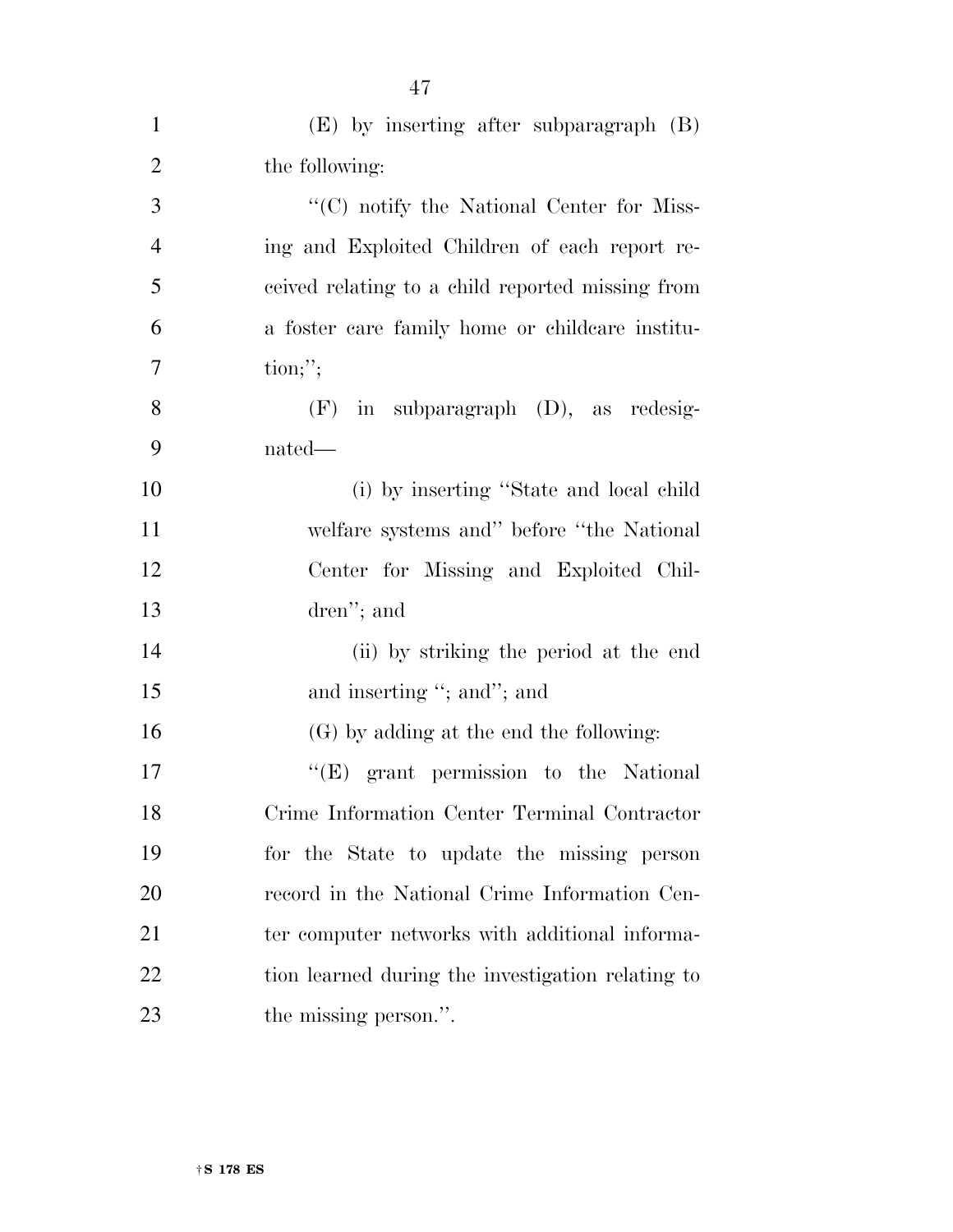(E) by inserting after subparagraph (B) the following:

"(C) notify the National Center for Missing and Exploited Children of each report received relating to a child reported missing from a foster care family home or childcare institution;";

(F) in subparagraph (D), as redesignated—

(i) by inserting "State and local child welfare systems and" before "the National Center for Missing and Exploited Children"; and

(ii) by striking the period at the end and inserting "; and"; and

(G) by adding at the end the following:

"(E) grant permission to the National Crime Information Center Terminal Contractor for the State to update the missing person record in the National Crime Information Center computer networks with additional information learned during the investigation relating to the missing person.".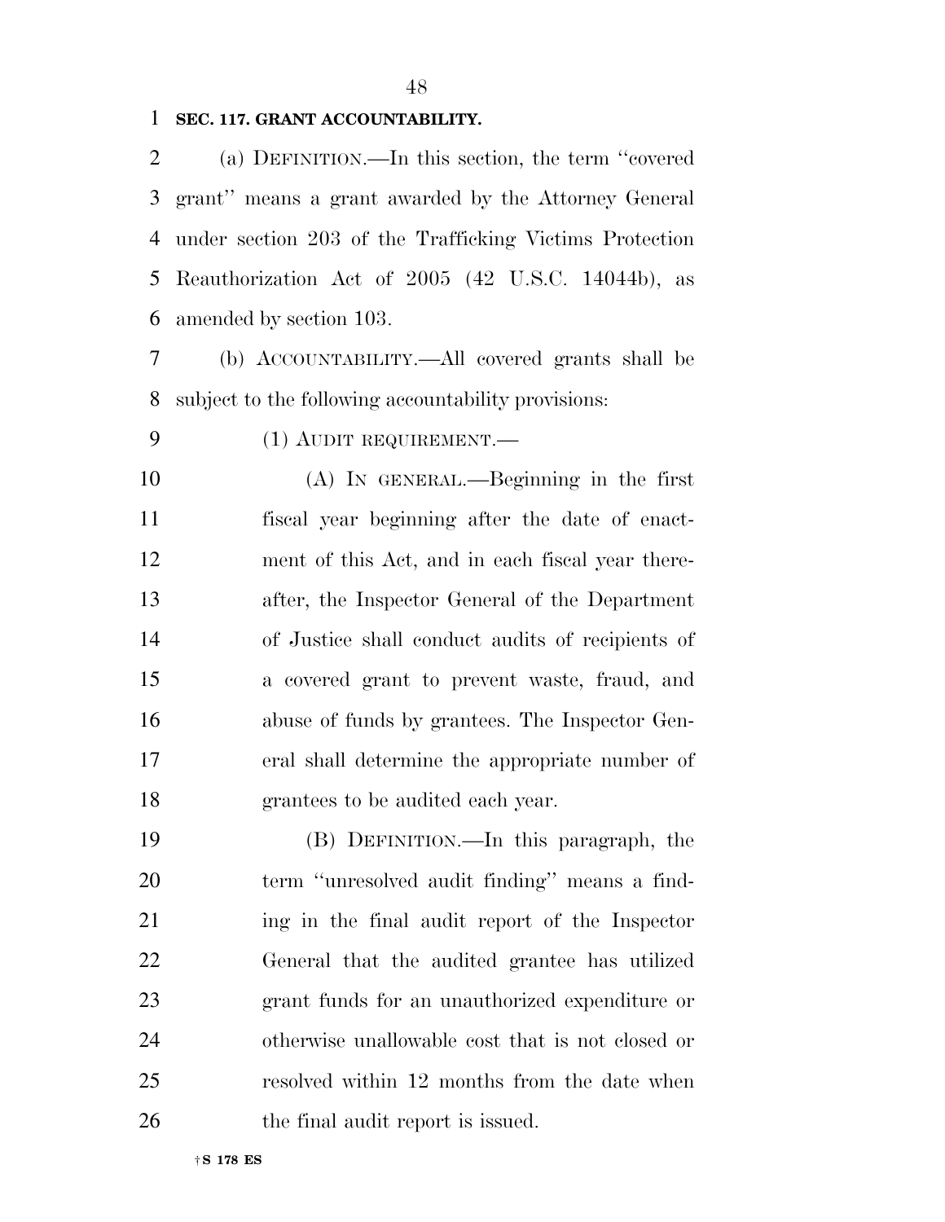**SEC. 117. GRANT ACCOUNTABILITY.**

(a) DEFINITION.—In this section, the term ''covered grant'' means a grant awarded by the Attorney General under section 203 of the Trafficking Victims Protection Reauthorization Act of 2005 (42 U.S.C. 14044b), as amended by section 103.

(b) ACCOUNTABILITY.—All covered grants shall be subject to the following accountability provisions:

(1) AUDIT REQUIREMENT.—

(A) IN GENERAL.—Beginning in the first fiscal year beginning after the date of enactment of this Act, and in each fiscal year thereafter, the Inspector General of the Department of Justice shall conduct audits of recipients of a covered grant to prevent waste, fraud, and abuse of funds by grantees. The Inspector General shall determine the appropriate number of grantees to be audited each year.

(B) DEFINITION.—In this paragraph, the term ''unresolved audit finding'' means a finding in the final audit report of the Inspector General that the audited grantee has utilized grant funds for an unauthorized expenditure or otherwise unallowable cost that is not closed or resolved within 12 months from the date when the final audit report is issued.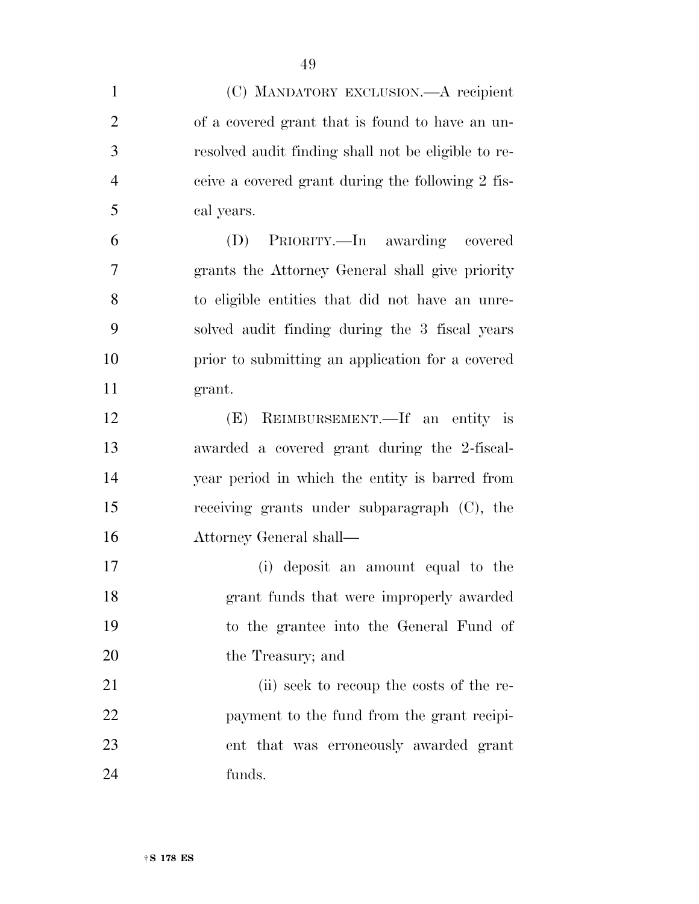(C) MANDATORY EXCLUSION.—A recipient of a covered grant that is found to have an unresolved audit finding shall not be eligible to receive a covered grant during the following 2 fiscal years.

(D) PRIORITY.—In awarding covered grants the Attorney General shall give priority to eligible entities that did not have an unresolved audit finding during the 3 fiscal years prior to submitting an application for a covered grant.

(E) REIMBURSEMENT.—If an entity is awarded a covered grant during the 2-fiscal-year period in which the entity is barred from receiving grants under subparagraph (C), the Attorney General shall—

(i) deposit an amount equal to the grant funds that were improperly awarded to the grantee into the General Fund of the Treasury; and

(ii) seek to recoup the costs of the repayment to the fund from the grant recipient that was erroneously awarded grant funds.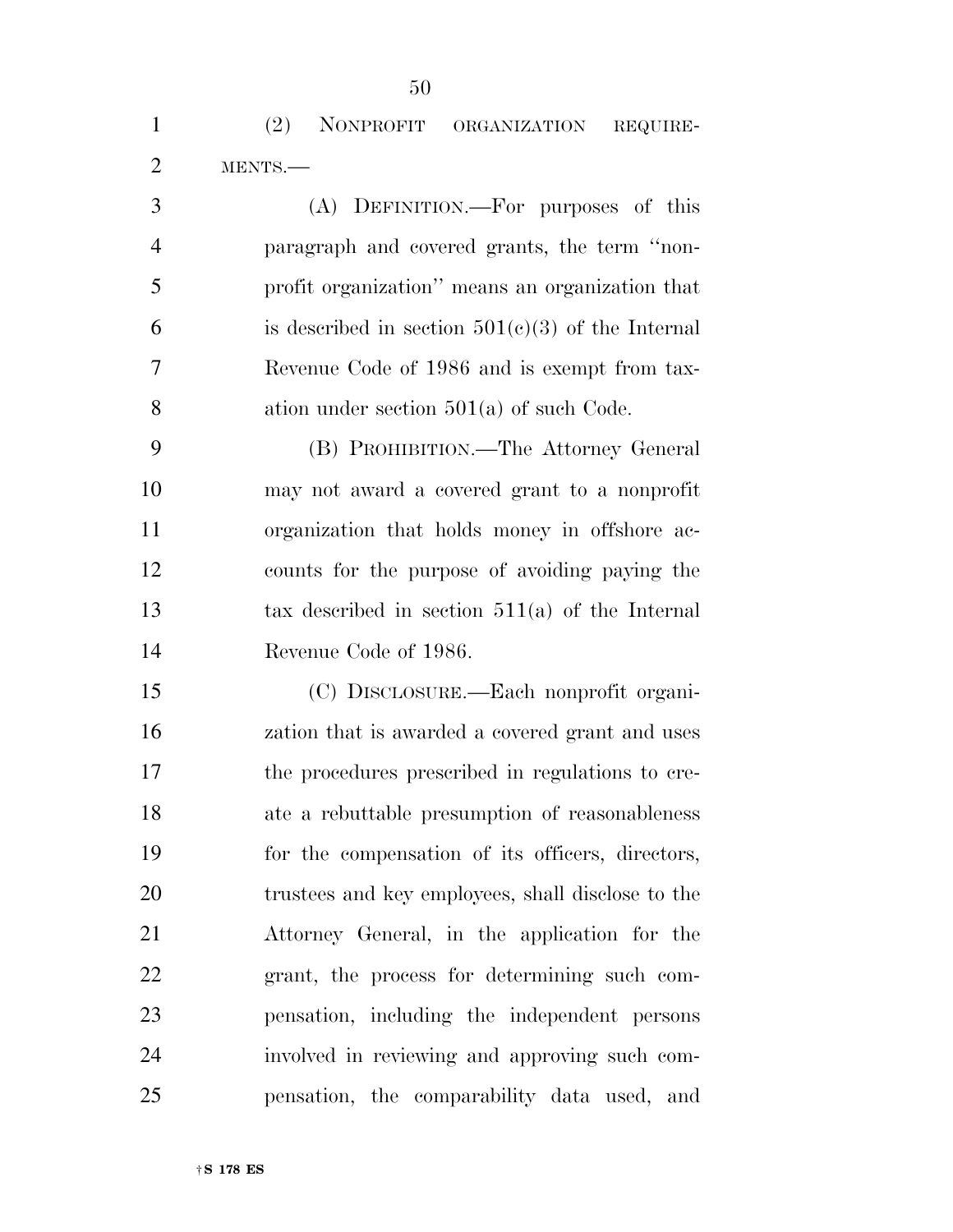(2) NONPROFIT ORGANIZATION REQUIREMENTS.—

(A) DEFINITION.—For purposes of this paragraph and covered grants, the term ''nonprofit organization'' means an organization that is described in section 501(c)(3) of the Internal Revenue Code of 1986 and is exempt from taxation under section 501(a) of such Code.

(B) PROHIBITION.—The Attorney General may not award a covered grant to a nonprofit organization that holds money in offshore accounts for the purpose of avoiding paying the tax described in section 511(a) of the Internal Revenue Code of 1986.

(C) DISCLOSURE.—Each nonprofit organization that is awarded a covered grant and uses the procedures prescribed in regulations to create a rebuttable presumption of reasonableness for the compensation of its officers, directors, trustees and key employees, shall disclose to the Attorney General, in the application for the grant, the process for determining such compensation, including the independent persons involved in reviewing and approving such compensation, the comparability data used, and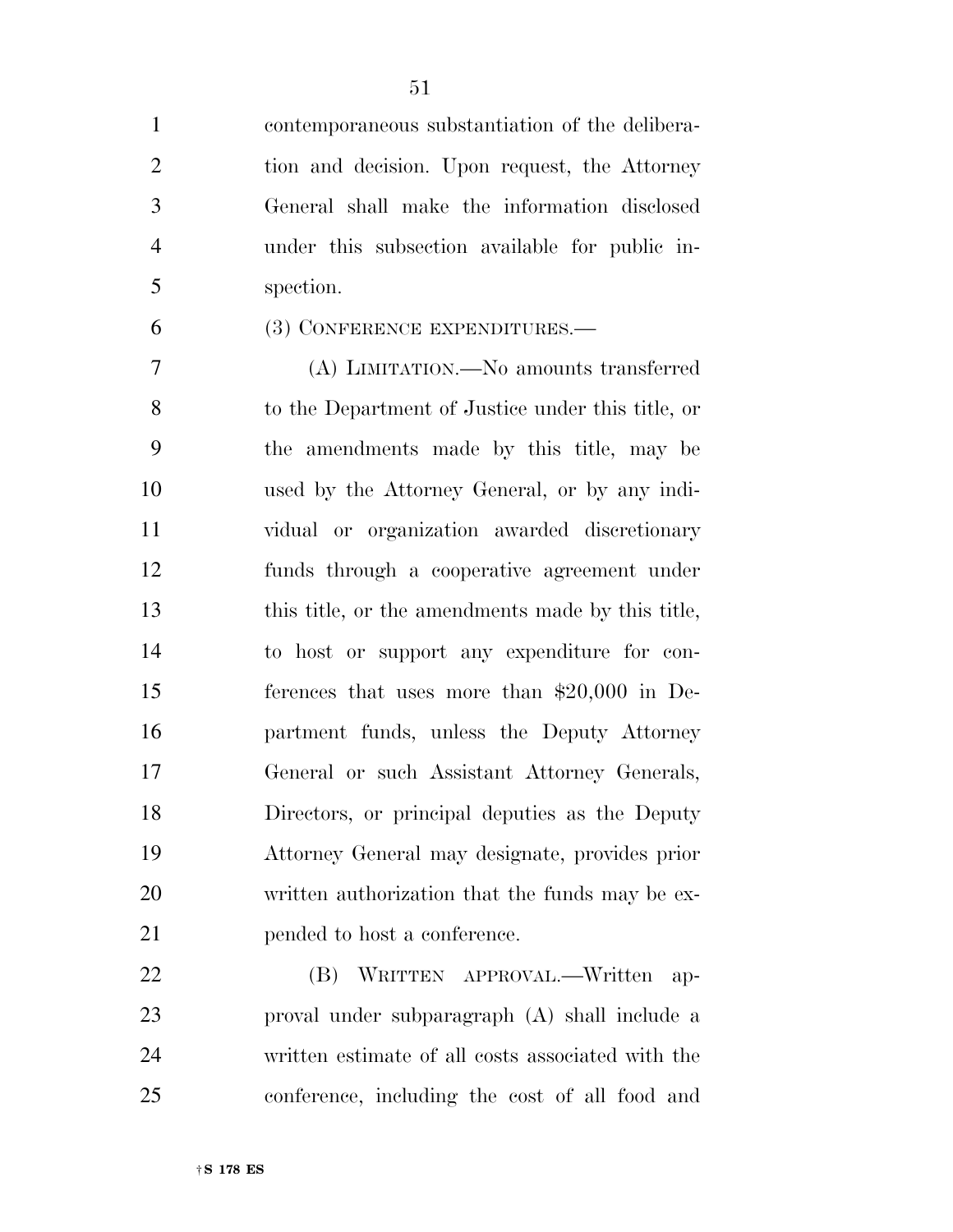contemporaneous substantiation of the deliberation and decision. Upon request, the Attorney General shall make the information disclosed under this subsection available for public inspection.

(3) CONFERENCE EXPENDITURES.—

(A) LIMITATION.—No amounts transferred to the Department of Justice under this title, or the amendments made by this title, may be used by the Attorney General, or by any individual or organization awarded discretionary funds through a cooperative agreement under this title, or the amendments made by this title, to host or support any expenditure for conferences that uses more than $20,000 in Department funds, unless the Deputy Attorney General or such Assistant Attorney Generals, Directors, or principal deputies as the Deputy Attorney General may designate, provides prior written authorization that the funds may be expended to host a conference.

(B) WRITTEN APPROVAL.—Written approval under subparagraph (A) shall include a written estimate of all costs associated with the conference, including the cost of all food and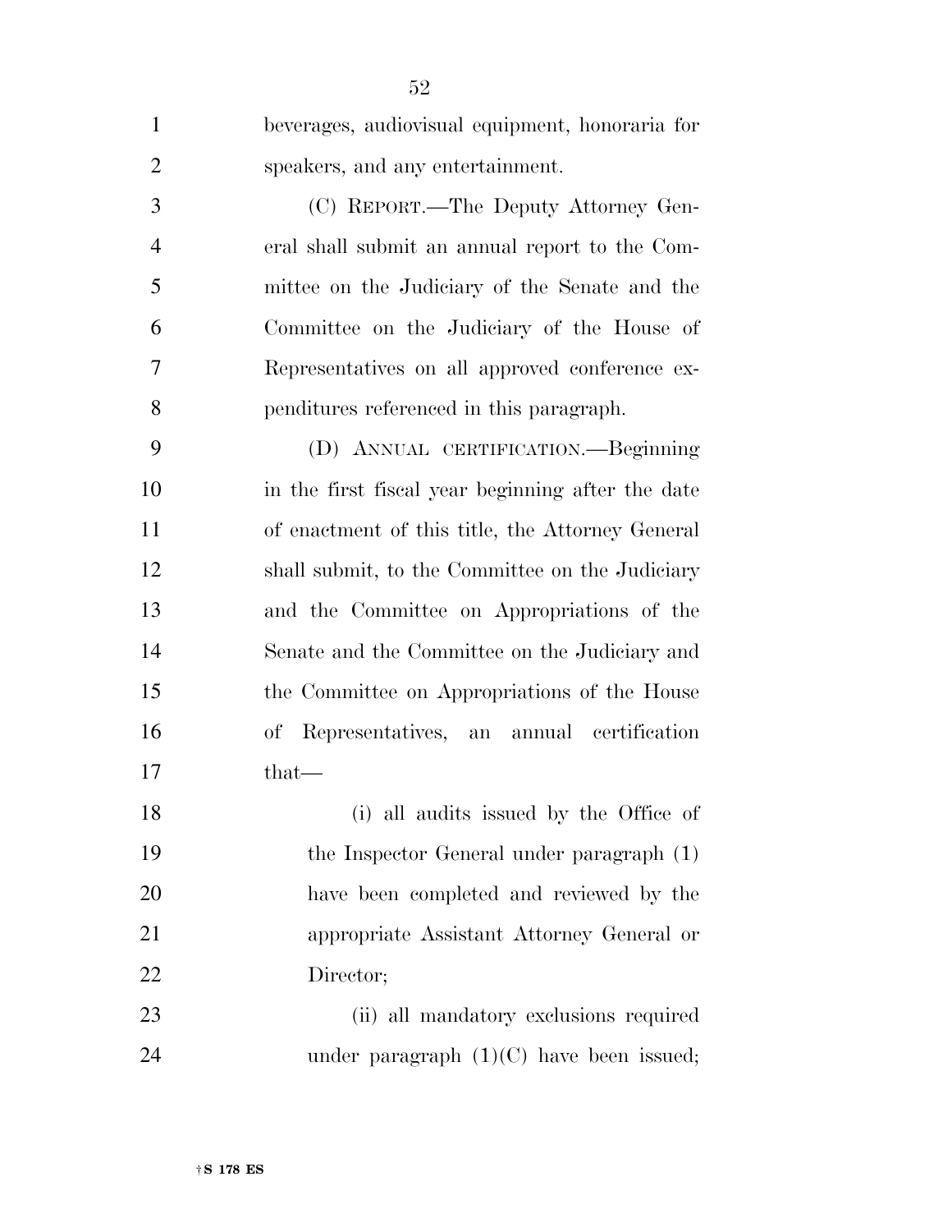beverages, audiovisual equipment, honoraria for speakers, and any entertainment.

(C) REPORT.—The Deputy Attorney General shall submit an annual report to the Committee on the Judiciary of the Senate and the Committee on the Judiciary of the House of Representatives on all approved conference expenditures referenced in this paragraph.

(D) ANNUAL CERTIFICATION.—Beginning in the first fiscal year beginning after the date of enactment of this title, the Attorney General shall submit, to the Committee on the Judiciary and the Committee on Appropriations of the Senate and the Committee on the Judiciary and the Committee on Appropriations of the House of Representatives, an annual certification that—

(i) all audits issued by the Office of the Inspector General under paragraph (1) have been completed and reviewed by the appropriate Assistant Attorney General or Director;

(ii) all mandatory exclusions required under paragraph (1)(C) have been issued;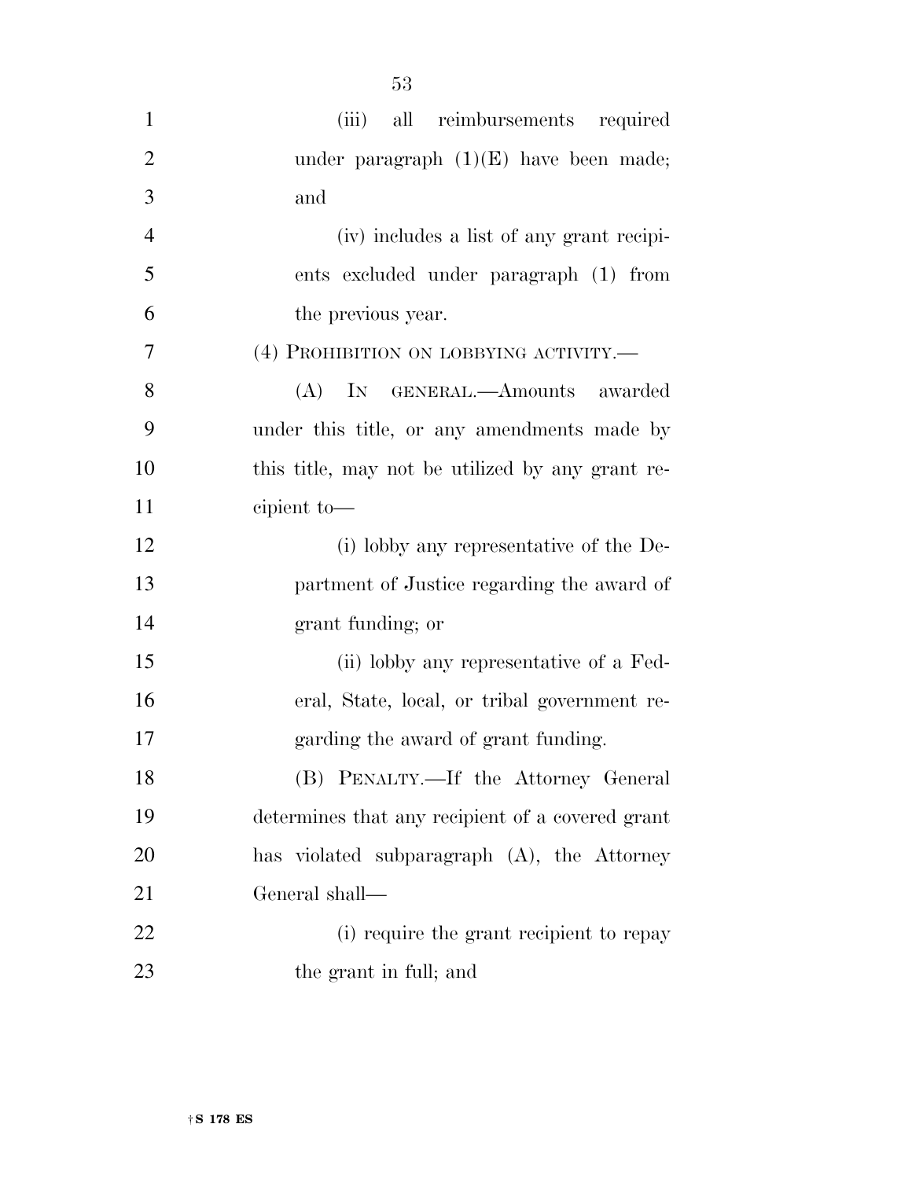(iii) all reimbursements required under paragraph (1)(E) have been made; and

(iv) includes a list of any grant recipients excluded under paragraph (1) from the previous year.

(4) PROHIBITION ON LOBBYING ACTIVITY.—

(A) IN GENERAL.—Amounts awarded under this title, or any amendments made by this title, may not be utilized by any grant recipient to—

(i) lobby any representative of the Department of Justice regarding the award of grant funding; or

(ii) lobby any representative of a Federal, State, local, or tribal government regarding the award of grant funding.

(B) PENALTY.—If the Attorney General determines that any recipient of a covered grant has violated subparagraph (A), the Attorney General shall—

(i) require the grant recipient to repay the grant in full; and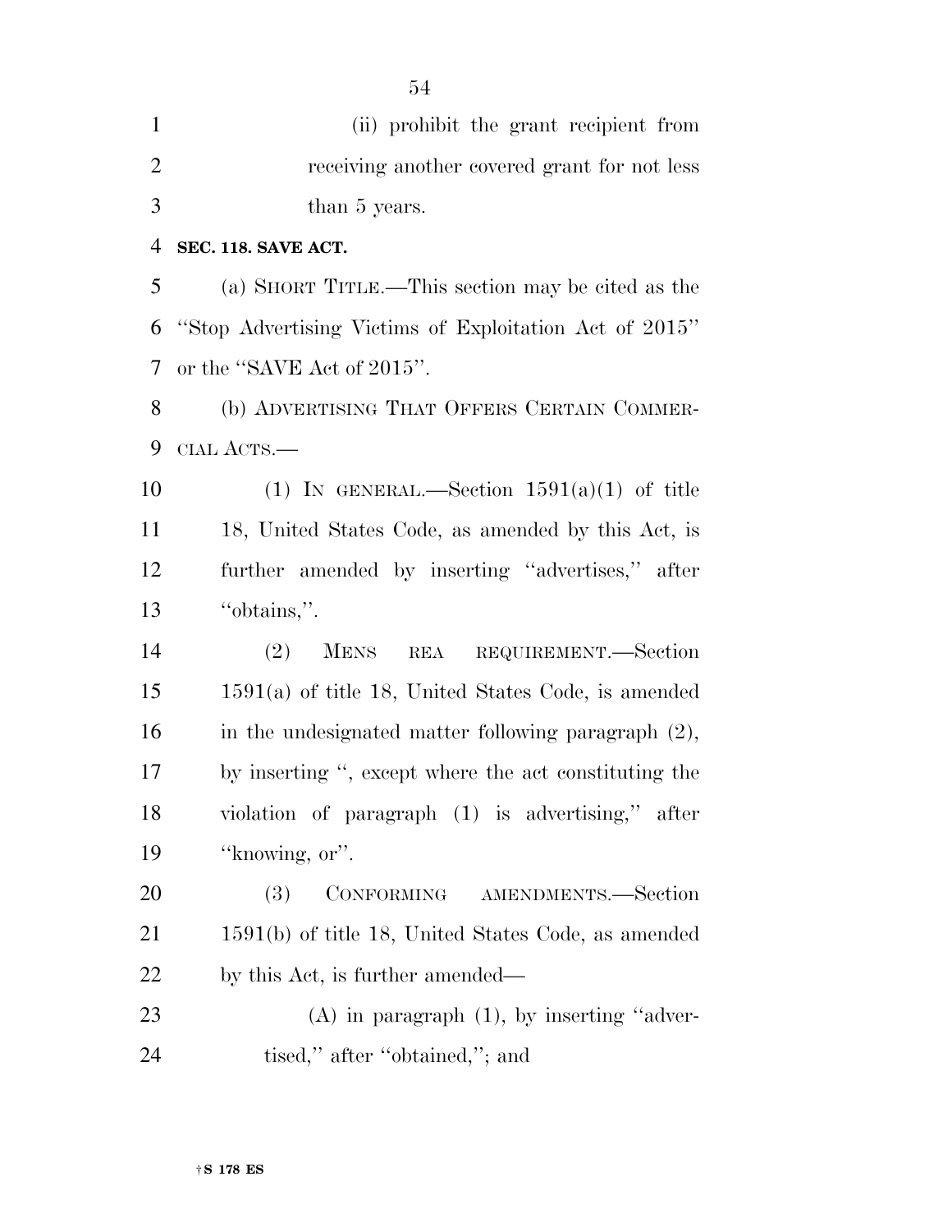(ii) prohibit the grant recipient from receiving another covered grant for not less than 5 years.

**SEC. 118. SAVE ACT.**

(a) SHORT TITLE.—This section may be cited as the "Stop Advertising Victims of Exploitation Act of 2015" or the "SAVE Act of 2015".

(b) ADVERTISING THAT OFFERS CERTAIN COMMERCIAL ACTS.—

(1) IN GENERAL.—Section 1591(a)(1) of title 18, United States Code, as amended by this Act, is further amended by inserting "advertises," after "obtains,".

(2) MENS REA REQUIREMENT.—Section 1591(a) of title 18, United States Code, is amended in the undesignated matter following paragraph (2), by inserting ", except where the act constituting the violation of paragraph (1) is advertising," after "knowing, or".

(3) CONFORMING AMENDMENTS.—Section 1591(b) of title 18, United States Code, as amended by this Act, is further amended—

(A) in paragraph (1), by inserting "advertised," after "obtained,"; and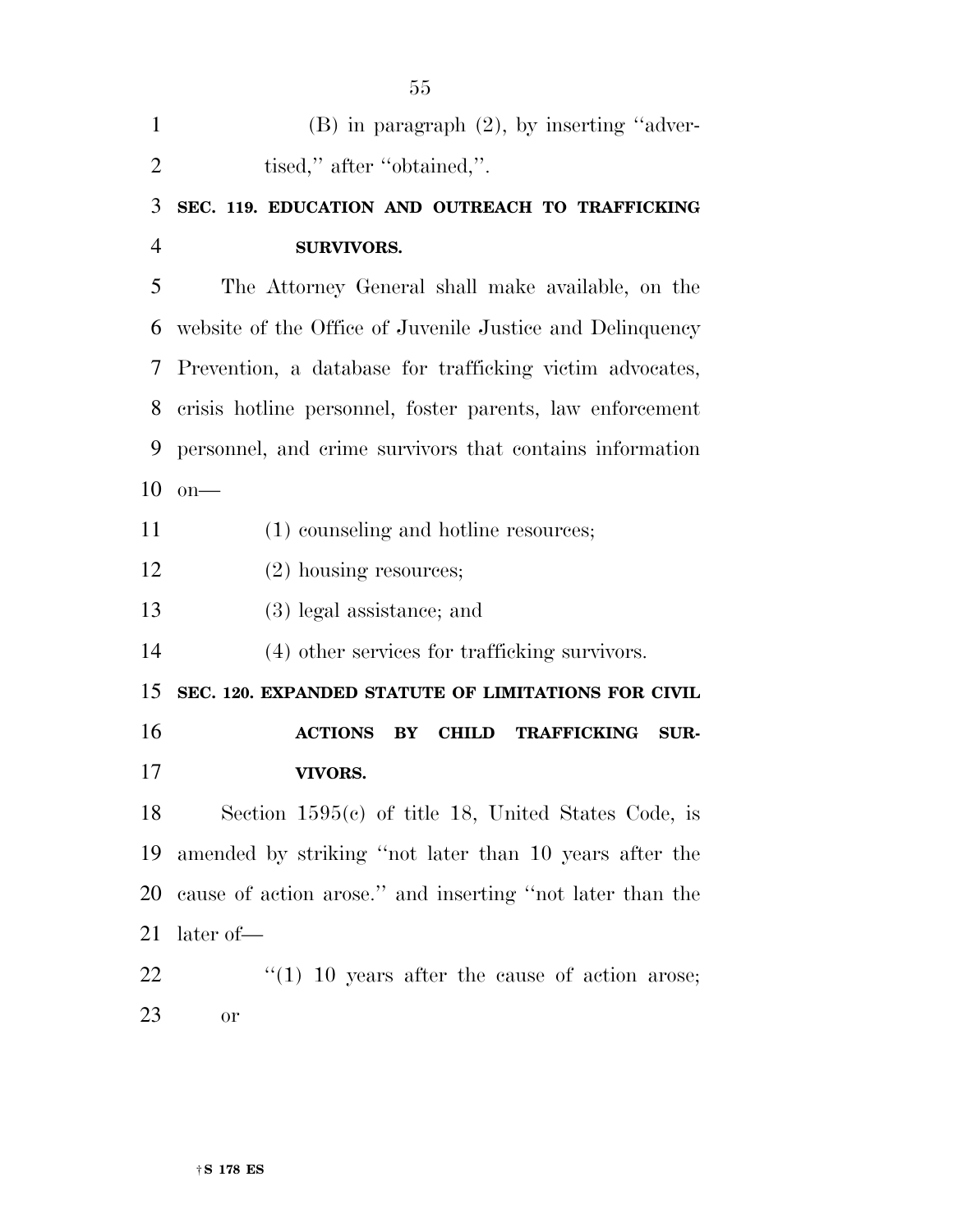(B) in paragraph (2), by inserting "advertised," after "obtained,".

**SEC. 119. EDUCATION AND OUTREACH TO TRAFFICKING SURVIVORS.**

The Attorney General shall make available, on the website of the Office of Juvenile Justice and Delinquency Prevention, a database for trafficking victim advocates, crisis hotline personnel, foster parents, law enforcement personnel, and crime survivors that contains information on—

(1) counseling and hotline resources;

(2) housing resources;

(3) legal assistance; and

(4) other services for trafficking survivors.

**SEC. 120. EXPANDED STATUTE OF LIMITATIONS FOR CIVIL ACTIONS BY CHILD TRAFFICKING SURVIVORS.**

Section 1595(c) of title 18, United States Code, is amended by striking "not later than 10 years after the cause of action arose." and inserting "not later than the later of—

"(1) 10 years after the cause of action arose; or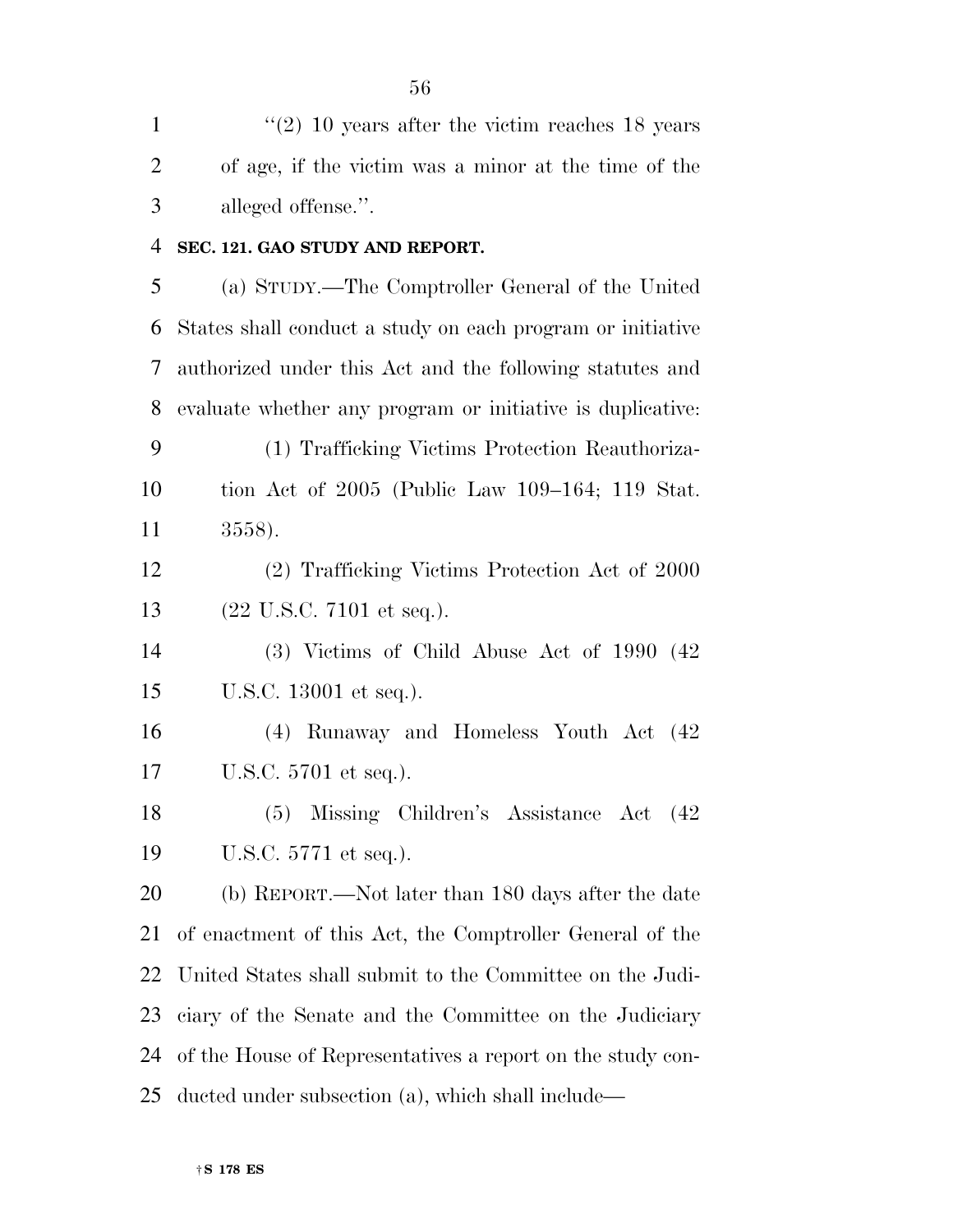"(2) 10 years after the victim reaches 18 years of age, if the victim was a minor at the time of the alleged offense.".

**SEC. 121. GAO STUDY AND REPORT.**

(a) STUDY.—The Comptroller General of the United States shall conduct a study on each program or initiative authorized under this Act and the following statutes and evaluate whether any program or initiative is duplicative:

(1) Trafficking Victims Protection Reauthorization Act of 2005 (Public Law 109–164; 119 Stat. 3558).

(2) Trafficking Victims Protection Act of 2000 (22 U.S.C. 7101 et seq.).

(3) Victims of Child Abuse Act of 1990 (42 U.S.C. 13001 et seq.).

(4) Runaway and Homeless Youth Act (42 U.S.C. 5701 et seq.).

(5) Missing Children's Assistance Act (42 U.S.C. 5771 et seq.).

(b) REPORT.—Not later than 180 days after the date of enactment of this Act, the Comptroller General of the United States shall submit to the Committee on the Judiciary of the Senate and the Committee on the Judiciary of the House of Representatives a report on the study conducted under subsection (a), which shall include—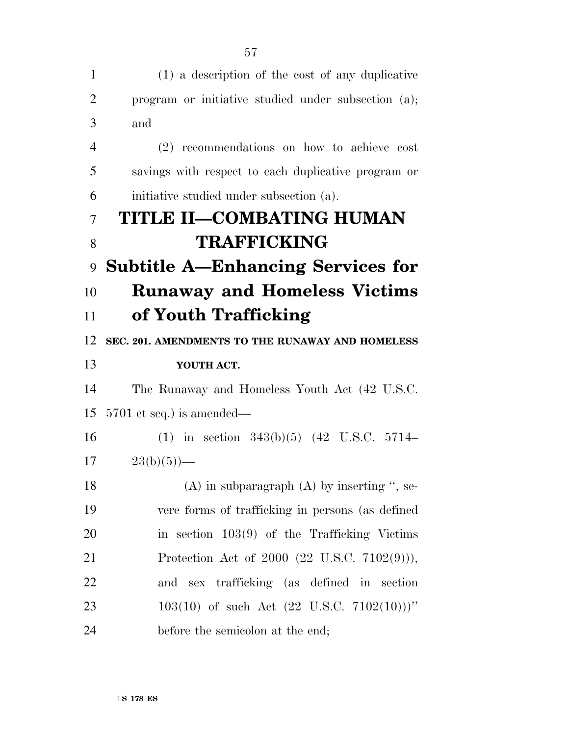(1) a description of the cost of any duplicative program or initiative studied under subsection (a); and

(2) recommendations on how to achieve cost savings with respect to each duplicative program or initiative studied under subsection (a).

# TITLE II—COMBATING HUMAN TRAFFICKING

## Subtitle A—Enhancing Services for Runaway and Homeless Victims of Youth Trafficking

### SEC. 201. AMENDMENTS TO THE RUNAWAY AND HOMELESS YOUTH ACT.

The Runaway and Homeless Youth Act (42 U.S.C. 5701 et seq.) is amended—

(1) in section 343(b)(5) (42 U.S.C. 5714–23(b)(5))—

(A) in subparagraph (A) by inserting ", severe forms of trafficking in persons (as defined in section 103(9) of the Trafficking Victims Protection Act of 2000 (22 U.S.C. 7102(9))), and sex trafficking (as defined in section 103(10) of such Act (22 U.S.C. 7102(10)))" before the semicolon at the end;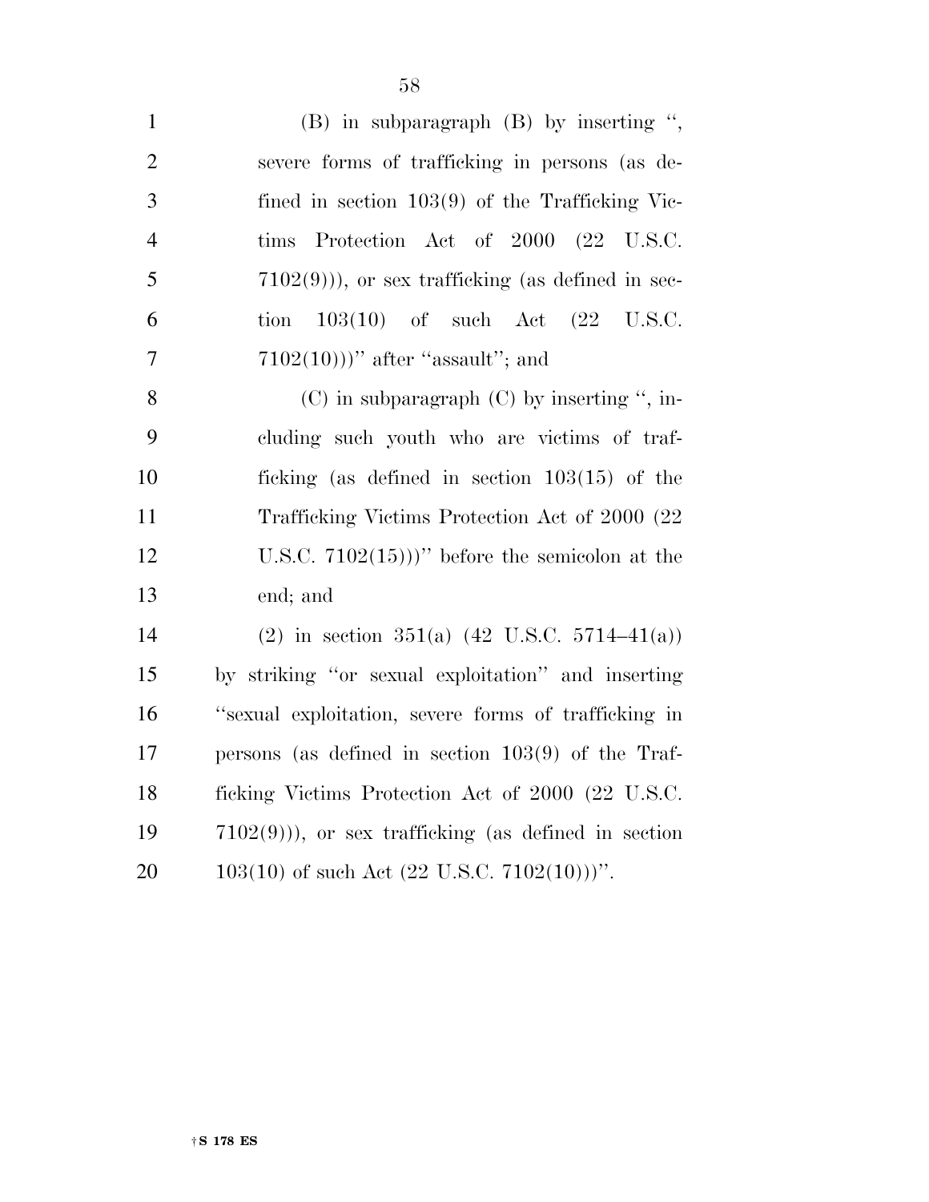(B) in subparagraph (B) by inserting ", severe forms of trafficking in persons (as defined in section 103(9) of the Trafficking Victims Protection Act of 2000 (22 U.S.C. 7102(9))), or sex trafficking (as defined in section 103(10) of such Act (22 U.S.C. 7102(10)))" after "assault"; and

(C) in subparagraph (C) by inserting ", including such youth who are victims of trafficking (as defined in section 103(15) of the Trafficking Victims Protection Act of 2000 (22 U.S.C. 7102(15)))" before the semicolon at the end; and

(2) in section 351(a) (42 U.S.C. 5714–41(a)) by striking "or sexual exploitation" and inserting "sexual exploitation, severe forms of trafficking in persons (as defined in section 103(9) of the Trafficking Victims Protection Act of 2000 (22 U.S.C. 7102(9))), or sex trafficking (as defined in section 103(10) of such Act (22 U.S.C. 7102(10)))".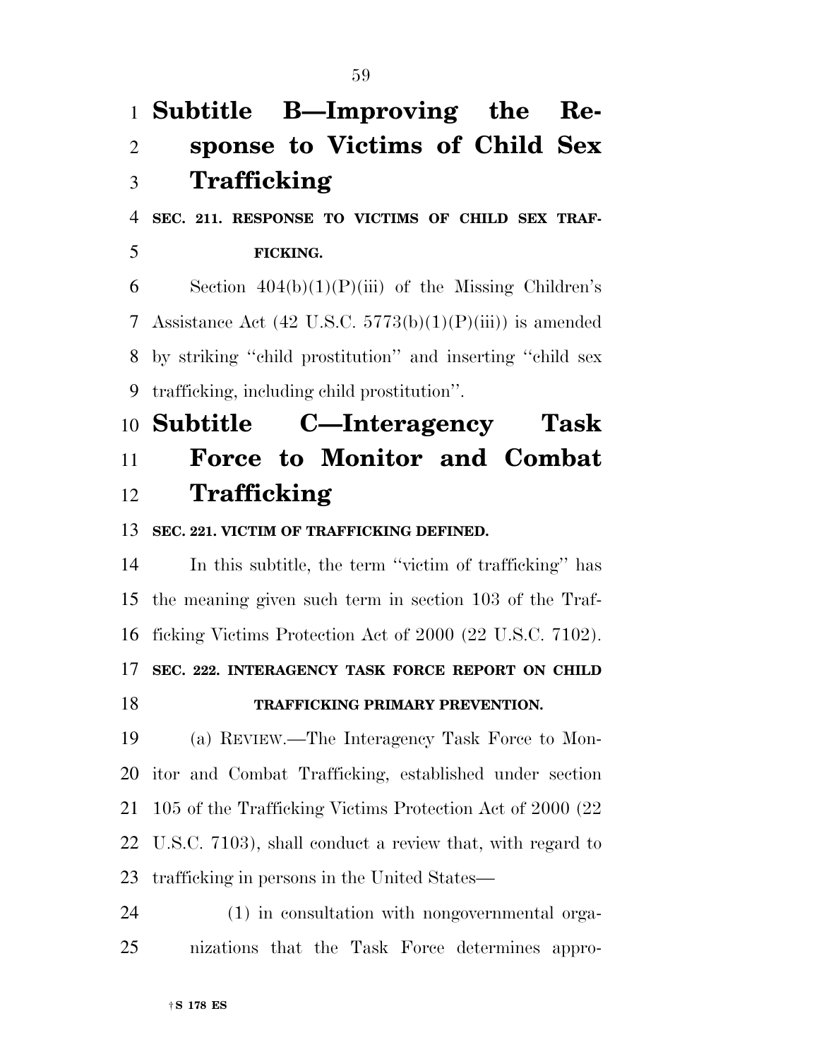## Subtitle B—Improving the Response to Victims of Child Sex Trafficking

### SEC. 211. RESPONSE TO VICTIMS OF CHILD SEX TRAFFICKING.

Section 404(b)(1)(P)(iii) of the Missing Children's Assistance Act (42 U.S.C. 5773(b)(1)(P)(iii)) is amended by striking "child prostitution" and inserting "child sex trafficking, including child prostitution".

## Subtitle C—Interagency Task Force to Monitor and Combat Trafficking

### SEC. 221. VICTIM OF TRAFFICKING DEFINED.

In this subtitle, the term "victim of trafficking" has the meaning given such term in section 103 of the Trafficking Victims Protection Act of 2000 (22 U.S.C. 7102).

### SEC. 222. INTERAGENCY TASK FORCE REPORT ON CHILD TRAFFICKING PRIMARY PREVENTION.

(a) REVIEW.—The Interagency Task Force to Monitor and Combat Trafficking, established under section 105 of the Trafficking Victims Protection Act of 2000 (22 U.S.C. 7103), shall conduct a review that, with regard to trafficking in persons in the United States—

(1) in consultation with nongovernmental organizations that the Task Force determines appro-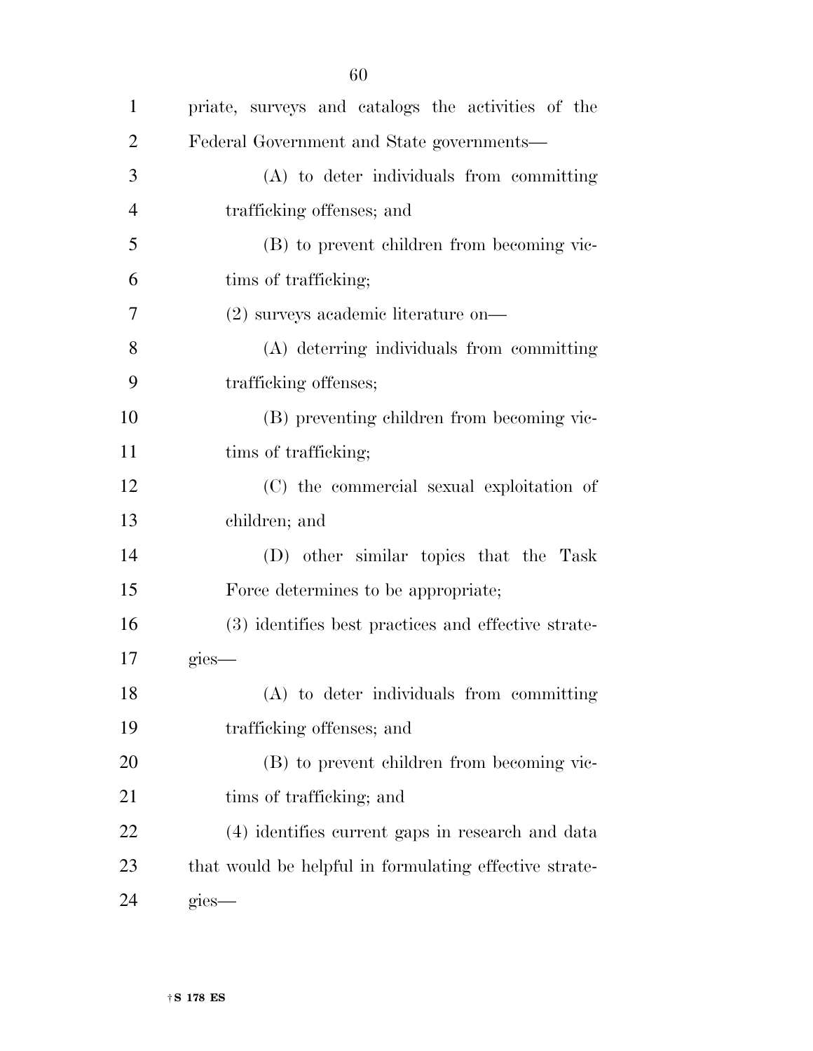priate, surveys and catalogs the activities of the Federal Government and State governments—

(A) to deter individuals from committing trafficking offenses; and

(B) to prevent children from becoming victims of trafficking;

(2) surveys academic literature on—

(A) deterring individuals from committing trafficking offenses;

(B) preventing children from becoming victims of trafficking;

(C) the commercial sexual exploitation of children; and

(D) other similar topics that the Task Force determines to be appropriate;

(3) identifies best practices and effective strategies—

(A) to deter individuals from committing trafficking offenses; and

(B) to prevent children from becoming victims of trafficking; and

(4) identifies current gaps in research and data that would be helpful in formulating effective strategies—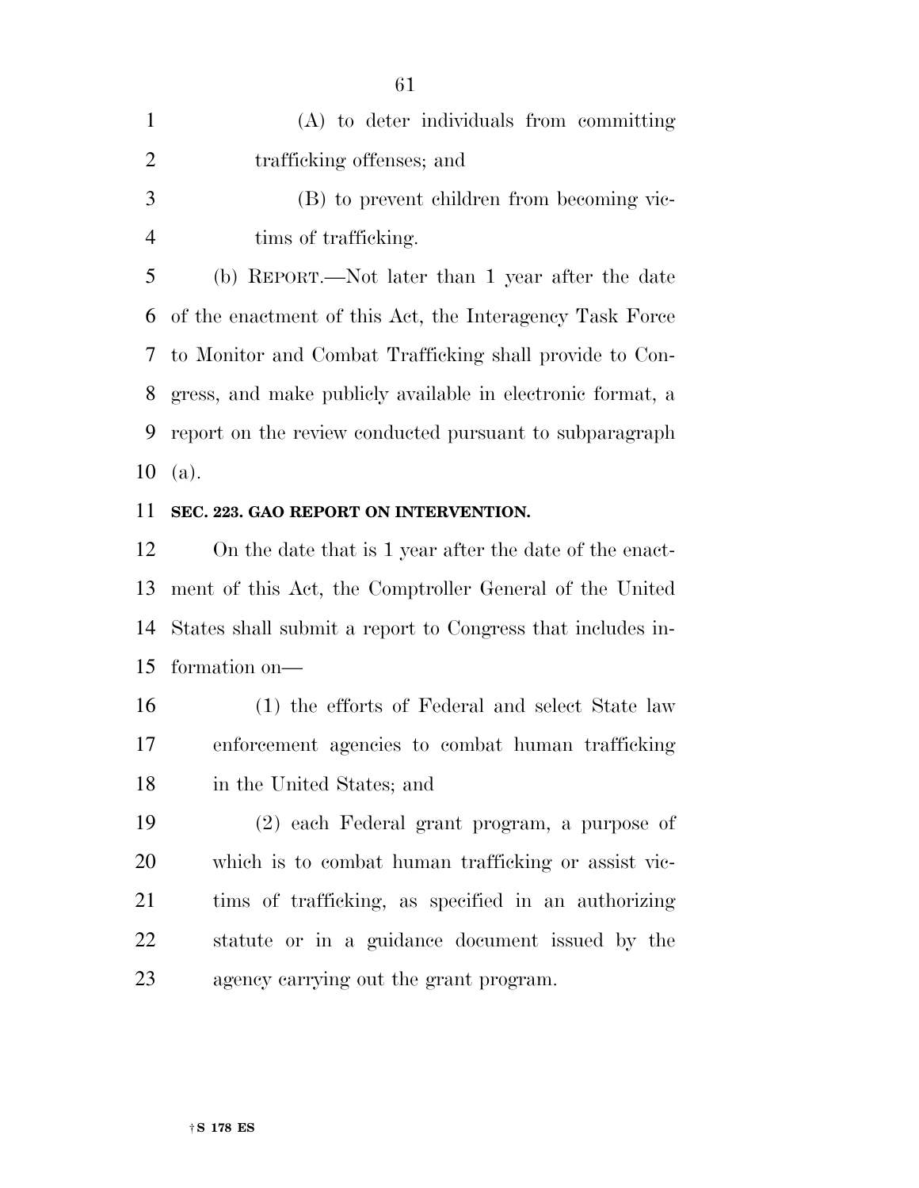(A) to deter individuals from committing trafficking offenses; and

(B) to prevent children from becoming victims of trafficking.

(b) REPORT.—Not later than 1 year after the date of the enactment of this Act, the Interagency Task Force to Monitor and Combat Trafficking shall provide to Congress, and make publicly available in electronic format, a report on the review conducted pursuant to subparagraph (a).

### SEC. 223. GAO REPORT ON INTERVENTION.

On the date that is 1 year after the date of the enactment of this Act, the Comptroller General of the United States shall submit a report to Congress that includes information on—

(1) the efforts of Federal and select State law enforcement agencies to combat human trafficking in the United States; and

(2) each Federal grant program, a purpose of which is to combat human trafficking or assist victims of trafficking, as specified in an authorizing statute or in a guidance document issued by the agency carrying out the grant program.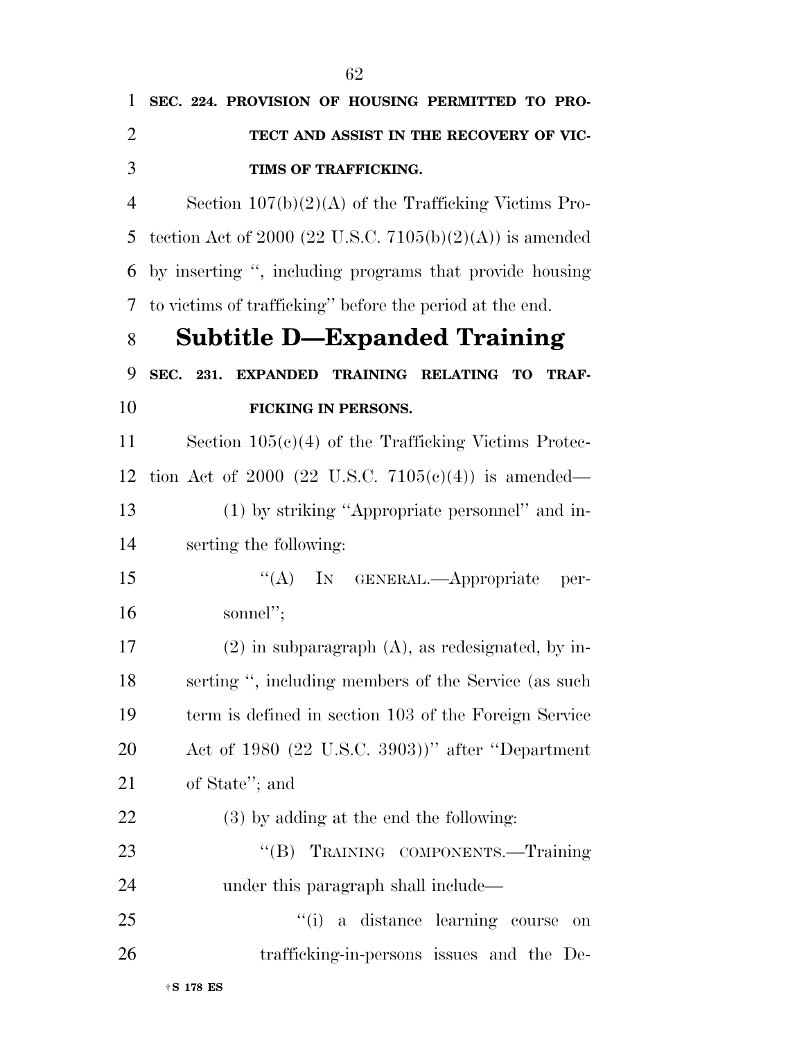**SEC. 224. PROVISION OF HOUSING PERMITTED TO PROTECT AND ASSIST IN THE RECOVERY OF VICTIMS OF TRAFFICKING.**

Section 107(b)(2)(A) of the Trafficking Victims Protection Act of 2000 (22 U.S.C. 7105(b)(2)(A)) is amended by inserting ", including programs that provide housing to victims of trafficking" before the period at the end.

## Subtitle D—Expanded Training

**SEC. 231. EXPANDED TRAINING RELATING TO TRAFFICKING IN PERSONS.**

Section 105(c)(4) of the Trafficking Victims Protection Act of 2000 (22 U.S.C. 7105(c)(4)) is amended—

(1) by striking "Appropriate personnel" and inserting the following:

"(A) IN GENERAL.—Appropriate personnel";

(2) in subparagraph (A), as redesignated, by inserting ", including members of the Service (as such term is defined in section 103 of the Foreign Service Act of 1980 (22 U.S.C. 3903))" after "Department of State"; and

(3) by adding at the end the following:

"(B) TRAINING COMPONENTS.—Training under this paragraph shall include—

"(i) a distance learning course on trafficking-in-persons issues and the De-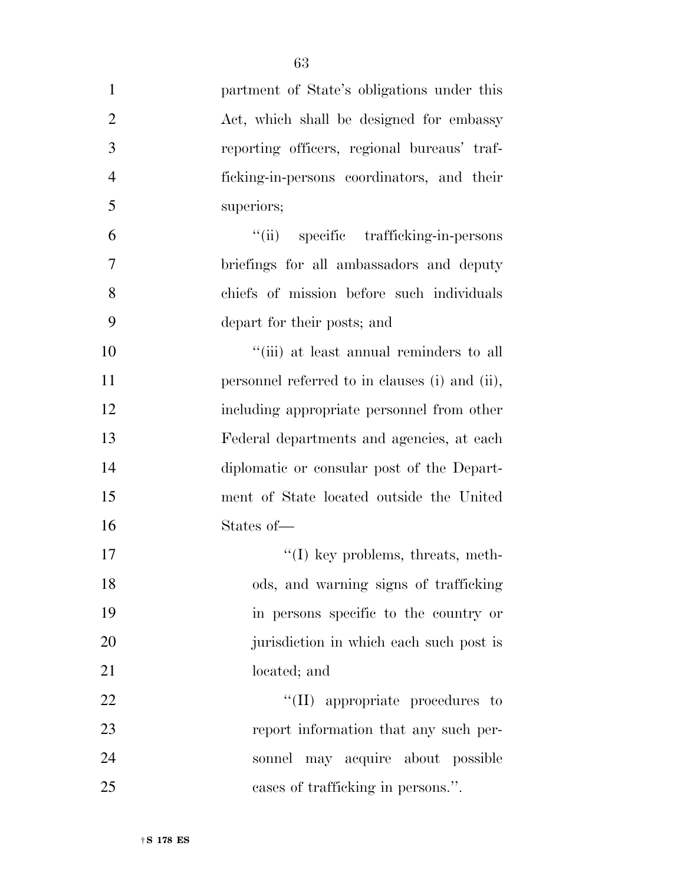partment of State's obligations under this Act, which shall be designed for embassy reporting officers, regional bureaus' trafficking-in-persons coordinators, and their superiors;

"(ii) specific trafficking-in-persons briefings for all ambassadors and deputy chiefs of mission before such individuals depart for their posts; and

"(iii) at least annual reminders to all personnel referred to in clauses (i) and (ii), including appropriate personnel from other Federal departments and agencies, at each diplomatic or consular post of the Department of State located outside the United States of—

"(I) key problems, threats, methods, and warning signs of trafficking in persons specific to the country or jurisdiction in which each such post is located; and

"(II) appropriate procedures to report information that any such personnel may acquire about possible cases of trafficking in persons.".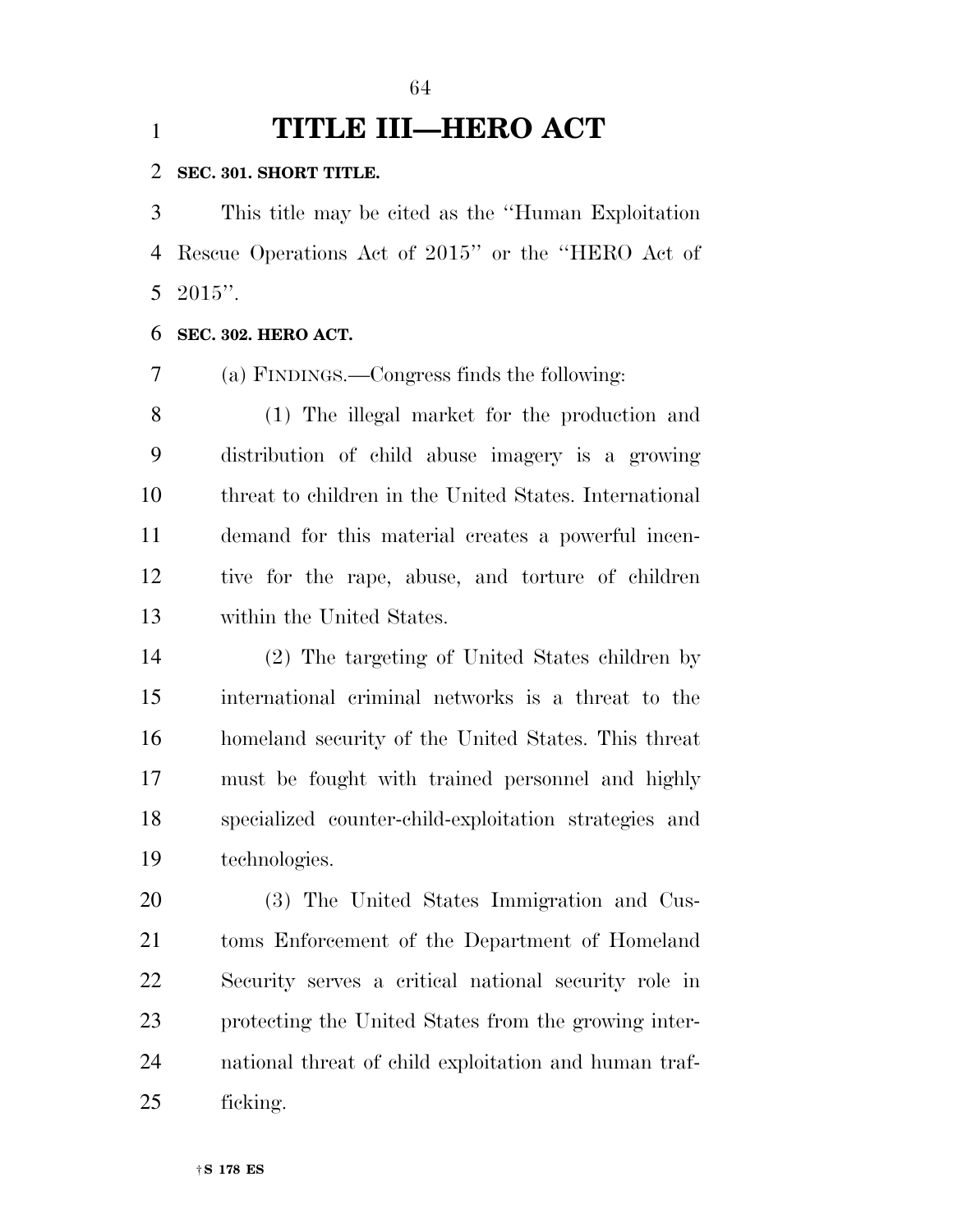# TITLE III—HERO ACT

**SEC. 301. SHORT TITLE.**

This title may be cited as the "Human Exploitation Rescue Operations Act of 2015" or the "HERO Act of 2015".

**SEC. 302. HERO ACT.**

(a) FINDINGS.—Congress finds the following:

(1) The illegal market for the production and distribution of child abuse imagery is a growing threat to children in the United States. International demand for this material creates a powerful incentive for the rape, abuse, and torture of children within the United States.

(2) The targeting of United States children by international criminal networks is a threat to the homeland security of the United States. This threat must be fought with trained personnel and highly specialized counter-child-exploitation strategies and technologies.

(3) The United States Immigration and Customs Enforcement of the Department of Homeland Security serves a critical national security role in protecting the United States from the growing international threat of child exploitation and human trafficking.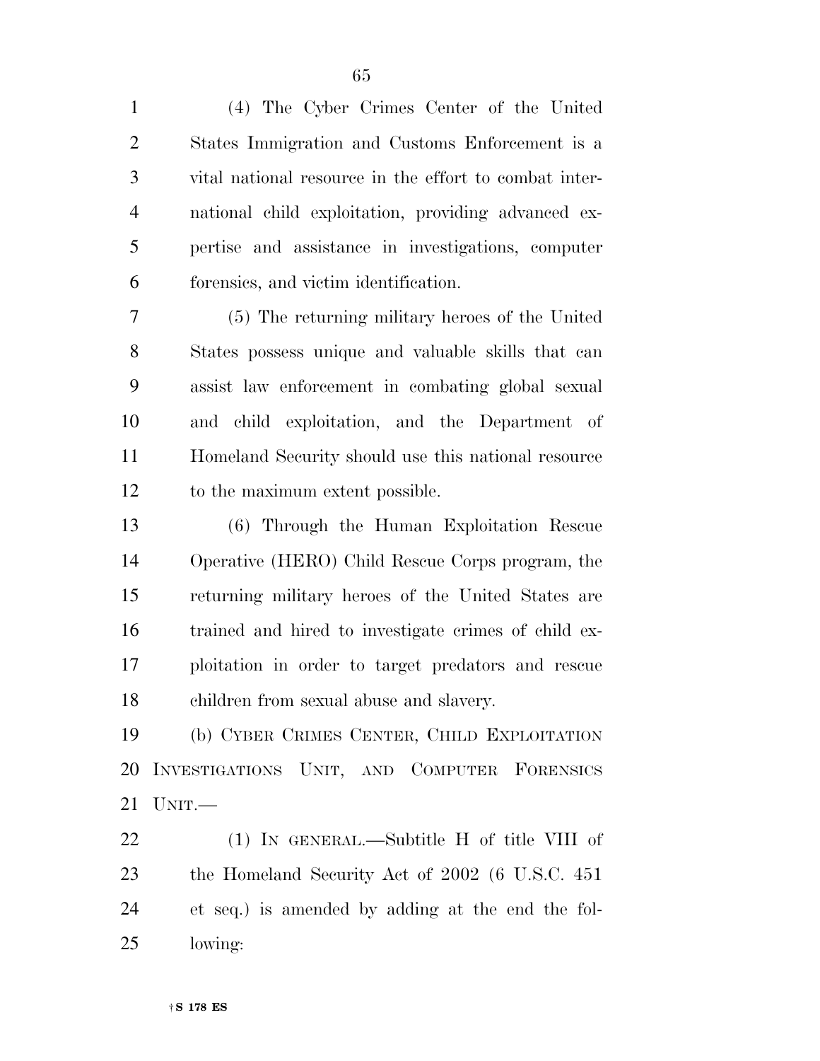(4) The Cyber Crimes Center of the United States Immigration and Customs Enforcement is a vital national resource in the effort to combat international child exploitation, providing advanced expertise and assistance in investigations, computer forensics, and victim identification.

(5) The returning military heroes of the United States possess unique and valuable skills that can assist law enforcement in combating global sexual and child exploitation, and the Department of Homeland Security should use this national resource to the maximum extent possible.

(6) Through the Human Exploitation Rescue Operative (HERO) Child Rescue Corps program, the returning military heroes of the United States are trained and hired to investigate crimes of child exploitation in order to target predators and rescue children from sexual abuse and slavery.

(b) CYBER CRIMES CENTER, CHILD EXPLOITATION INVESTIGATIONS UNIT, AND COMPUTER FORENSICS UNIT.—

(1) IN GENERAL.—Subtitle H of title VIII of the Homeland Security Act of 2002 (6 U.S.C. 451 et seq.) is amended by adding at the end the following: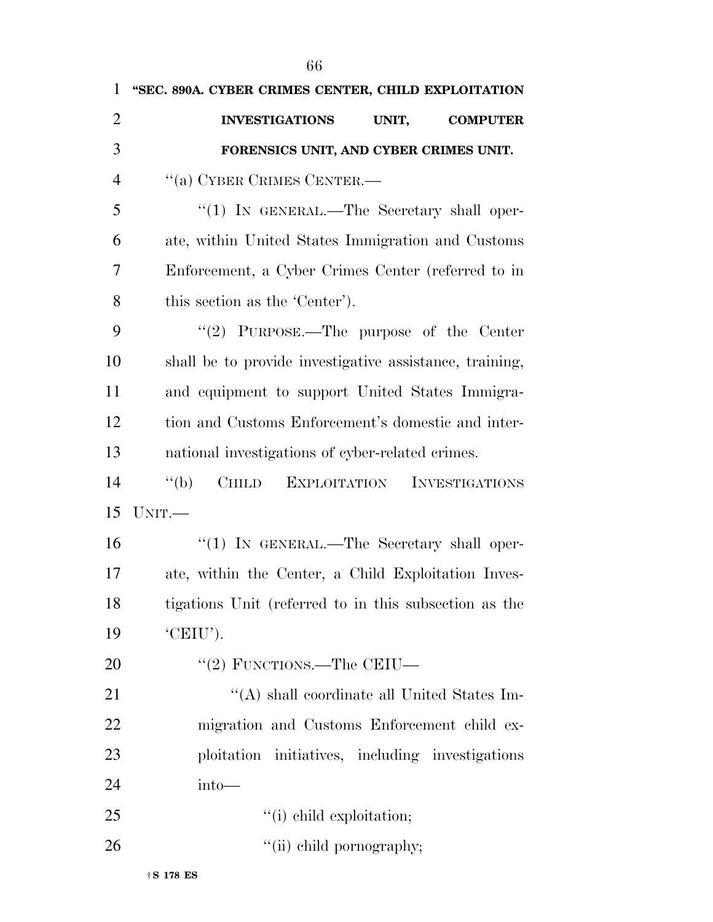**"SEC. 890A. CYBER CRIMES CENTER, CHILD EXPLOITATION INVESTIGATIONS UNIT, COMPUTER FORENSICS UNIT, AND CYBER CRIMES UNIT.**

''(a) CYBER CRIMES CENTER.—

''(1) IN GENERAL.—The Secretary shall operate, within United States Immigration and Customs Enforcement, a Cyber Crimes Center (referred to in this section as the 'Center').

''(2) PURPOSE.—The purpose of the Center shall be to provide investigative assistance, training, and equipment to support United States Immigration and Customs Enforcement's domestic and international investigations of cyber-related crimes.

''(b) CHILD EXPLOITATION INVESTIGATIONS UNIT.—

''(1) IN GENERAL.—The Secretary shall operate, within the Center, a Child Exploitation Investigations Unit (referred to in this subsection as the 'CEIU').

''(2) FUNCTIONS.—The CEIU—

''(A) shall coordinate all United States Immigration and Customs Enforcement child exploitation initiatives, including investigations into—

''(i) child exploitation;

''(ii) child pornography;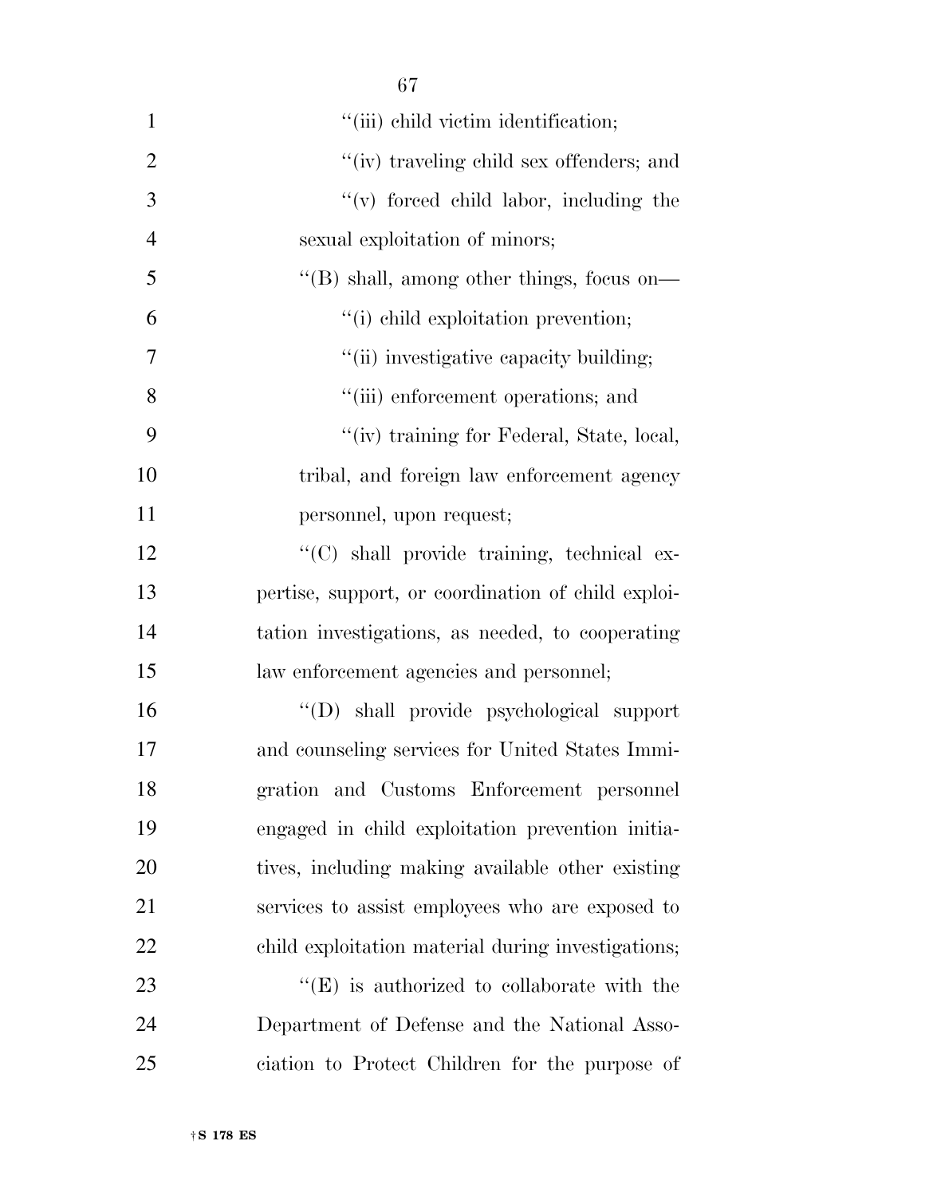"(iii) child victim identification;

"(iv) traveling child sex offenders; and

"(v) forced child labor, including the sexual exploitation of minors;

"(B) shall, among other things, focus on—

"(i) child exploitation prevention;

"(ii) investigative capacity building;

"(iii) enforcement operations; and

"(iv) training for Federal, State, local, tribal, and foreign law enforcement agency personnel, upon request;

"(C) shall provide training, technical expertise, support, or coordination of child exploitation investigations, as needed, to cooperating law enforcement agencies and personnel;

"(D) shall provide psychological support and counseling services for United States Immigration and Customs Enforcement personnel engaged in child exploitation prevention initiatives, including making available other existing services to assist employees who are exposed to child exploitation material during investigations;

"(E) is authorized to collaborate with the Department of Defense and the National Association to Protect Children for the purpose of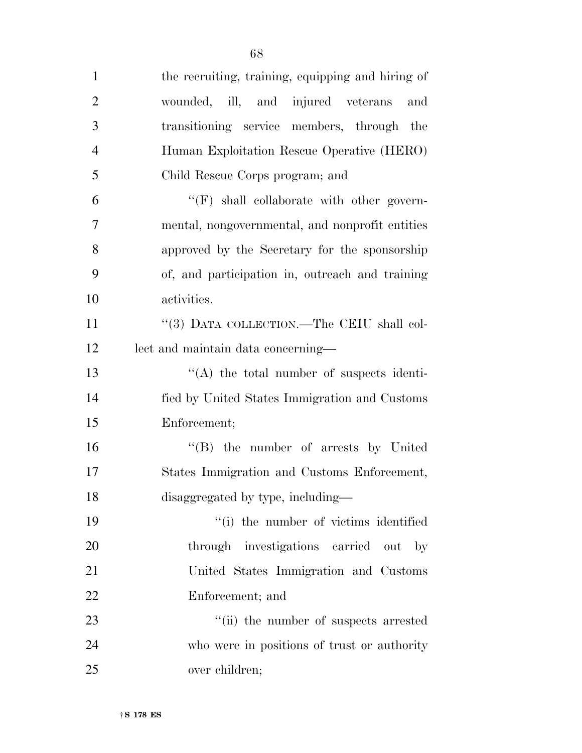the recruiting, training, equipping and hiring of wounded, ill, and injured veterans and transitioning service members, through the Human Exploitation Rescue Operative (HERO) Child Rescue Corps program; and

''(F) shall collaborate with other governmental, nongovernmental, and nonprofit entities approved by the Secretary for the sponsorship of, and participation in, outreach and training activities.

''(3) DATA COLLECTION.—The CEIU shall collect and maintain data concerning—

''(A) the total number of suspects identified by United States Immigration and Customs Enforcement;

''(B) the number of arrests by United States Immigration and Customs Enforcement, disaggregated by type, including—

''(i) the number of victims identified through investigations carried out by United States Immigration and Customs Enforcement; and

''(ii) the number of suspects arrested who were in positions of trust or authority over children;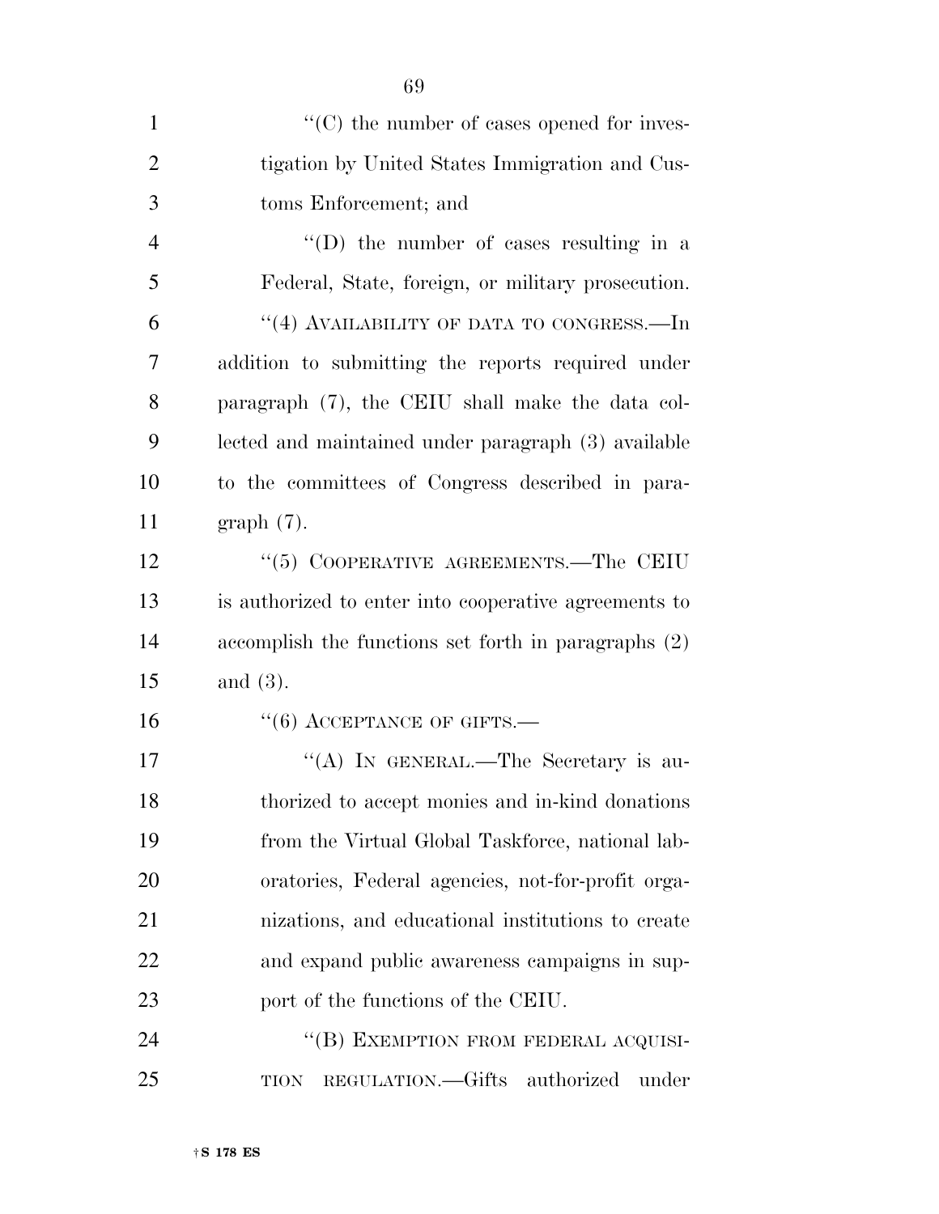''(C) the number of cases opened for investigation by United States Immigration and Customs Enforcement; and

''(D) the number of cases resulting in a Federal, State, foreign, or military prosecution.

''(4) AVAILABILITY OF DATA TO CONGRESS.—In addition to submitting the reports required under paragraph (7), the CEIU shall make the data collected and maintained under paragraph (3) available to the committees of Congress described in paragraph (7).

''(5) COOPERATIVE AGREEMENTS.—The CEIU is authorized to enter into cooperative agreements to accomplish the functions set forth in paragraphs (2) and (3).

''(6) ACCEPTANCE OF GIFTS.—

''(A) IN GENERAL.—The Secretary is authorized to accept monies and in-kind donations from the Virtual Global Taskforce, national laboratories, Federal agencies, not-for-profit organizations, and educational institutions to create and expand public awareness campaigns in support of the functions of the CEIU.

''(B) EXEMPTION FROM FEDERAL ACQUISITION REGULATION.—Gifts authorized under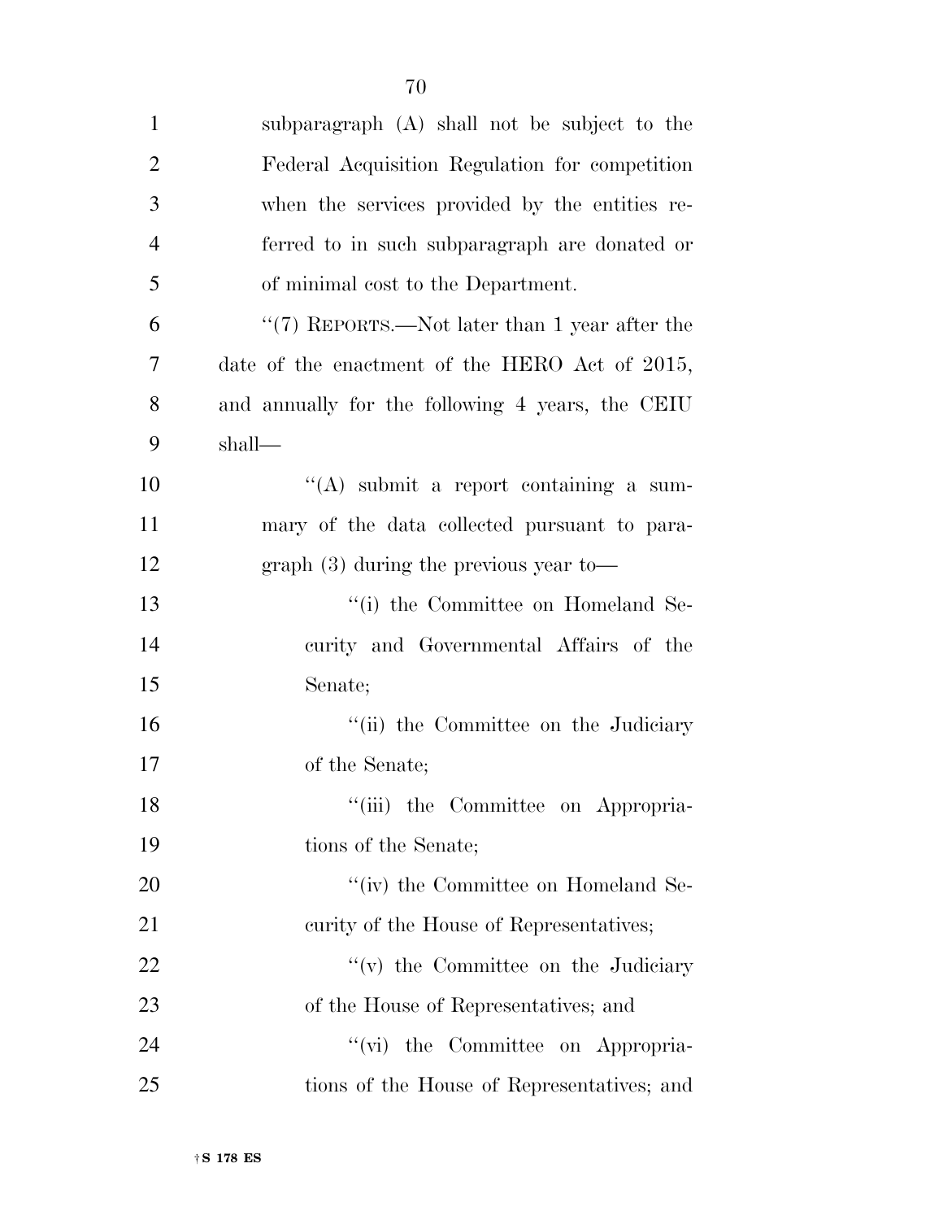subparagraph (A) shall not be subject to the Federal Acquisition Regulation for competition when the services provided by the entities referred to in such subparagraph are donated or of minimal cost to the Department.

''(7) REPORTS.—Not later than 1 year after the date of the enactment of the HERO Act of 2015, and annually for the following 4 years, the CEIU shall—

''(A) submit a report containing a summary of the data collected pursuant to paragraph (3) during the previous year to—

''(i) the Committee on Homeland Security and Governmental Affairs of the Senate;

''(ii) the Committee on the Judiciary of the Senate;

''(iii) the Committee on Appropriations of the Senate;

''(iv) the Committee on Homeland Security of the House of Representatives;

''(v) the Committee on the Judiciary of the House of Representatives; and

''(vi) the Committee on Appropriations of the House of Representatives; and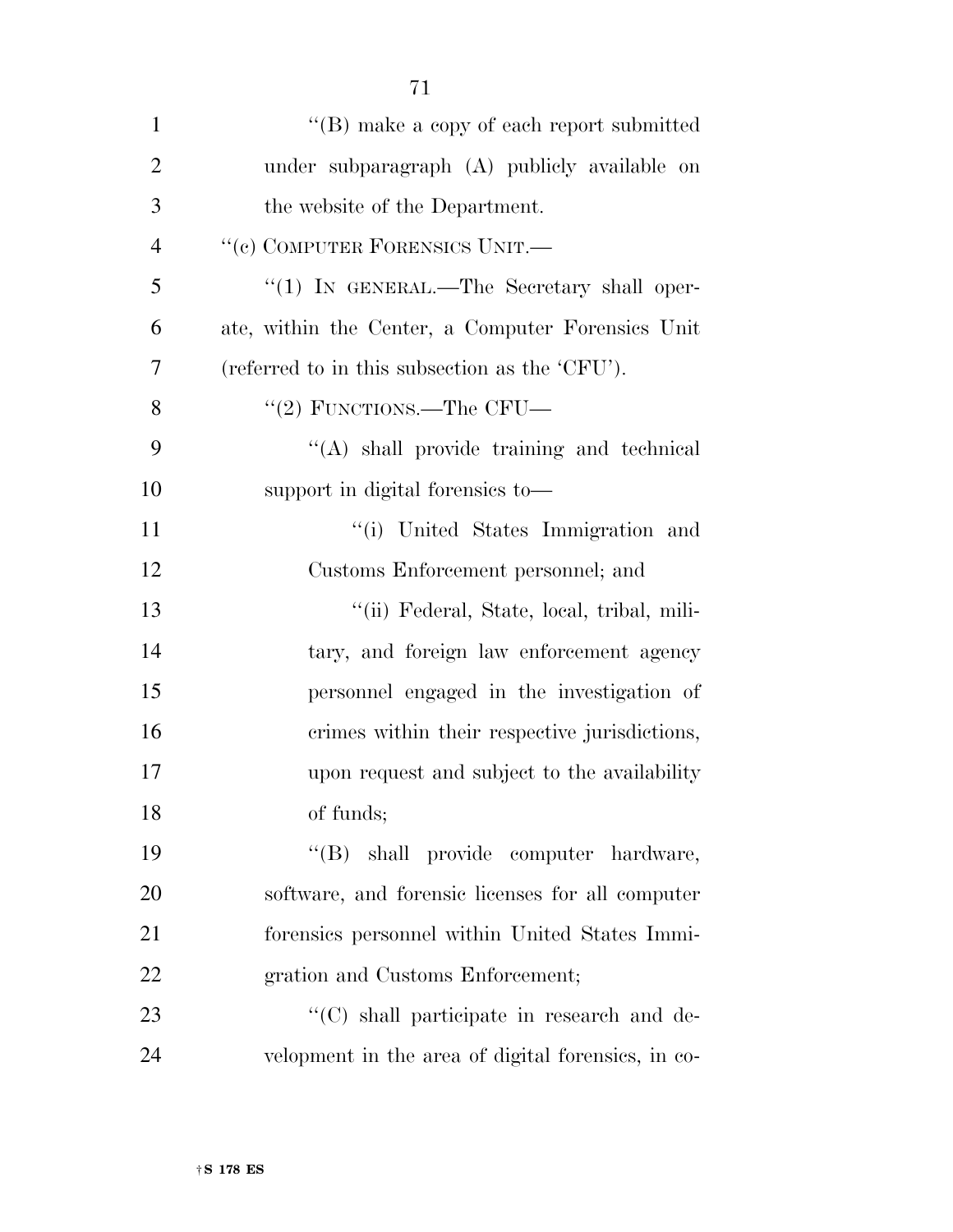''(B) make a copy of each report submitted under subparagraph (A) publicly available on the website of the Department.

''(c) COMPUTER FORENSICS UNIT.—

''(1) IN GENERAL.—The Secretary shall operate, within the Center, a Computer Forensics Unit (referred to in this subsection as the 'CFU').

''(2) FUNCTIONS.—The CFU—

''(A) shall provide training and technical support in digital forensics to—

''(i) United States Immigration and Customs Enforcement personnel; and

''(ii) Federal, State, local, tribal, military, and foreign law enforcement agency personnel engaged in the investigation of crimes within their respective jurisdictions, upon request and subject to the availability of funds;

''(B) shall provide computer hardware, software, and forensic licenses for all computer forensics personnel within United States Immigration and Customs Enforcement;

''(C) shall participate in research and development in the area of digital forensics, in co-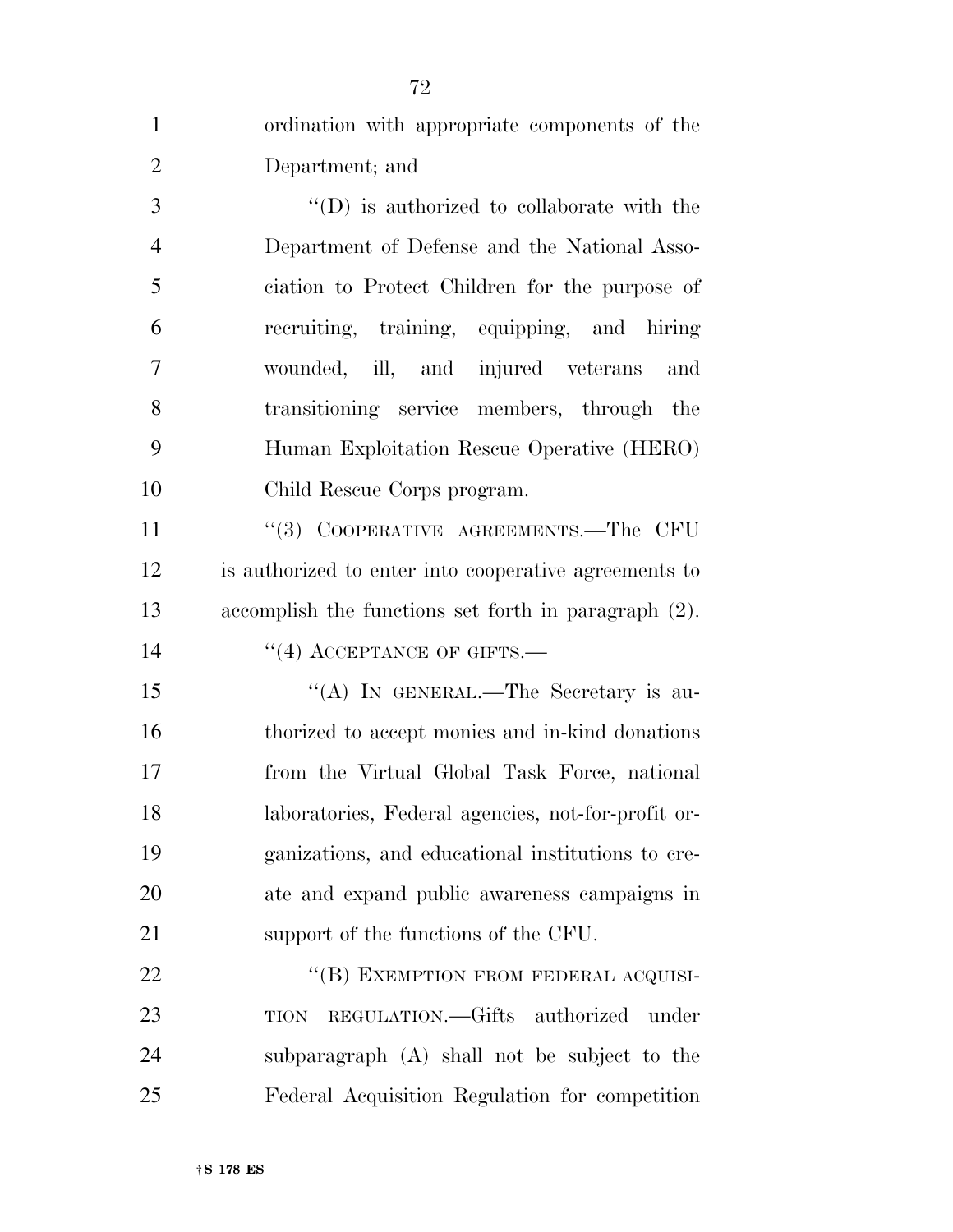ordination with appropriate components of the Department; and

''(D) is authorized to collaborate with the Department of Defense and the National Association to Protect Children for the purpose of recruiting, training, equipping, and hiring wounded, ill, and injured veterans and transitioning service members, through the Human Exploitation Rescue Operative (HERO) Child Rescue Corps program.

''(3) COOPERATIVE AGREEMENTS.—The CFU is authorized to enter into cooperative agreements to accomplish the functions set forth in paragraph (2).

''(4) ACCEPTANCE OF GIFTS.—

''(A) IN GENERAL.—The Secretary is authorized to accept monies and in-kind donations from the Virtual Global Task Force, national laboratories, Federal agencies, not-for-profit organizations, and educational institutions to create and expand public awareness campaigns in support of the functions of the CFU.

''(B) EXEMPTION FROM FEDERAL ACQUISITION REGULATION.—Gifts authorized under subparagraph (A) shall not be subject to the Federal Acquisition Regulation for competition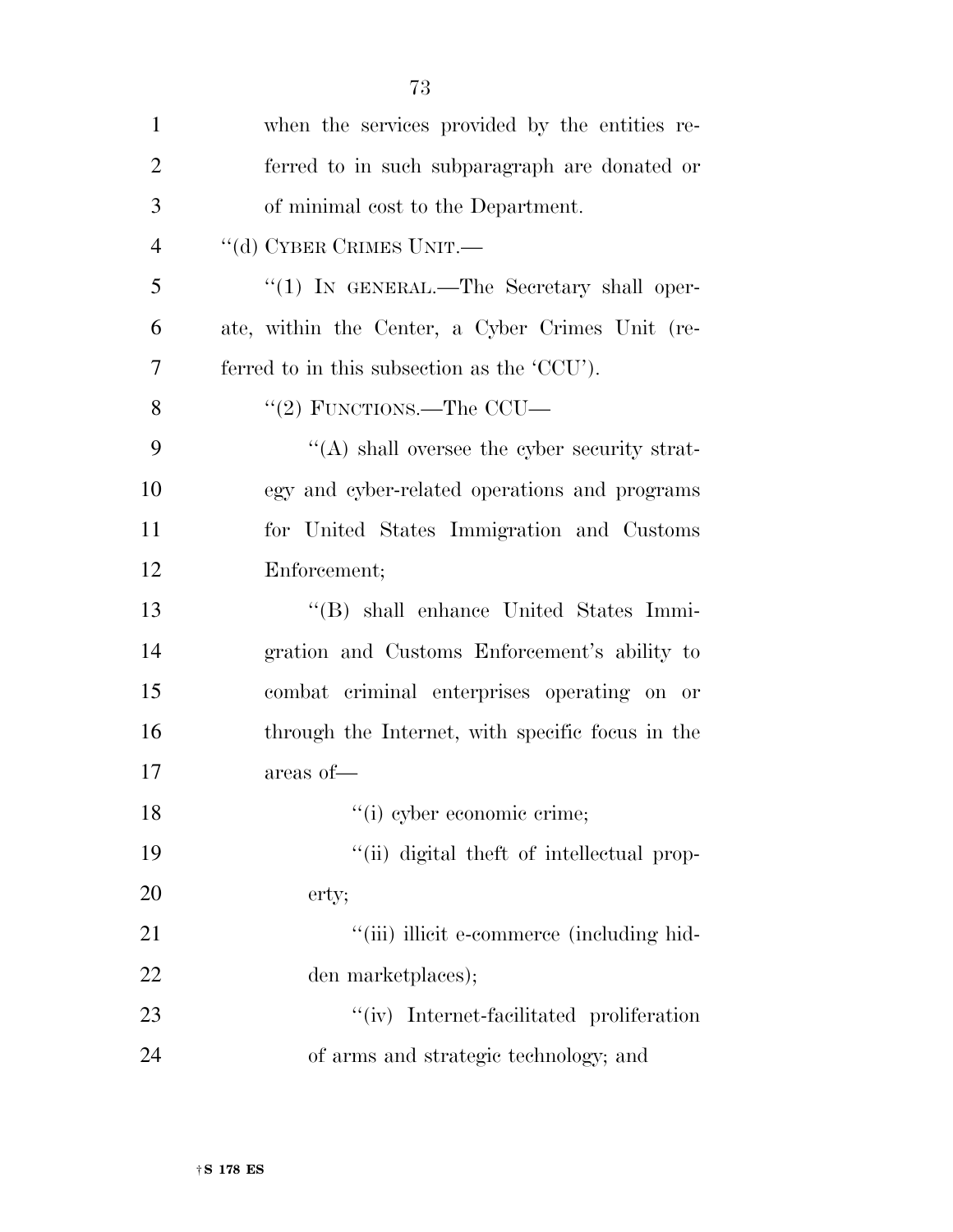when the services provided by the entities referred to in such subparagraph are donated or of minimal cost to the Department.

''(d) CYBER CRIMES UNIT.—

''(1) IN GENERAL.—The Secretary shall operate, within the Center, a Cyber Crimes Unit (referred to in this subsection as the 'CCU').

''(2) FUNCTIONS.—The CCU—

''(A) shall oversee the cyber security strategy and cyber-related operations and programs for United States Immigration and Customs Enforcement;

''(B) shall enhance United States Immigration and Customs Enforcement's ability to combat criminal enterprises operating on or through the Internet, with specific focus in the areas of—

''(i) cyber economic crime;

''(ii) digital theft of intellectual property;

''(iii) illicit e-commerce (including hidden marketplaces);

''(iv) Internet-facilitated proliferation of arms and strategic technology; and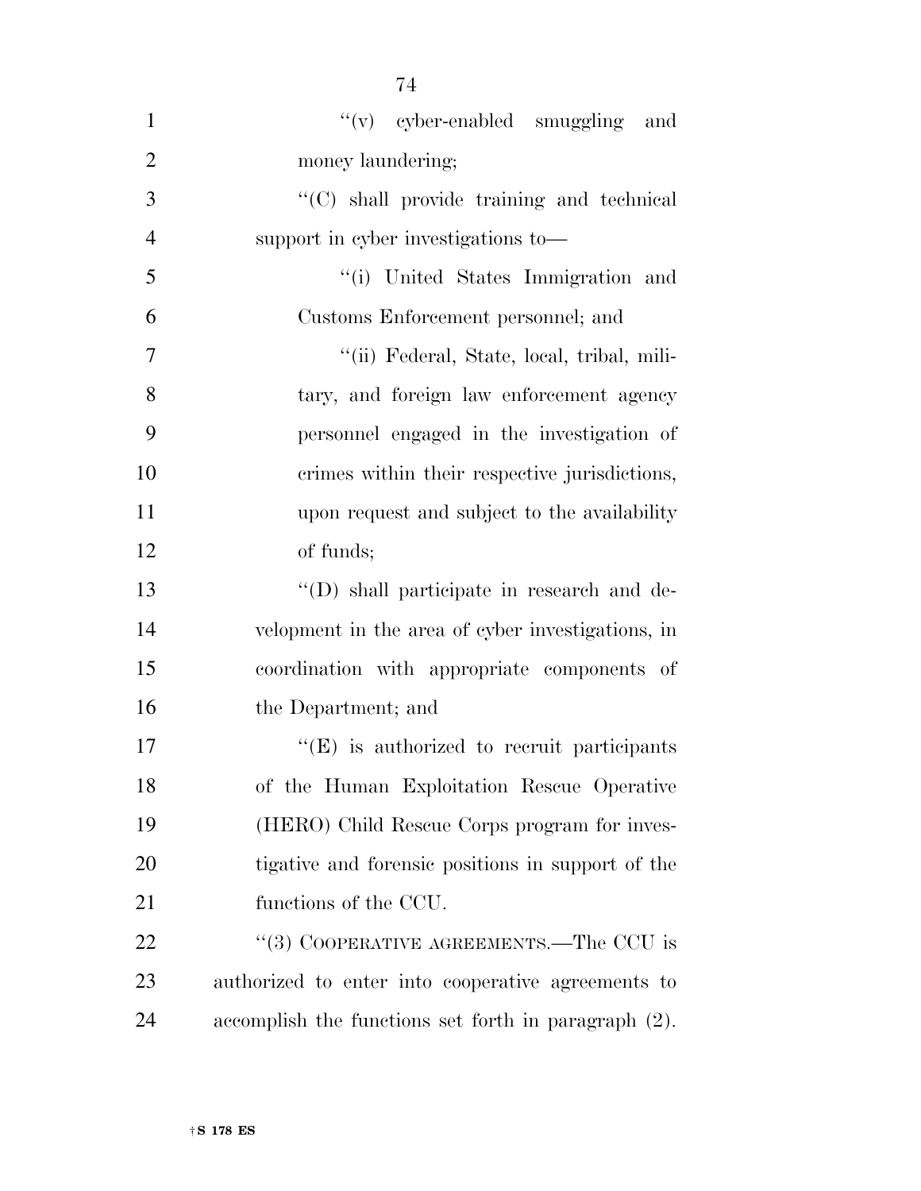''(v) cyber-enabled smuggling and money laundering;

''(C) shall provide training and technical support in cyber investigations to—

''(i) United States Immigration and Customs Enforcement personnel; and

''(ii) Federal, State, local, tribal, military, and foreign law enforcement agency personnel engaged in the investigation of crimes within their respective jurisdictions, upon request and subject to the availability of funds;

''(D) shall participate in research and development in the area of cyber investigations, in coordination with appropriate components of the Department; and

''(E) is authorized to recruit participants of the Human Exploitation Rescue Operative (HERO) Child Rescue Corps program for investigative and forensic positions in support of the functions of the CCU.

''(3) COOPERATIVE AGREEMENTS.—The CCU is authorized to enter into cooperative agreements to accomplish the functions set forth in paragraph (2).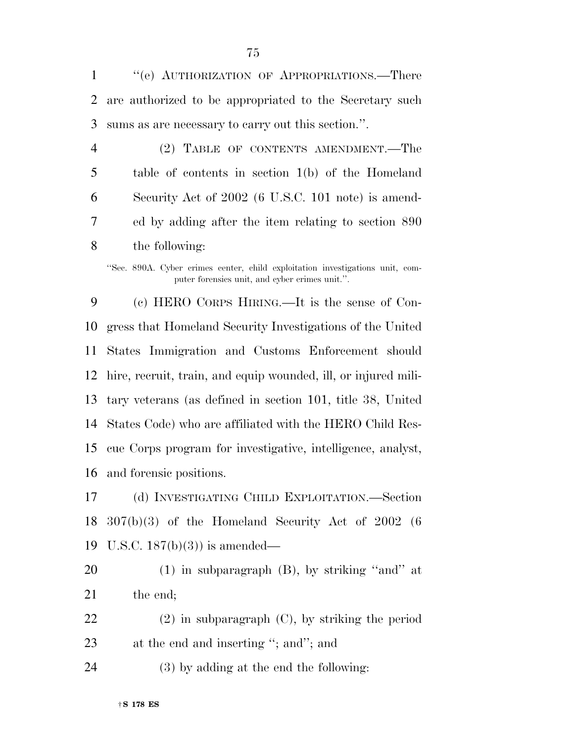"(e) AUTHORIZATION OF APPROPRIATIONS.—There are authorized to be appropriated to the Secretary such sums as are necessary to carry out this section.".

(2) TABLE OF CONTENTS AMENDMENT.—The table of contents in section 1(b) of the Homeland Security Act of 2002 (6 U.S.C. 101 note) is amended by adding after the item relating to section 890 the following:

"Sec. 890A. Cyber crimes center, child exploitation investigations unit, computer forensics unit, and cyber crimes unit.".

(c) HERO CORPS HIRING.—It is the sense of Congress that Homeland Security Investigations of the United States Immigration and Customs Enforcement should hire, recruit, train, and equip wounded, ill, or injured military veterans (as defined in section 101, title 38, United States Code) who are affiliated with the HERO Child Rescue Corps program for investigative, intelligence, analyst, and forensic positions.

(d) INVESTIGATING CHILD EXPLOITATION.—Section 307(b)(3) of the Homeland Security Act of 2002 (6 U.S.C. 187(b)(3)) is amended—

(1) in subparagraph (B), by striking "and" at the end;

(2) in subparagraph (C), by striking the period at the end and inserting "; and"; and

(3) by adding at the end the following: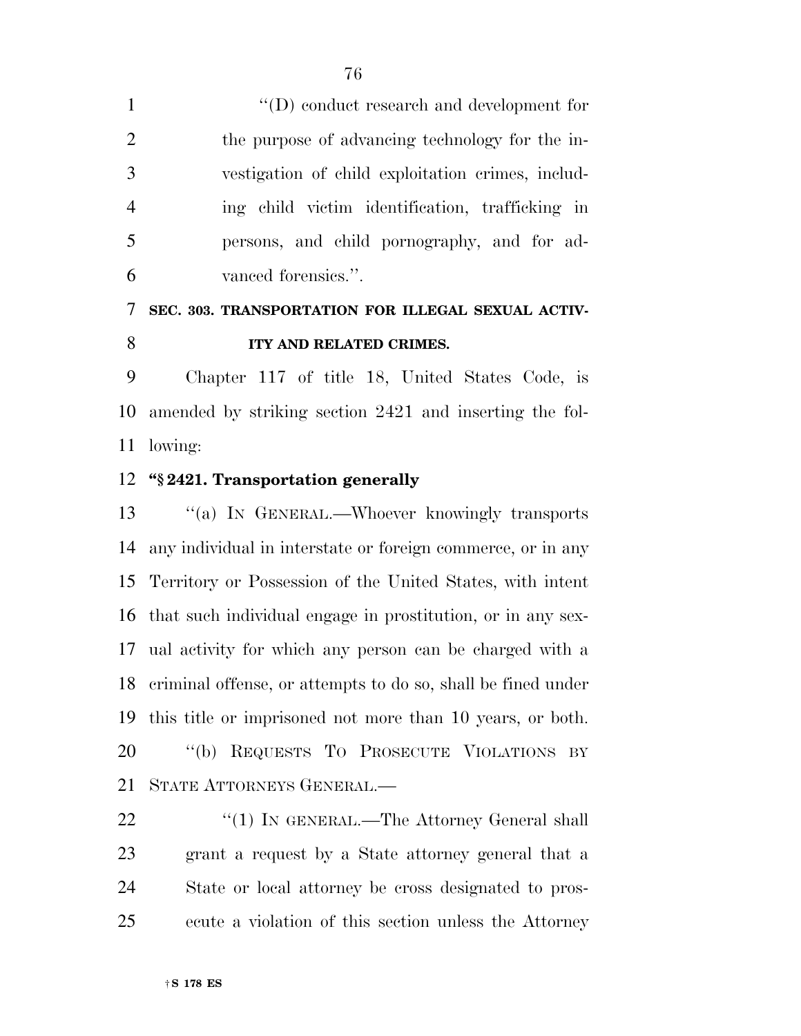''(D) conduct research and development for the purpose of advancing technology for the investigation of child exploitation crimes, including child victim identification, trafficking in persons, and child pornography, and for advanced forensics.''.

**SEC. 303. TRANSPORTATION FOR ILLEGAL SEXUAL ACTIVITY AND RELATED CRIMES.**

Chapter 117 of title 18, United States Code, is amended by striking section 2421 and inserting the following:

**''§ 2421. Transportation generally**

''(a) IN GENERAL.—Whoever knowingly transports any individual in interstate or foreign commerce, or in any Territory or Possession of the United States, with intent that such individual engage in prostitution, or in any sexual activity for which any person can be charged with a criminal offense, or attempts to do so, shall be fined under this title or imprisoned not more than 10 years, or both.

''(b) REQUESTS TO PROSECUTE VIOLATIONS BY STATE ATTORNEYS GENERAL.—

''(1) IN GENERAL.—The Attorney General shall grant a request by a State attorney general that a State or local attorney be cross designated to prosecute a violation of this section unless the Attorney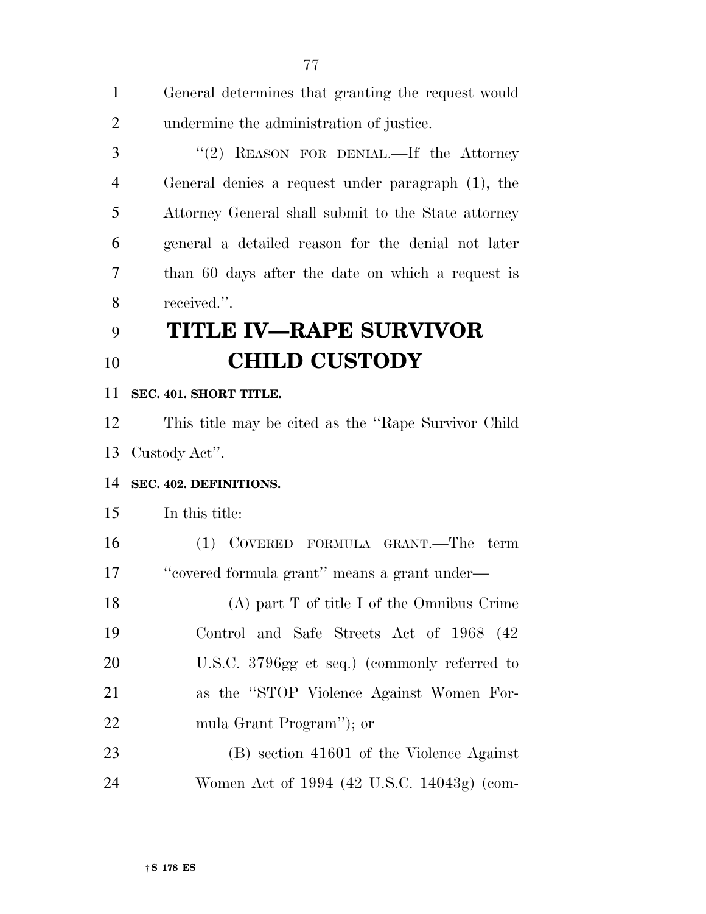General determines that granting the request would undermine the administration of justice.

''(2) REASON FOR DENIAL.—If the Attorney General denies a request under paragraph (1), the Attorney General shall submit to the State attorney general a detailed reason for the denial not later than 60 days after the date on which a request is received.''.

# TITLE IV—RAPE SURVIVOR CHILD CUSTODY

**SEC. 401. SHORT TITLE.**

This title may be cited as the ''Rape Survivor Child Custody Act''.

**SEC. 402. DEFINITIONS.**

In this title:

(1) COVERED FORMULA GRANT.—The term ''covered formula grant'' means a grant under—

(A) part T of title I of the Omnibus Crime Control and Safe Streets Act of 1968 (42 U.S.C. 3796gg et seq.) (commonly referred to as the ''STOP Violence Against Women Formula Grant Program''); or

(B) section 41601 of the Violence Against Women Act of 1994 (42 U.S.C. 14043g) (com-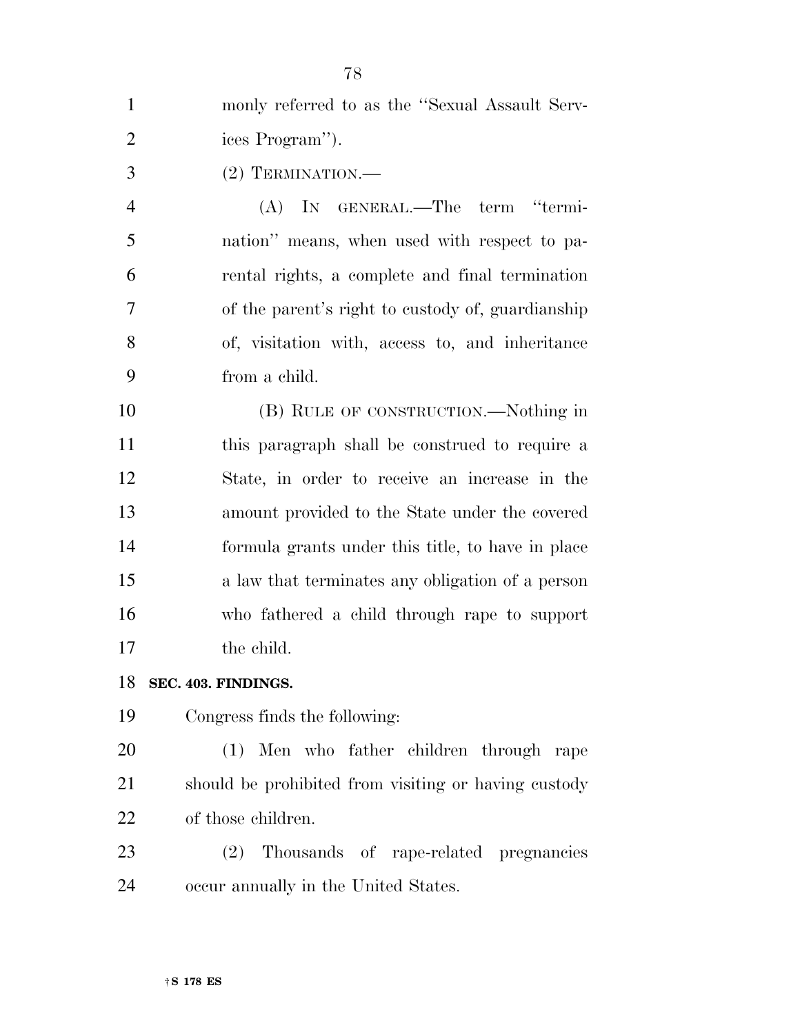monly referred to as the "Sexual Assault Services Program").

(2) TERMINATION.—

(A) IN GENERAL.—The term "termination" means, when used with respect to parental rights, a complete and final termination of the parent's right to custody of, guardianship of, visitation with, access to, and inheritance from a child.

(B) RULE OF CONSTRUCTION.—Nothing in this paragraph shall be construed to require a State, in order to receive an increase in the amount provided to the State under the covered formula grants under this title, to have in place a law that terminates any obligation of a person who fathered a child through rape to support the child.

**SEC. 403. FINDINGS.**

Congress finds the following:

(1) Men who father children through rape should be prohibited from visiting or having custody of those children.

(2) Thousands of rape-related pregnancies occur annually in the United States.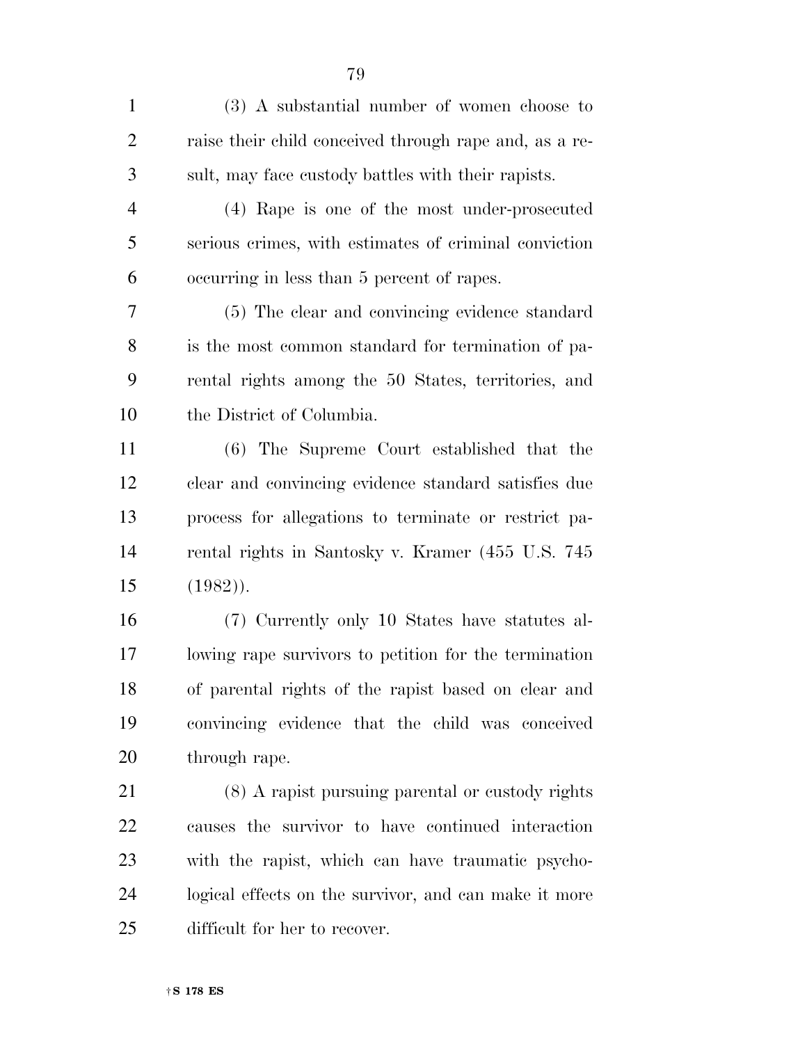(3) A substantial number of women choose to raise their child conceived through rape and, as a result, may face custody battles with their rapists.

(4) Rape is one of the most under-prosecuted serious crimes, with estimates of criminal conviction occurring in less than 5 percent of rapes.

(5) The clear and convincing evidence standard is the most common standard for termination of parental rights among the 50 States, territories, and the District of Columbia.

(6) The Supreme Court established that the clear and convincing evidence standard satisfies due process for allegations to terminate or restrict parental rights in Santosky v. Kramer (455 U.S. 745 (1982)).

(7) Currently only 10 States have statutes allowing rape survivors to petition for the termination of parental rights of the rapist based on clear and convincing evidence that the child was conceived through rape.

(8) A rapist pursuing parental or custody rights causes the survivor to have continued interaction with the rapist, which can have traumatic psychological effects on the survivor, and can make it more difficult for her to recover.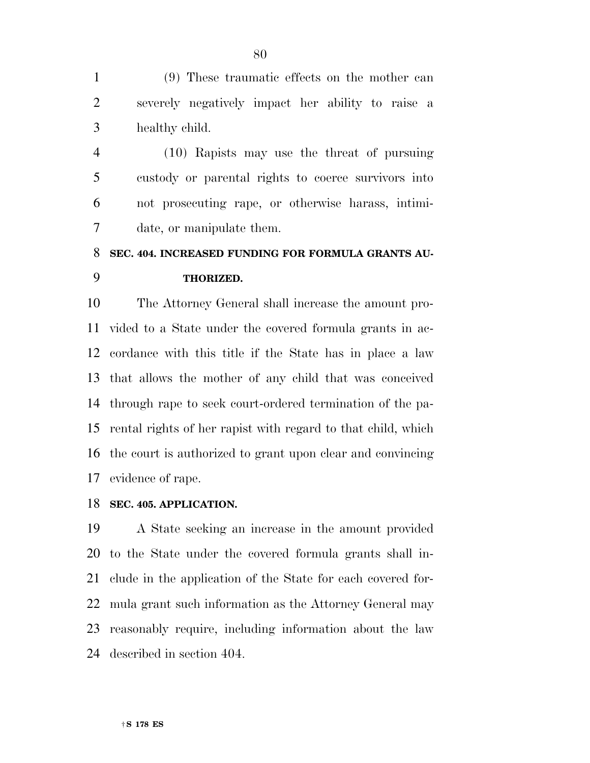(9) These traumatic effects on the mother can severely negatively impact her ability to raise a healthy child.

(10) Rapists may use the threat of pursuing custody or parental rights to coerce survivors into not prosecuting rape, or otherwise harass, intimidate, or manipulate them.

### SEC. 404. INCREASED FUNDING FOR FORMULA GRANTS AUTHORIZED.

The Attorney General shall increase the amount provided to a State under the covered formula grants in accordance with this title if the State has in place a law that allows the mother of any child that was conceived through rape to seek court-ordered termination of the parental rights of her rapist with regard to that child, which the court is authorized to grant upon clear and convincing evidence of rape.

### SEC. 405. APPLICATION.

A State seeking an increase in the amount provided to the State under the covered formula grants shall include in the application of the State for each covered formula grant such information as the Attorney General may reasonably require, including information about the law described in section 404.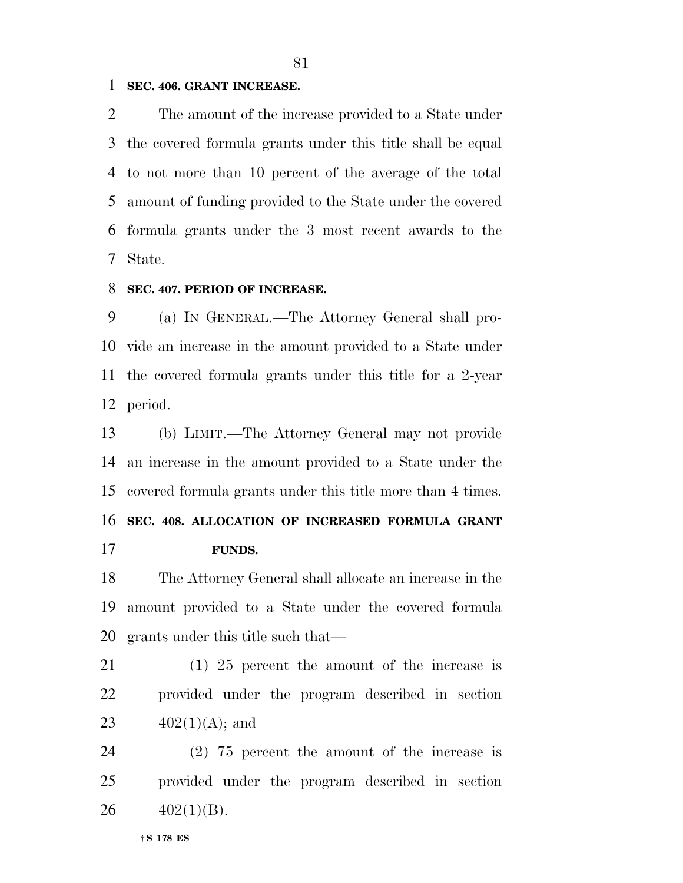**SEC. 406. GRANT INCREASE.**

The amount of the increase provided to a State under the covered formula grants under this title shall be equal to not more than 10 percent of the average of the total amount of funding provided to the State under the covered formula grants under the 3 most recent awards to the State.

**SEC. 407. PERIOD OF INCREASE.**

(a) IN GENERAL.—The Attorney General shall provide an increase in the amount provided to a State under the covered formula grants under this title for a 2-year period.

(b) LIMIT.—The Attorney General may not provide an increase in the amount provided to a State under the covered formula grants under this title more than 4 times.

**SEC. 408. ALLOCATION OF INCREASED FORMULA GRANT FUNDS.**

The Attorney General shall allocate an increase in the amount provided to a State under the covered formula grants under this title such that—

(1) 25 percent the amount of the increase is provided under the program described in section 402(1)(A); and

(2) 75 percent the amount of the increase is provided under the program described in section 402(1)(B).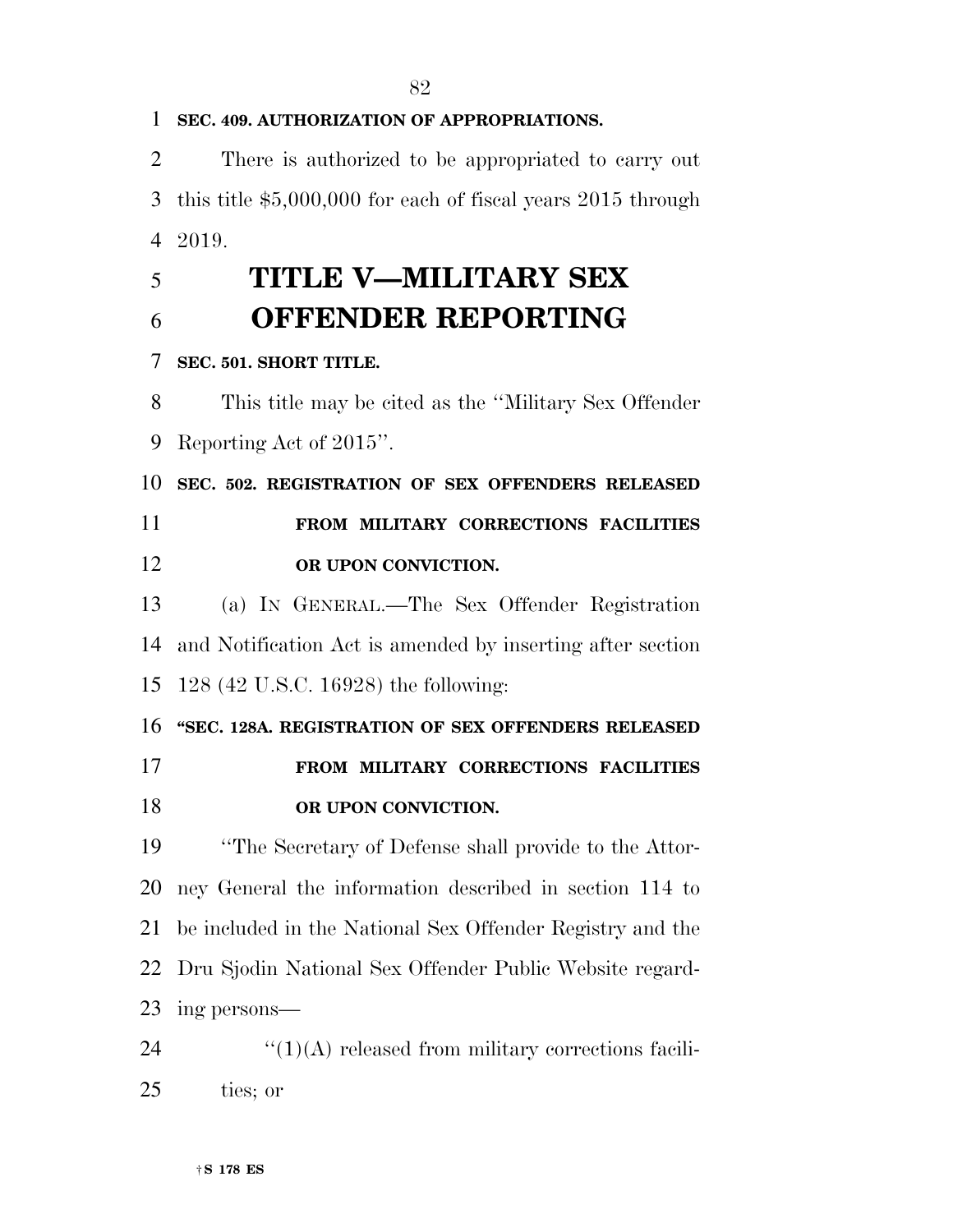**SEC. 409. AUTHORIZATION OF APPROPRIATIONS.**

There is authorized to be appropriated to carry out this title $5,000,000 for each of fiscal years 2015 through 2019.

# TITLE V—MILITARY SEX OFFENDER REPORTING

**SEC. 501. SHORT TITLE.**

This title may be cited as the ''Military Sex Offender Reporting Act of 2015''.

**SEC. 502. REGISTRATION OF SEX OFFENDERS RELEASED FROM MILITARY CORRECTIONS FACILITIES OR UPON CONVICTION.**

(a) IN GENERAL.—The Sex Offender Registration and Notification Act is amended by inserting after section 128 (42 U.S.C. 16928) the following:

**''SEC. 128A. REGISTRATION OF SEX OFFENDERS RELEASED FROM MILITARY CORRECTIONS FACILITIES OR UPON CONVICTION.**

''The Secretary of Defense shall provide to the Attorney General the information described in section 114 to be included in the National Sex Offender Registry and the Dru Sjodin National Sex Offender Public Website regarding persons—

''(1)(A) released from military corrections facilities; or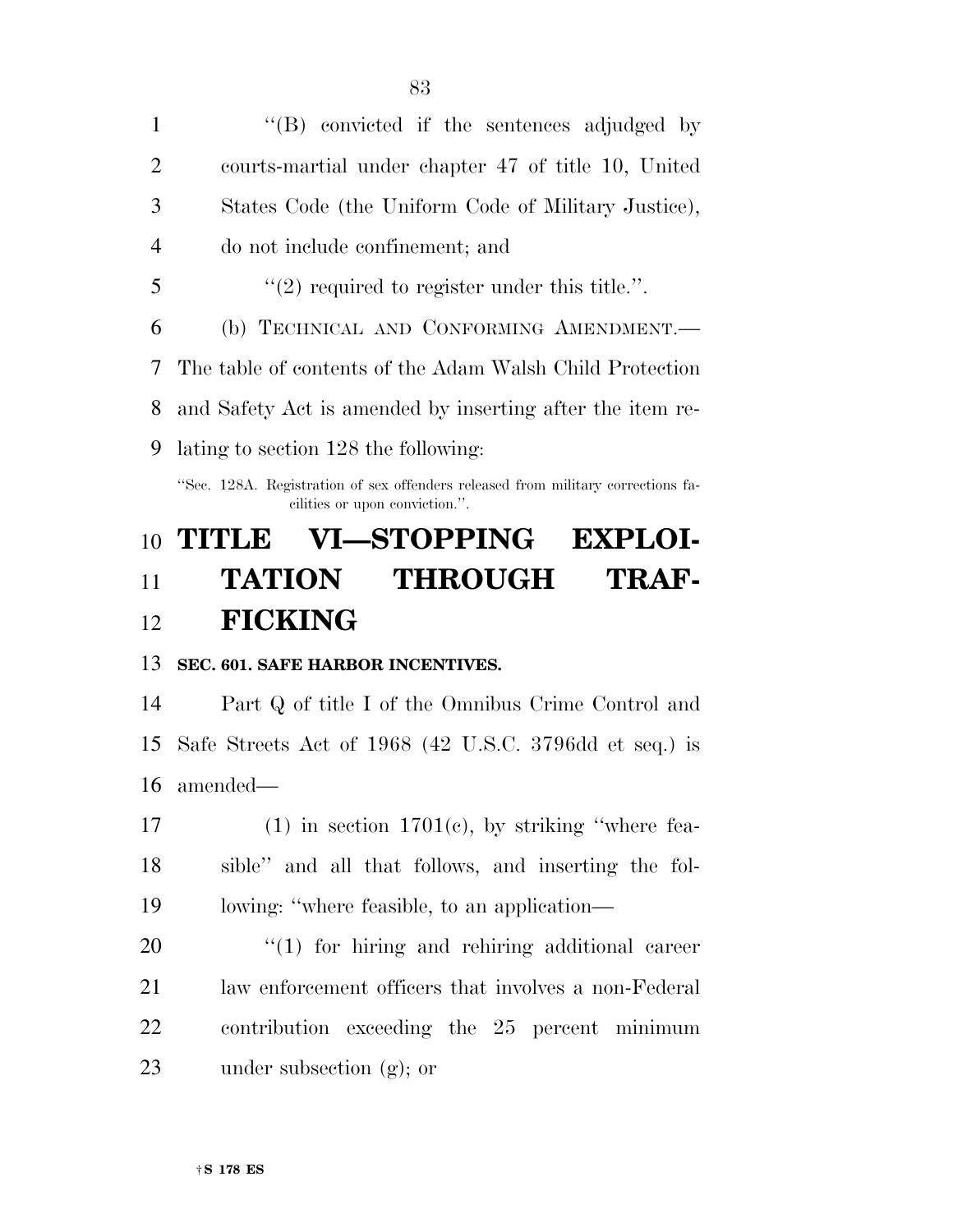''(B) convicted if the sentences adjudged by courts-martial under chapter 47 of title 10, United States Code (the Uniform Code of Military Justice), do not include confinement; and

''(2) required to register under this title.''.

(b) TECHNICAL AND CONFORMING AMENDMENT.—The table of contents of the Adam Walsh Child Protection and Safety Act is amended by inserting after the item relating to section 128 the following:

''Sec. 128A. Registration of sex offenders released from military corrections facilities or upon conviction.''.

# TITLE VI—STOPPING EXPLOITATION THROUGH TRAFFICKING

### SEC. 601. SAFE HARBOR INCENTIVES.

Part Q of title I of the Omnibus Crime Control and Safe Streets Act of 1968 (42 U.S.C. 3796dd et seq.) is amended—

(1) in section 1701(c), by striking ''where feasible'' and all that follows, and inserting the following: ''where feasible, to an application—

''(1) for hiring and rehiring additional career law enforcement officers that involves a non-Federal contribution exceeding the 25 percent minimum under subsection (g); or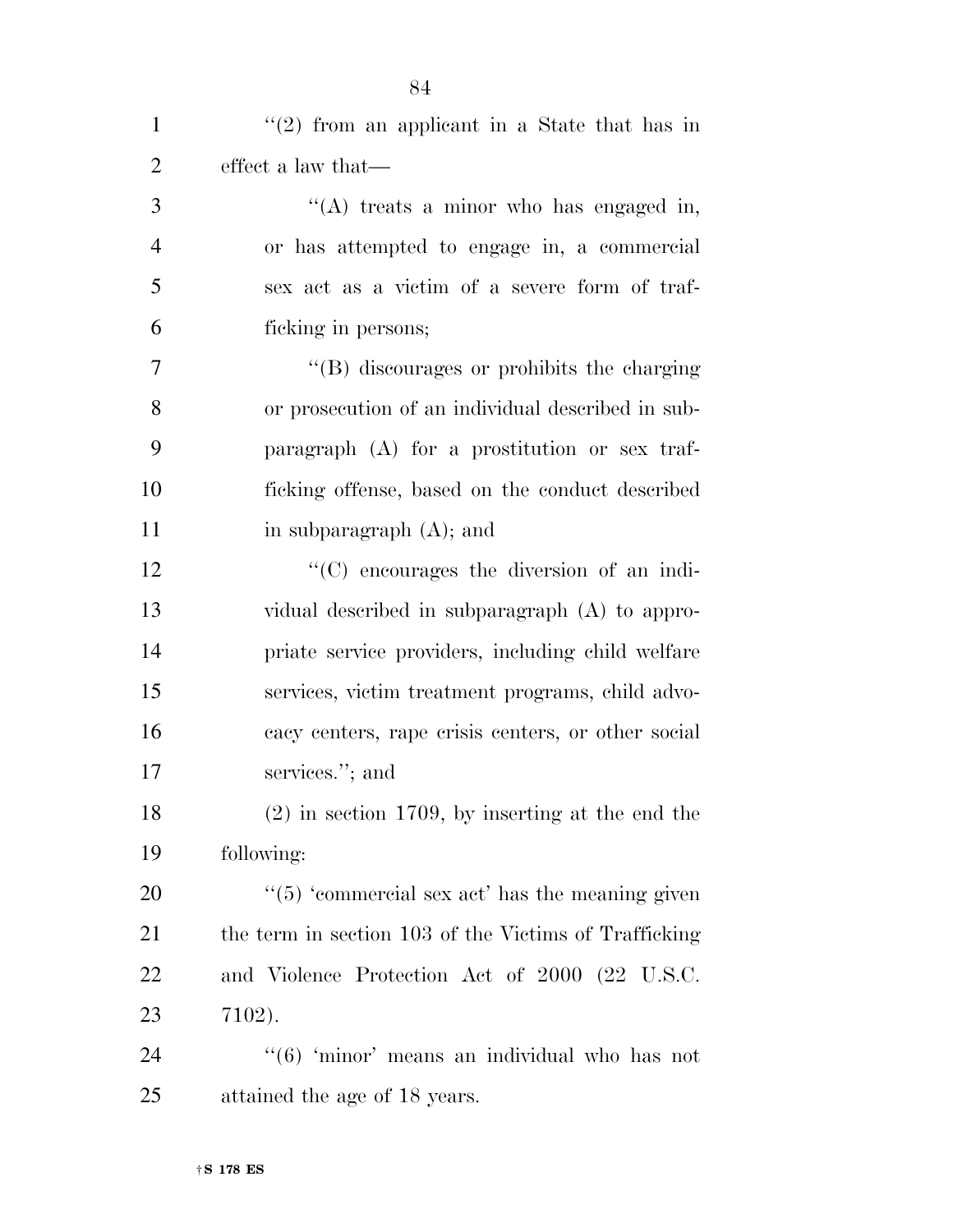''(2) from an applicant in a State that has in effect a law that—

''(A) treats a minor who has engaged in, or has attempted to engage in, a commercial sex act as a victim of a severe form of trafficking in persons;

''(B) discourages or prohibits the charging or prosecution of an individual described in subparagraph (A) for a prostitution or sex trafficking offense, based on the conduct described in subparagraph (A); and

''(C) encourages the diversion of an individual described in subparagraph (A) to appropriate service providers, including child welfare services, victim treatment programs, child advocacy centers, rape crisis centers, or other social services.''; and

(2) in section 1709, by inserting at the end the following:

''(5) 'commercial sex act' has the meaning given the term in section 103 of the Victims of Trafficking and Violence Protection Act of 2000 (22 U.S.C. 7102).

''(6) 'minor' means an individual who has not attained the age of 18 years.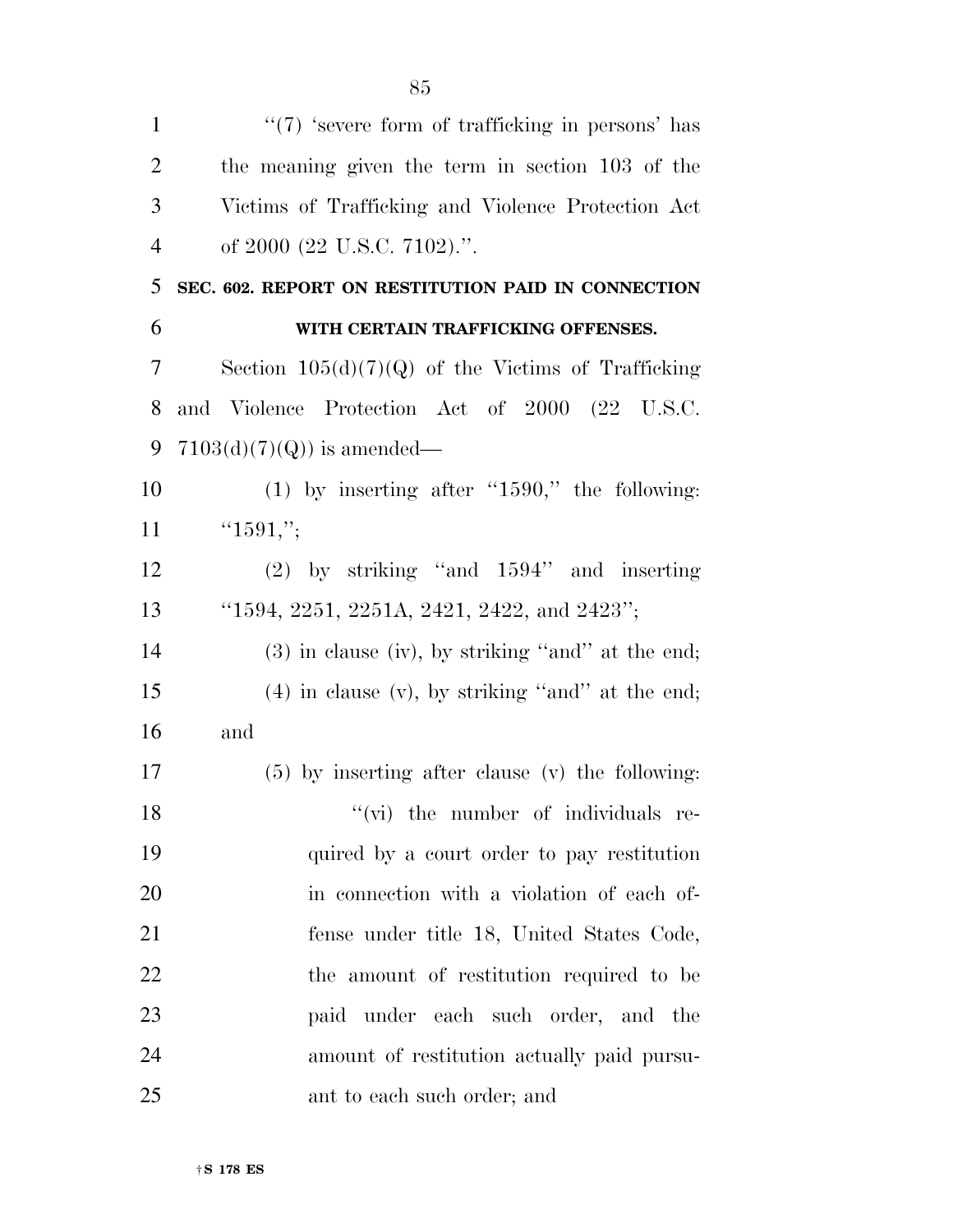''(7) 'severe form of trafficking in persons' has the meaning given the term in section 103 of the Victims of Trafficking and Violence Protection Act of 2000 (22 U.S.C. 7102).''.

**SEC. 602. REPORT ON RESTITUTION PAID IN CONNECTION WITH CERTAIN TRAFFICKING OFFENSES.**

Section 105(d)(7)(Q) of the Victims of Trafficking and Violence Protection Act of 2000 (22 U.S.C. 7103(d)(7)(Q)) is amended—

(1) by inserting after ''1590,'' the following: ''1591,'';

(2) by striking ''and 1594'' and inserting ''1594, 2251, 2251A, 2421, 2422, and 2423'';

(3) in clause (iv), by striking ''and'' at the end;

(4) in clause (v), by striking ''and'' at the end; and

(5) by inserting after clause (v) the following:

''(vi) the number of individuals required by a court order to pay restitution in connection with a violation of each offense under title 18, United States Code, the amount of restitution required to be paid under each such order, and the amount of restitution actually paid pursuant to each such order; and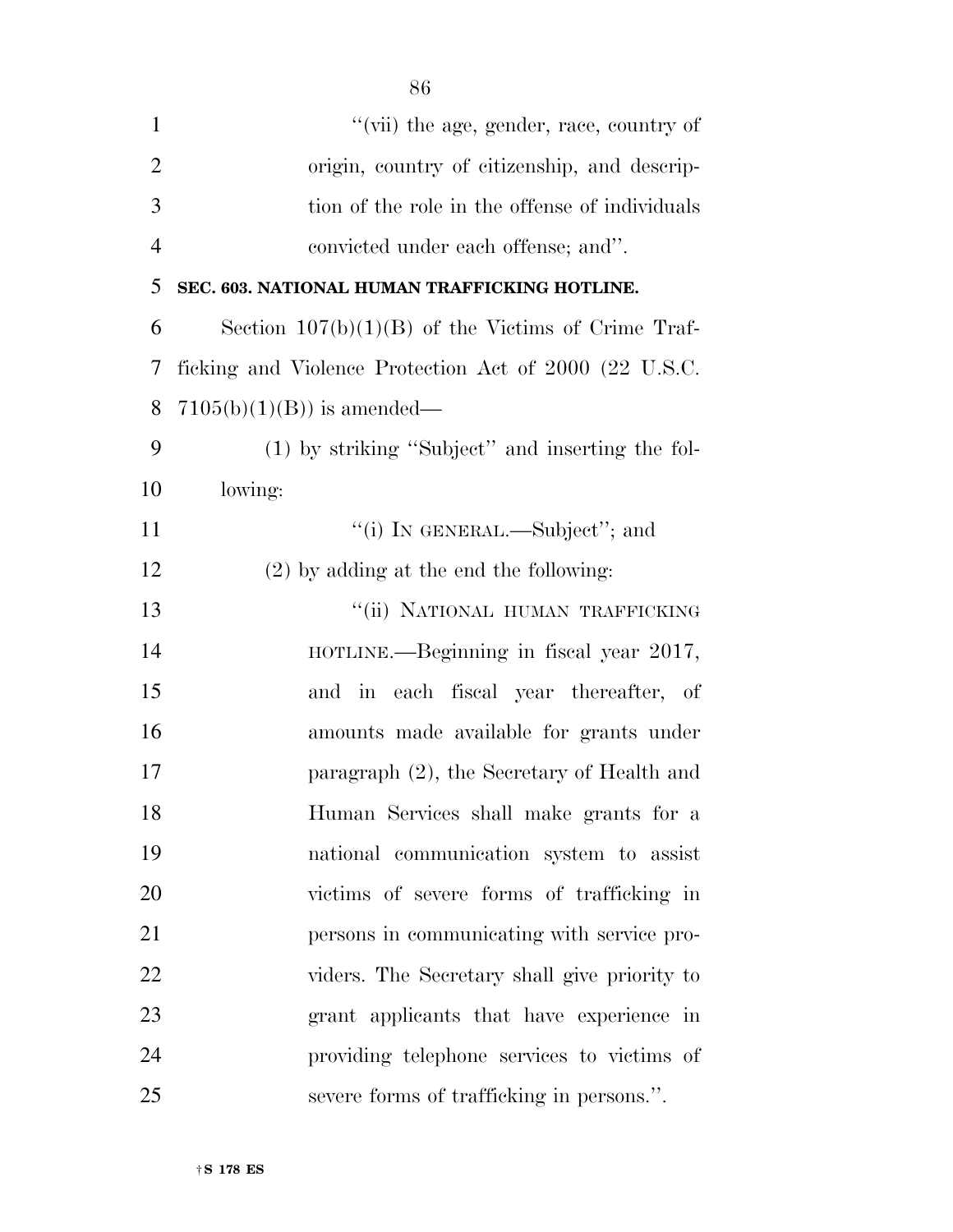"(vii) the age, gender, race, country of origin, country of citizenship, and description of the role in the offense of individuals convicted under each offense; and".

**SEC. 603. NATIONAL HUMAN TRAFFICKING HOTLINE.**

Section 107(b)(1)(B) of the Victims of Crime Trafficking and Violence Protection Act of 2000 (22 U.S.C. 7105(b)(1)(B)) is amended—

(1) by striking "Subject" and inserting the following:

"(i) IN GENERAL.—Subject"; and

(2) by adding at the end the following:

"(ii) NATIONAL HUMAN TRAFFICKING HOTLINE.—Beginning in fiscal year 2017, and in each fiscal year thereafter, of amounts made available for grants under paragraph (2), the Secretary of Health and Human Services shall make grants for a national communication system to assist victims of severe forms of trafficking in persons in communicating with service providers. The Secretary shall give priority to grant applicants that have experience in providing telephone services to victims of severe forms of trafficking in persons.".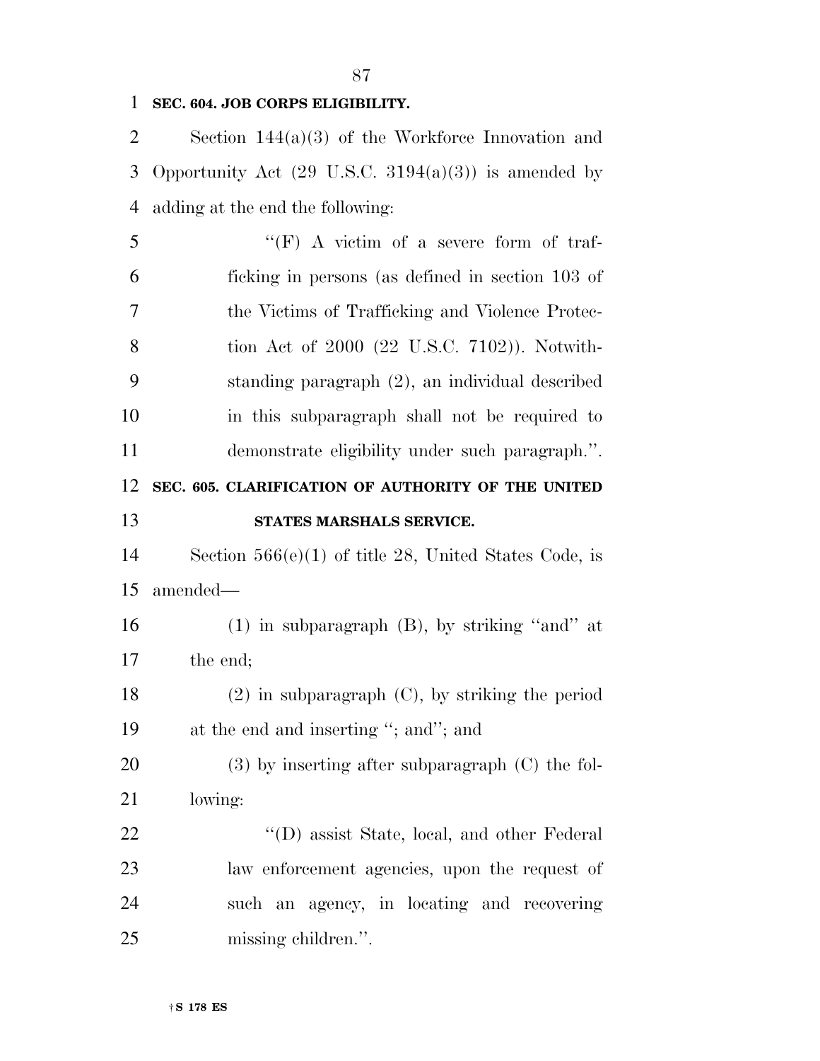**SEC. 604. JOB CORPS ELIGIBILITY.**

Section 144(a)(3) of the Workforce Innovation and Opportunity Act (29 U.S.C. 3194(a)(3)) is amended by adding at the end the following:

> ''(F) A victim of a severe form of trafficking in persons (as defined in section 103 of the Victims of Trafficking and Violence Protection Act of 2000 (22 U.S.C. 7102)). Notwithstanding paragraph (2), an individual described in this subparagraph shall not be required to demonstrate eligibility under such paragraph.''.

**SEC. 605. CLARIFICATION OF AUTHORITY OF THE UNITED STATES MARSHALS SERVICE.**

Section 566(e)(1) of title 28, United States Code, is amended—

(1) in subparagraph (B), by striking ''and'' at the end;

(2) in subparagraph (C), by striking the period at the end and inserting ''; and''; and

(3) by inserting after subparagraph (C) the following:

> ''(D) assist State, local, and other Federal law enforcement agencies, upon the request of such an agency, in locating and recovering missing children.''.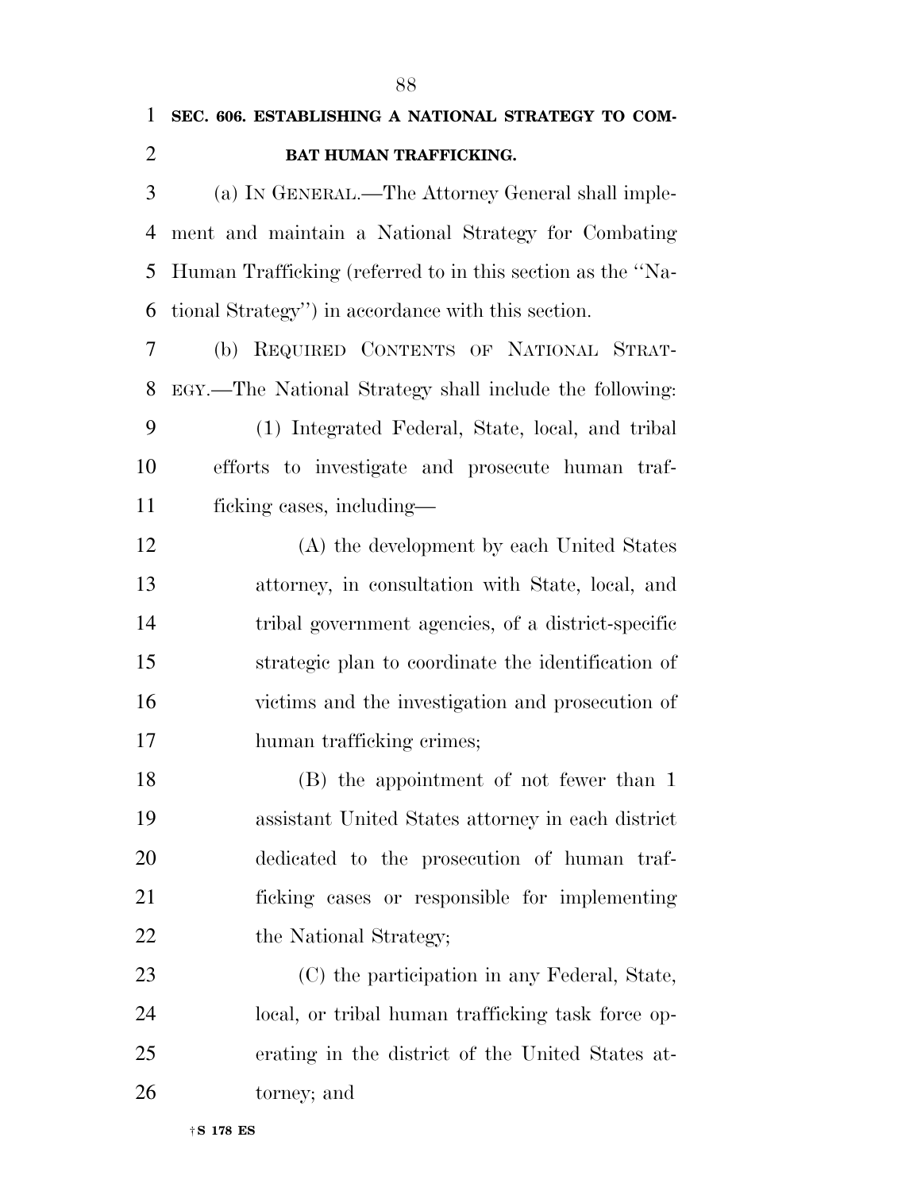**SEC. 606. ESTABLISHING A NATIONAL STRATEGY TO COMBAT HUMAN TRAFFICKING.**

(a) IN GENERAL.—The Attorney General shall implement and maintain a National Strategy for Combating Human Trafficking (referred to in this section as the ''National Strategy'') in accordance with this section.

(b) REQUIRED CONTENTS OF NATIONAL STRATEGY.—The National Strategy shall include the following:

(1) Integrated Federal, State, local, and tribal efforts to investigate and prosecute human trafficking cases, including—

(A) the development by each United States attorney, in consultation with State, local, and tribal government agencies, of a district-specific strategic plan to coordinate the identification of victims and the investigation and prosecution of human trafficking crimes;

(B) the appointment of not fewer than 1 assistant United States attorney in each district dedicated to the prosecution of human trafficking cases or responsible for implementing the National Strategy;

(C) the participation in any Federal, State, local, or tribal human trafficking task force operating in the district of the United States attorney; and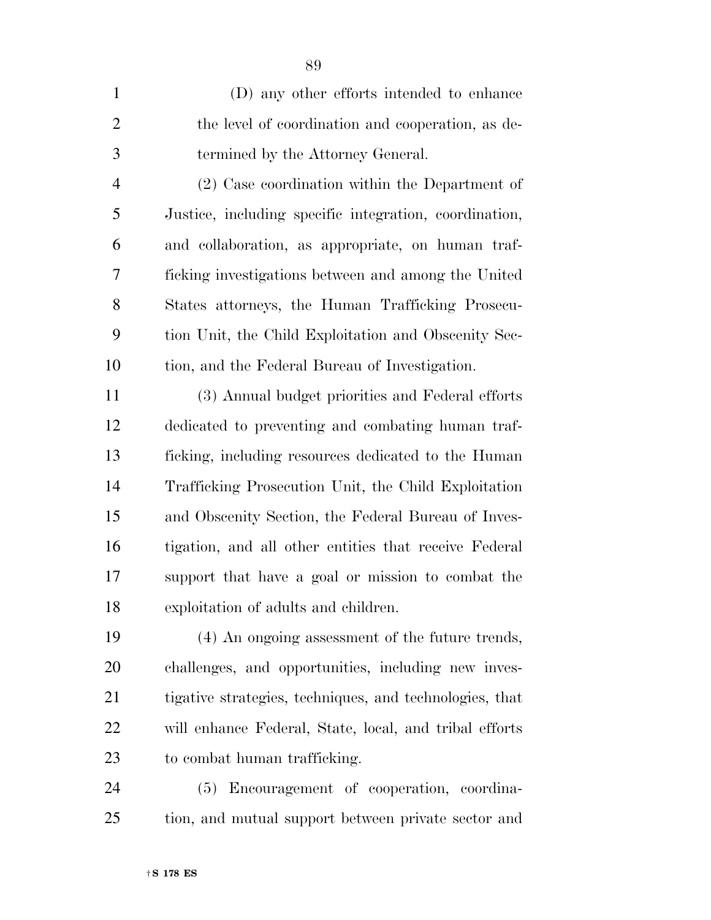(D) any other efforts intended to enhance the level of coordination and cooperation, as determined by the Attorney General.

(2) Case coordination within the Department of Justice, including specific integration, coordination, and collaboration, as appropriate, on human trafficking investigations between and among the United States attorneys, the Human Trafficking Prosecution Unit, the Child Exploitation and Obscenity Section, and the Federal Bureau of Investigation.

(3) Annual budget priorities and Federal efforts dedicated to preventing and combating human trafficking, including resources dedicated to the Human Trafficking Prosecution Unit, the Child Exploitation and Obscenity Section, the Federal Bureau of Investigation, and all other entities that receive Federal support that have a goal or mission to combat the exploitation of adults and children.

(4) An ongoing assessment of the future trends, challenges, and opportunities, including new investigative strategies, techniques, and technologies, that will enhance Federal, State, local, and tribal efforts to combat human trafficking.

(5) Encouragement of cooperation, coordination, and mutual support between private sector and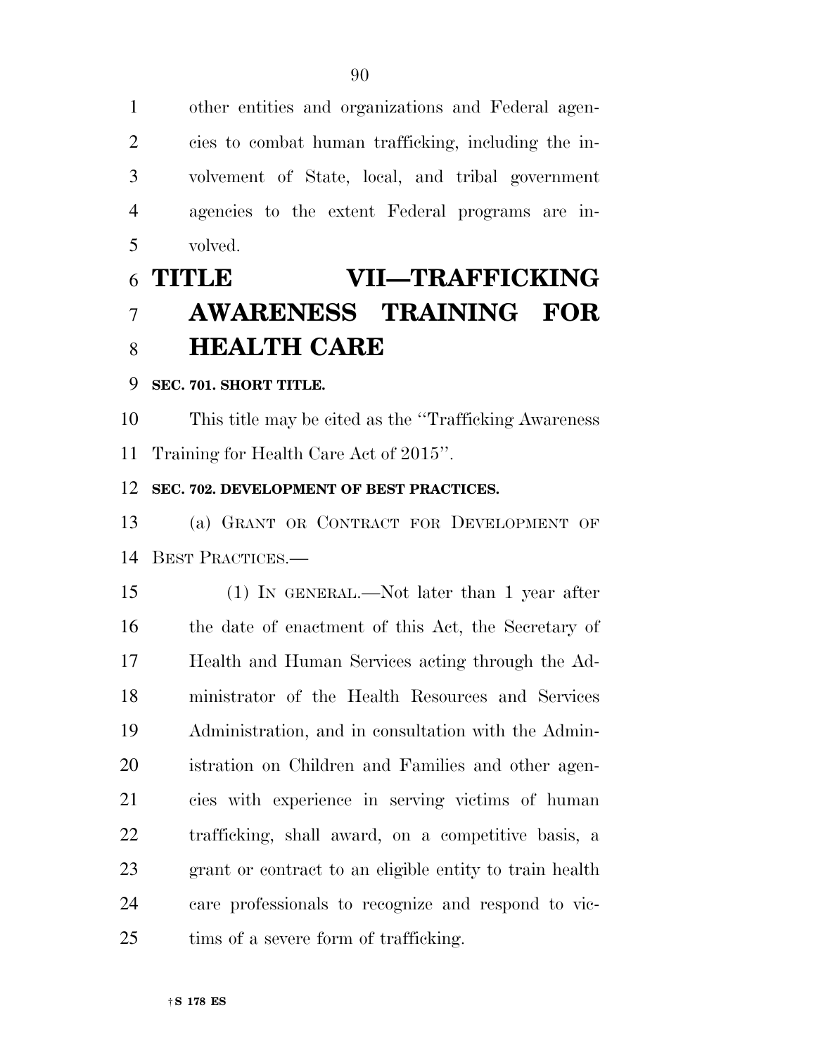other entities and organizations and Federal agencies to combat human trafficking, including the involvement of State, local, and tribal government agencies to the extent Federal programs are involved.

# TITLE VII—TRAFFICKING AWARENESS TRAINING FOR HEALTH CARE

**SEC. 701. SHORT TITLE.**

This title may be cited as the ''Trafficking Awareness Training for Health Care Act of 2015''.

**SEC. 702. DEVELOPMENT OF BEST PRACTICES.**

(a) GRANT OR CONTRACT FOR DEVELOPMENT OF BEST PRACTICES.—

(1) IN GENERAL.—Not later than 1 year after the date of enactment of this Act, the Secretary of Health and Human Services acting through the Administrator of the Health Resources and Services Administration, and in consultation with the Administration on Children and Families and other agencies with experience in serving victims of human trafficking, shall award, on a competitive basis, a grant or contract to an eligible entity to train health care professionals to recognize and respond to victims of a severe form of trafficking.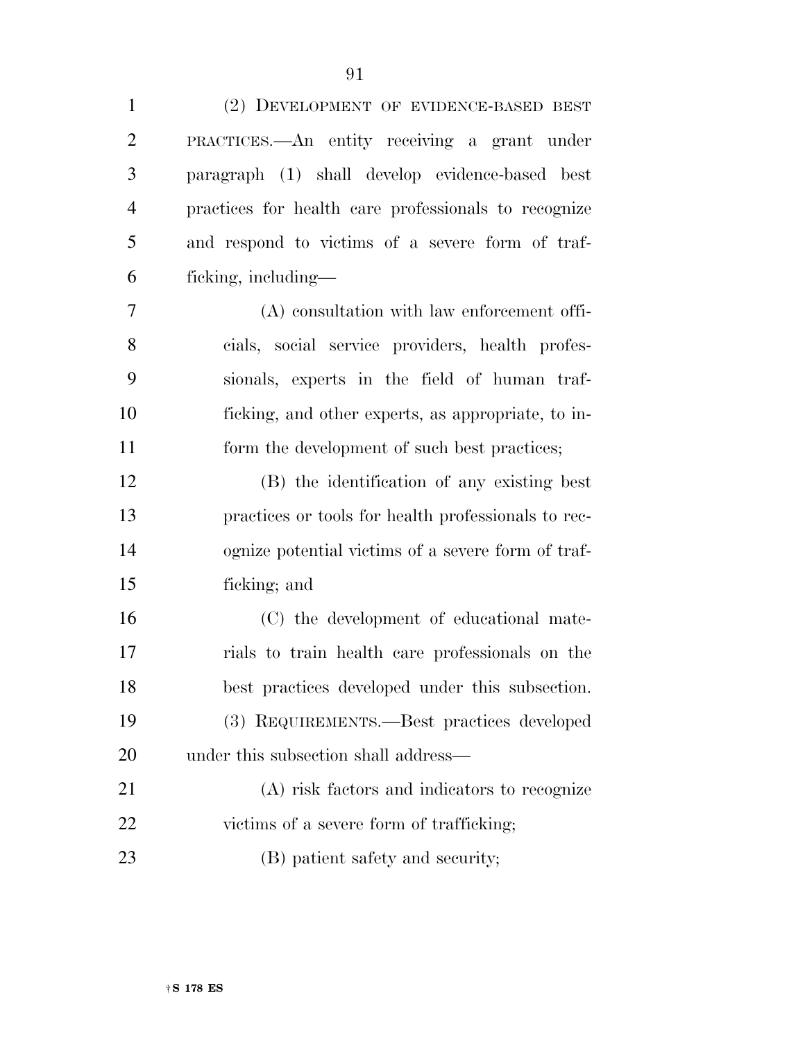(2) DEVELOPMENT OF EVIDENCE-BASED BEST PRACTICES.—An entity receiving a grant under paragraph (1) shall develop evidence-based best practices for health care professionals to recognize and respond to victims of a severe form of trafficking, including—

(A) consultation with law enforcement officials, social service providers, health professionals, experts in the field of human trafficking, and other experts, as appropriate, to inform the development of such best practices;

(B) the identification of any existing best practices or tools for health professionals to recognize potential victims of a severe form of trafficking; and

(C) the development of educational materials to train health care professionals on the best practices developed under this subsection.

(3) REQUIREMENTS.—Best practices developed under this subsection shall address—

(A) risk factors and indicators to recognize victims of a severe form of trafficking;

(B) patient safety and security;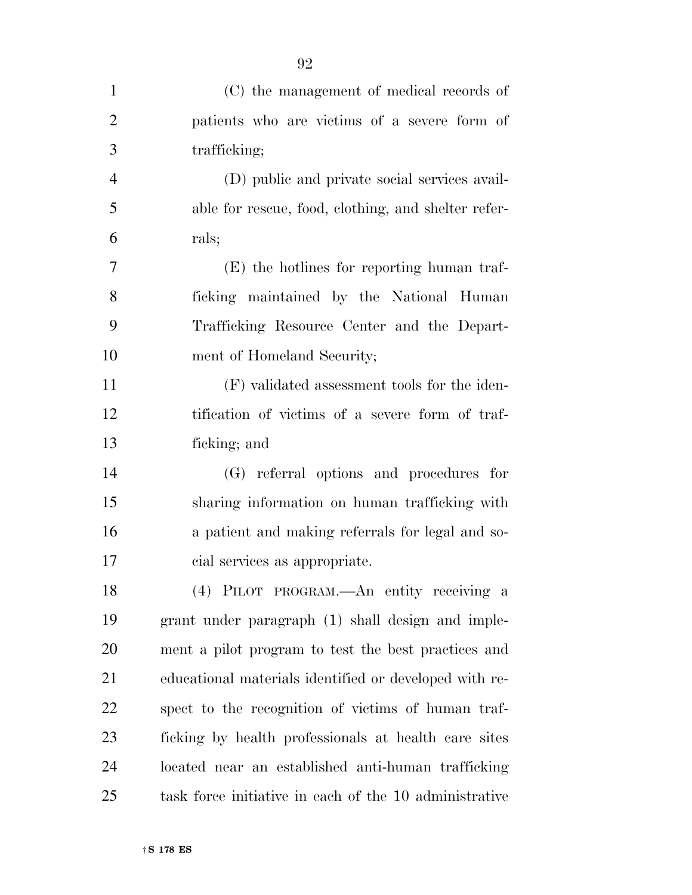(C) the management of medical records of patients who are victims of a severe form of trafficking;

(D) public and private social services available for rescue, food, clothing, and shelter referrals;

(E) the hotlines for reporting human trafficking maintained by the National Human Trafficking Resource Center and the Department of Homeland Security;

(F) validated assessment tools for the identification of victims of a severe form of trafficking; and

(G) referral options and procedures for sharing information on human trafficking with a patient and making referrals for legal and social services as appropriate.

(4) PILOT PROGRAM.—An entity receiving a grant under paragraph (1) shall design and implement a pilot program to test the best practices and educational materials identified or developed with respect to the recognition of victims of human trafficking by health professionals at health care sites located near an established anti-human trafficking task force initiative in each of the 10 administrative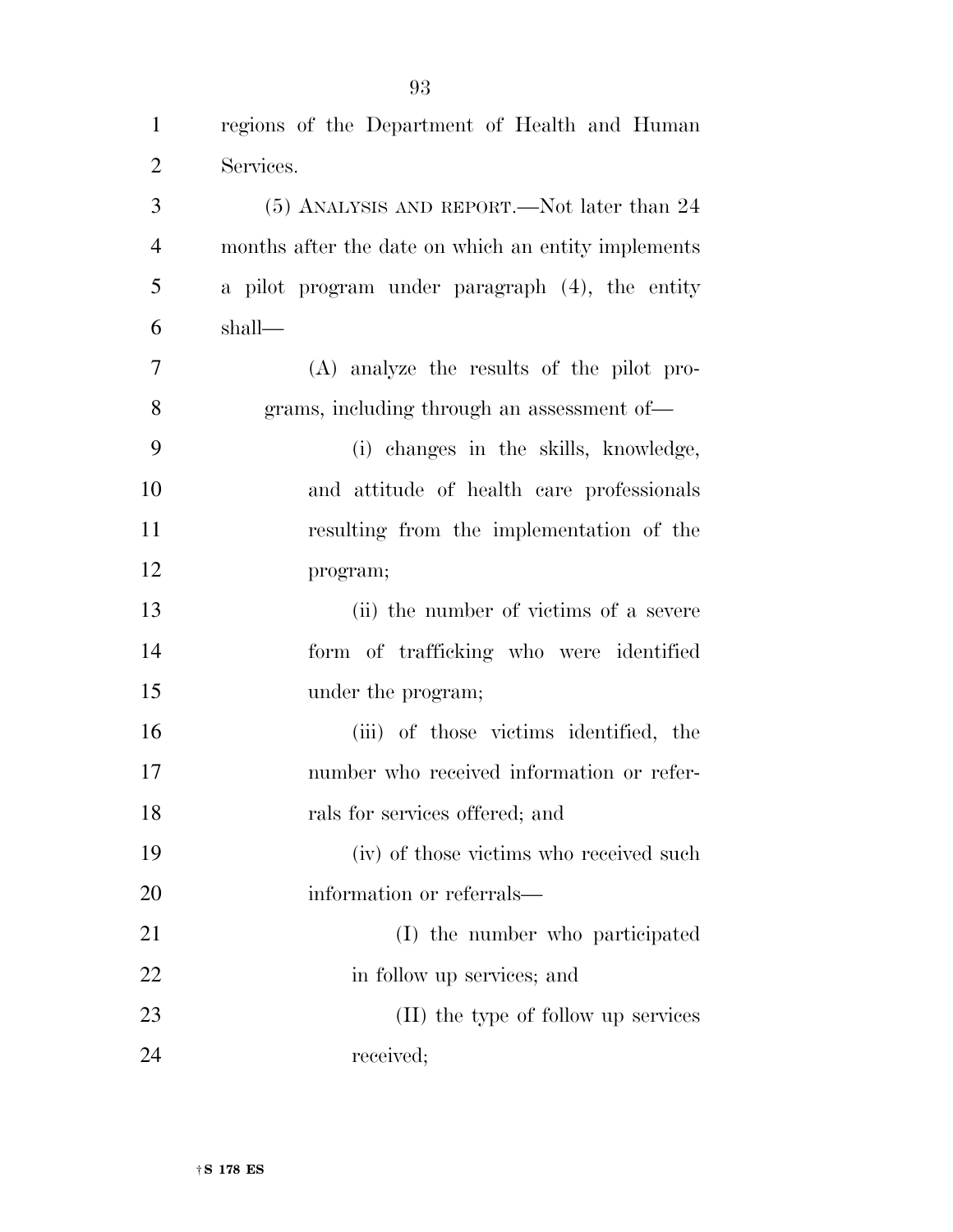regions of the Department of Health and Human Services.

(5) ANALYSIS AND REPORT.—Not later than 24 months after the date on which an entity implements a pilot program under paragraph (4), the entity shall—

(A) analyze the results of the pilot programs, including through an assessment of—

(i) changes in the skills, knowledge, and attitude of health care professionals resulting from the implementation of the program;

(ii) the number of victims of a severe form of trafficking who were identified under the program;

(iii) of those victims identified, the number who received information or referrals for services offered; and

(iv) of those victims who received such information or referrals—

(I) the number who participated in follow up services; and

(II) the type of follow up services received;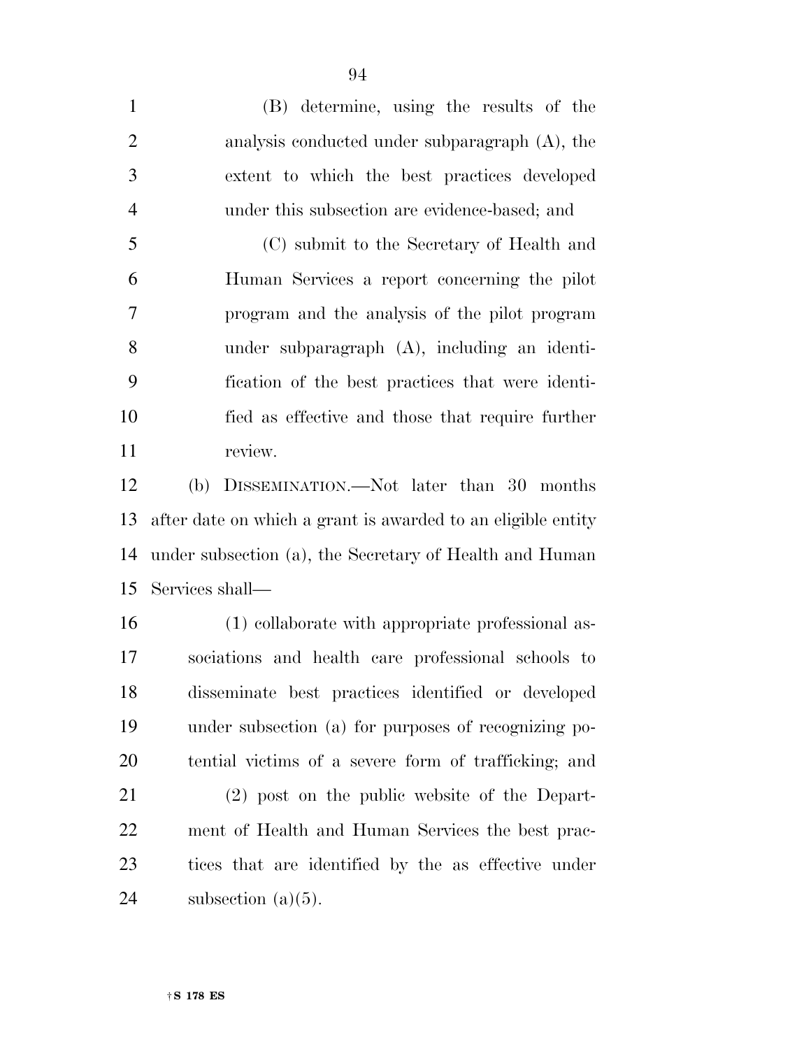(B) determine, using the results of the analysis conducted under subparagraph (A), the extent to which the best practices developed under this subsection are evidence-based; and

(C) submit to the Secretary of Health and Human Services a report concerning the pilot program and the analysis of the pilot program under subparagraph (A), including an identification of the best practices that were identified as effective and those that require further review.

(b) DISSEMINATION.—Not later than 30 months after date on which a grant is awarded to an eligible entity under subsection (a), the Secretary of Health and Human Services shall—

(1) collaborate with appropriate professional associations and health care professional schools to disseminate best practices identified or developed under subsection (a) for purposes of recognizing potential victims of a severe form of trafficking; and

(2) post on the public website of the Department of Health and Human Services the best practices that are identified by the as effective under subsection (a)(5).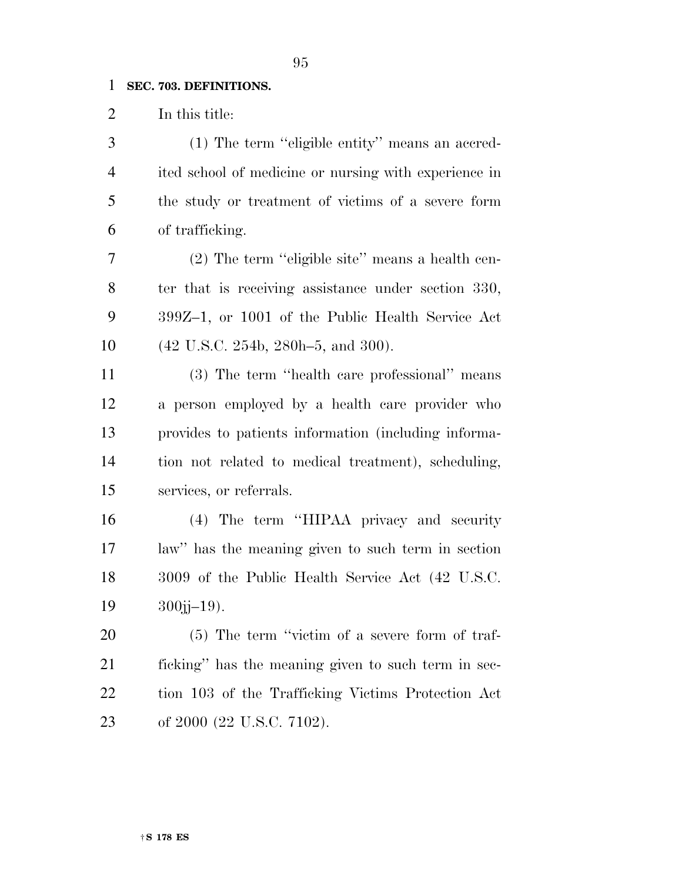**SEC. 703. DEFINITIONS.**

In this title:

(1) The term ''eligible entity'' means an accredited school of medicine or nursing with experience in the study or treatment of victims of a severe form of trafficking.

(2) The term ''eligible site'' means a health center that is receiving assistance under section 330, 399Z–1, or 1001 of the Public Health Service Act (42 U.S.C. 254b, 280h–5, and 300).

(3) The term ''health care professional'' means a person employed by a health care provider who provides to patients information (including information not related to medical treatment), scheduling, services, or referrals.

(4) The term ''HIPAA privacy and security law'' has the meaning given to such term in section 3009 of the Public Health Service Act (42 U.S.C. 300jj–19).

(5) The term ''victim of a severe form of trafficking'' has the meaning given to such term in section 103 of the Trafficking Victims Protection Act of 2000 (22 U.S.C. 7102).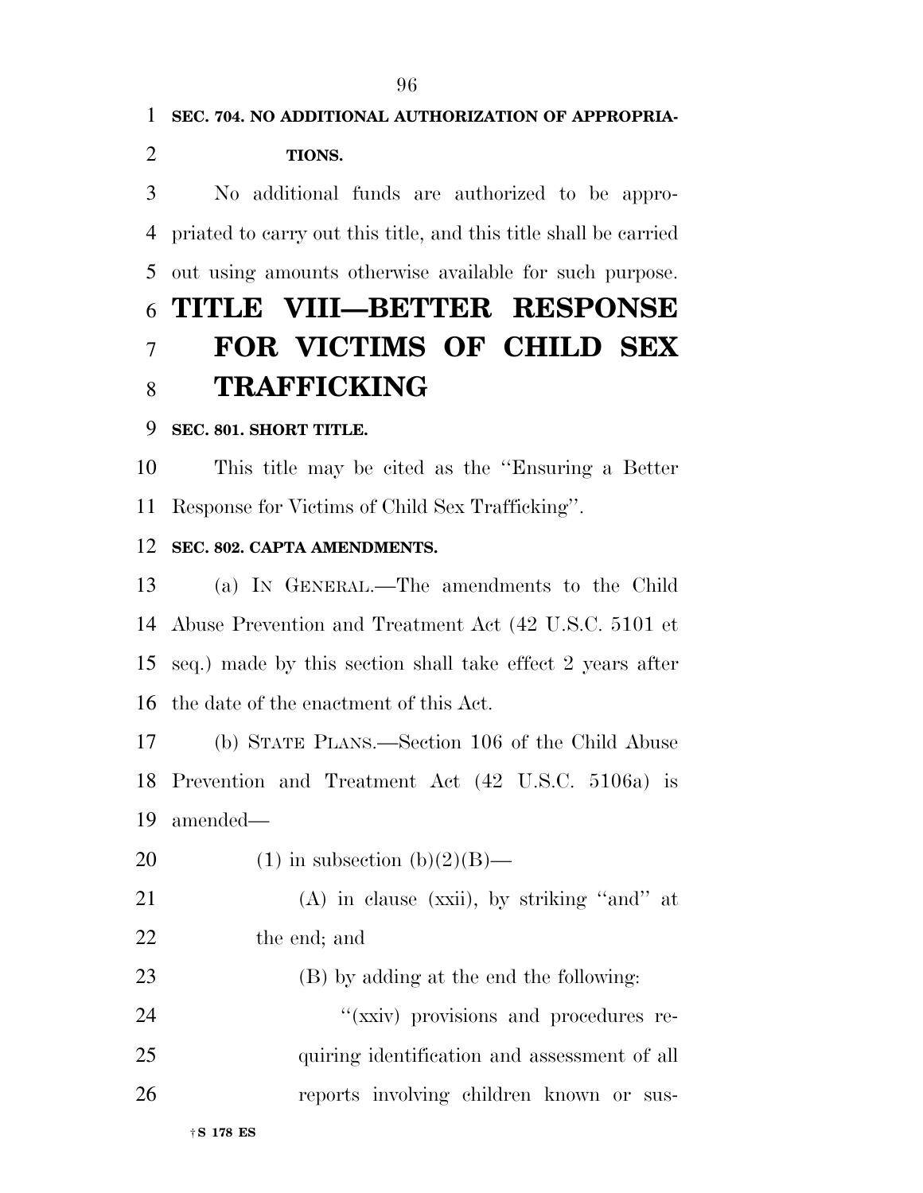**SEC. 704. NO ADDITIONAL AUTHORIZATION OF APPROPRIATIONS.**

No additional funds are authorized to be appropriated to carry out this title, and this title shall be carried out using amounts otherwise available for such purpose.

# TITLE VIII—BETTER RESPONSE FOR VICTIMS OF CHILD SEX TRAFFICKING

**SEC. 801. SHORT TITLE.**

This title may be cited as the "Ensuring a Better Response for Victims of Child Sex Trafficking".

**SEC. 802. CAPTA AMENDMENTS.**

(a) IN GENERAL.—The amendments to the Child Abuse Prevention and Treatment Act (42 U.S.C. 5101 et seq.) made by this section shall take effect 2 years after the date of the enactment of this Act.

(b) STATE PLANS.—Section 106 of the Child Abuse Prevention and Treatment Act (42 U.S.C. 5106a) is amended—

(1) in subsection (b)(2)(B)—

(A) in clause (xxii), by striking "and" at the end; and

(B) by adding at the end the following:

"(xxiv) provisions and procedures requiring identification and assessment of all reports involving children known or sus-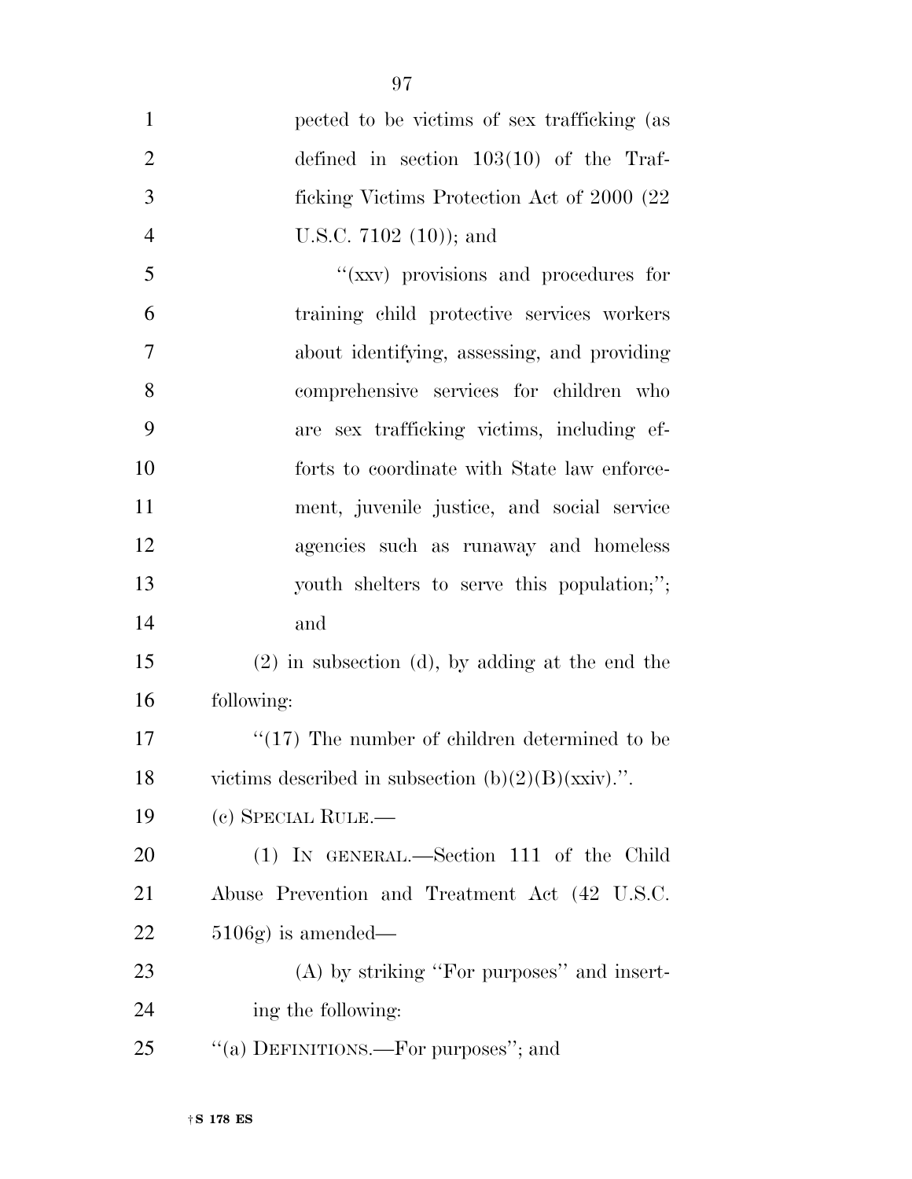pected to be victims of sex trafficking (as defined in section 103(10) of the Trafficking Victims Protection Act of 2000 (22 U.S.C. 7102 (10)); and

"(xxv) provisions and procedures for training child protective services workers about identifying, assessing, and providing comprehensive services for children who are sex trafficking victims, including efforts to coordinate with State law enforcement, juvenile justice, and social service agencies such as runaway and homeless youth shelters to serve this population;"; and

(2) in subsection (d), by adding at the end the following:

"(17) The number of children determined to be victims described in subsection (b)(2)(B)(xxiv).".

(c) SPECIAL RULE.—

(1) IN GENERAL.—Section 111 of the Child Abuse Prevention and Treatment Act (42 U.S.C. 5106g) is amended—

(A) by striking "For purposes" and inserting the following:

"(a) DEFINITIONS.—For purposes"; and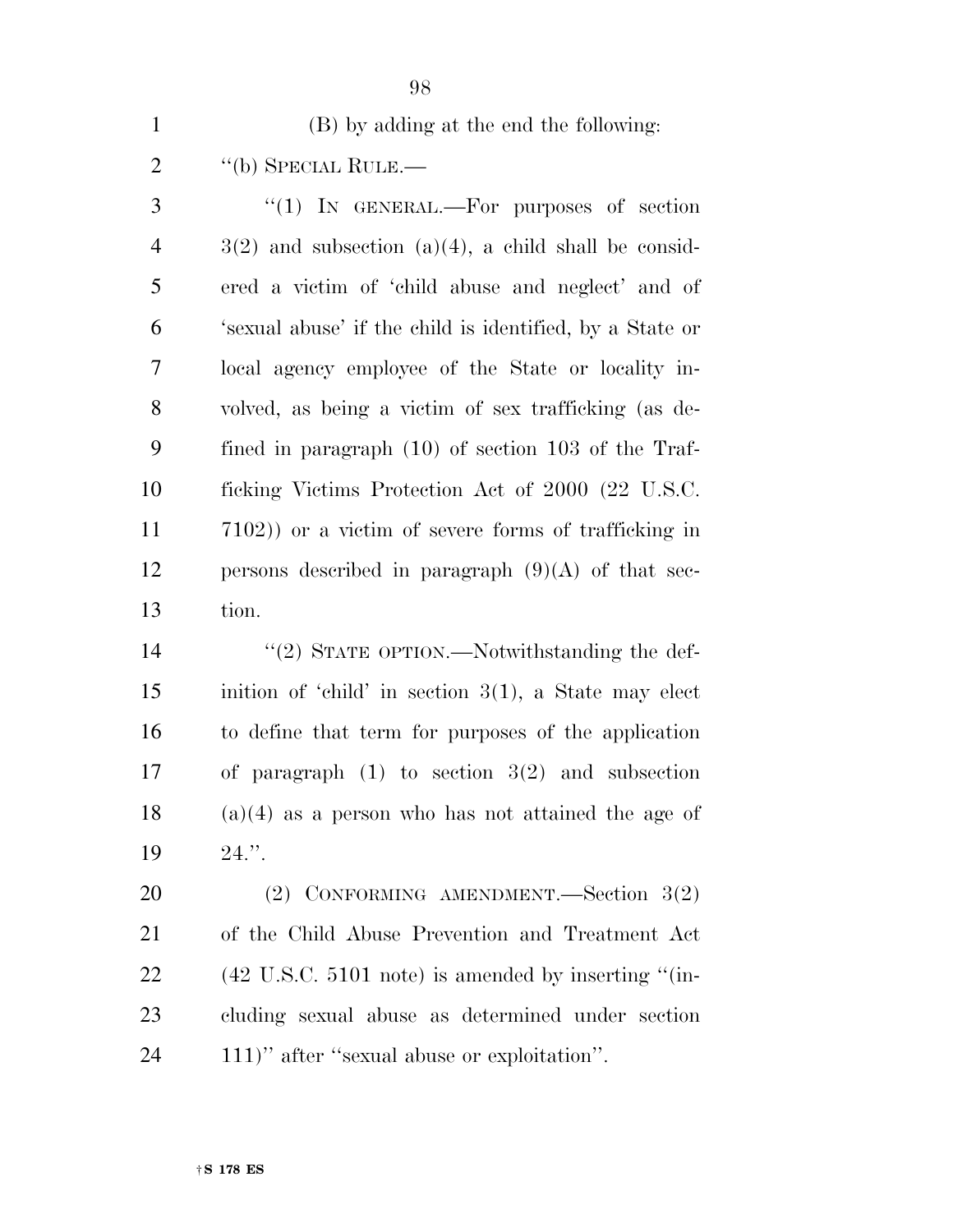(B) by adding at the end the following:

''(b) SPECIAL RULE.—

''(1) IN GENERAL.—For purposes of section 3(2) and subsection (a)(4), a child shall be considered a victim of 'child abuse and neglect' and of 'sexual abuse' if the child is identified, by a State or local agency employee of the State or locality involved, as being a victim of sex trafficking (as defined in paragraph (10) of section 103 of the Trafficking Victims Protection Act of 2000 (22 U.S.C. 7102)) or a victim of severe forms of trafficking in persons described in paragraph (9)(A) of that section.

''(2) STATE OPTION.—Notwithstanding the definition of 'child' in section 3(1), a State may elect to define that term for purposes of the application of paragraph (1) to section 3(2) and subsection (a)(4) as a person who has not attained the age of 24.''.

(2) CONFORMING AMENDMENT.—Section 3(2) of the Child Abuse Prevention and Treatment Act (42 U.S.C. 5101 note) is amended by inserting ''(including sexual abuse as determined under section 111)'' after ''sexual abuse or exploitation''.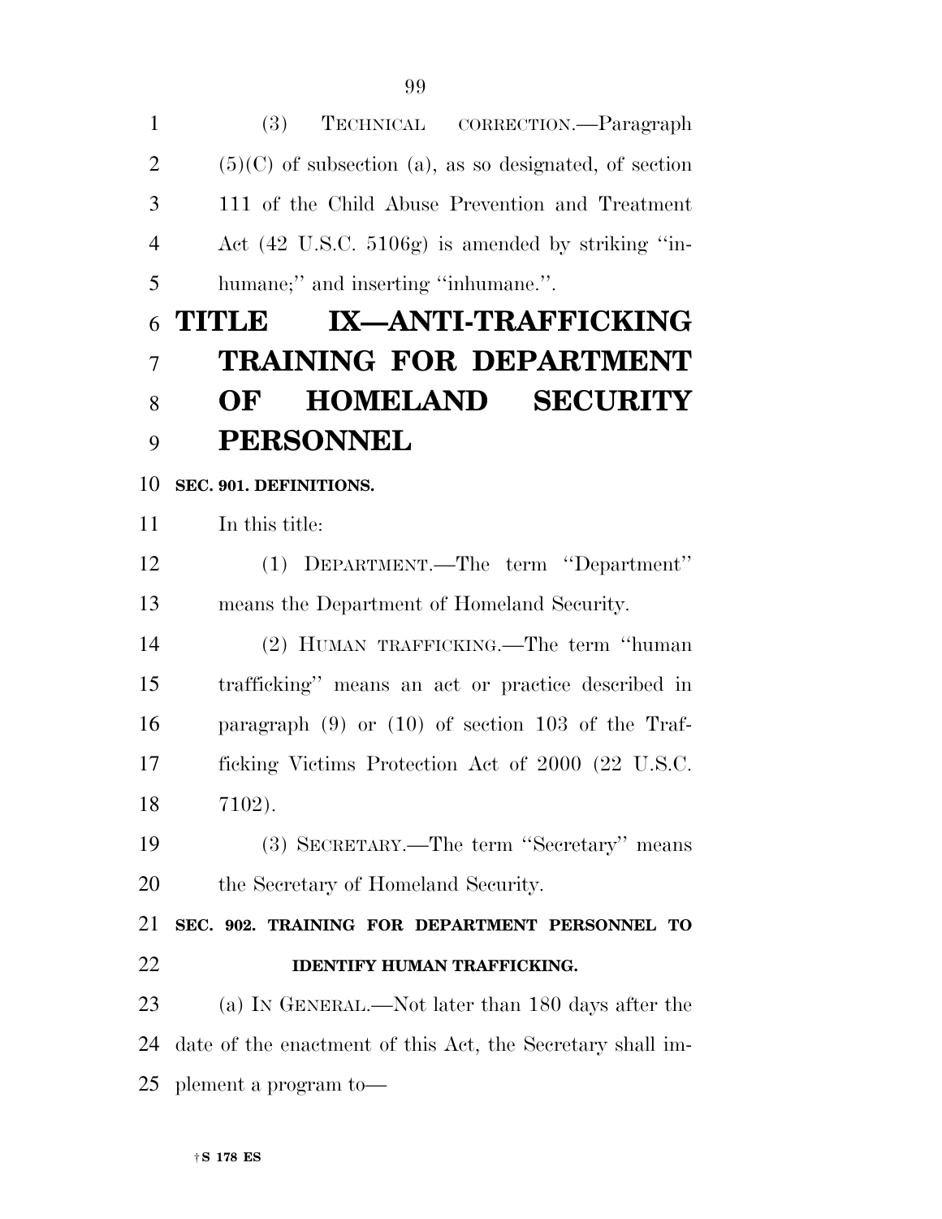(3) TECHNICAL CORRECTION.—Paragraph (5)(C) of subsection (a), as so designated, of section 111 of the Child Abuse Prevention and Treatment Act (42 U.S.C. 5106g) is amended by striking ''inhumane;'' and inserting ''inhumane.''.

# TITLE IX—ANTI-TRAFFICKING TRAINING FOR DEPARTMENT OF HOMELAND SECURITY PERSONNEL

## SEC. 901. DEFINITIONS.

In this title:

(1) DEPARTMENT.—The term ''Department'' means the Department of Homeland Security.

(2) HUMAN TRAFFICKING.—The term ''human trafficking'' means an act or practice described in paragraph (9) or (10) of section 103 of the Trafficking Victims Protection Act of 2000 (22 U.S.C. 7102).

(3) SECRETARY.—The term ''Secretary'' means the Secretary of Homeland Security.

## SEC. 902. TRAINING FOR DEPARTMENT PERSONNEL TO IDENTIFY HUMAN TRAFFICKING.

(a) IN GENERAL.—Not later than 180 days after the date of the enactment of this Act, the Secretary shall implement a program to—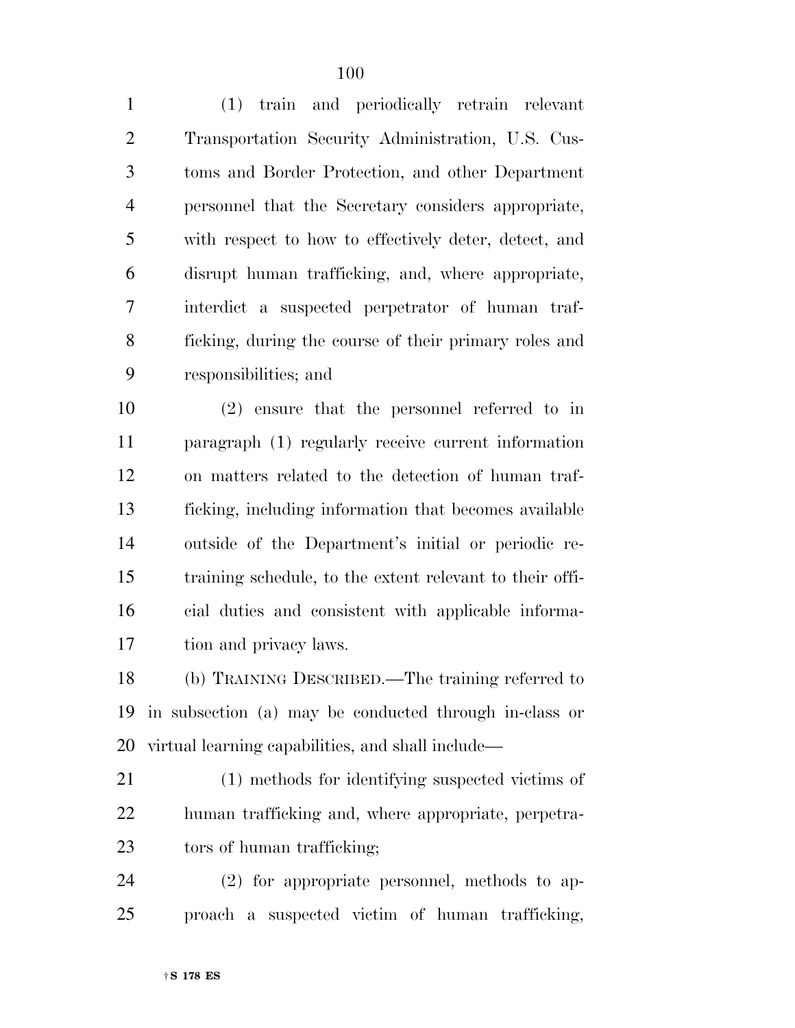(1) train and periodically retrain relevant Transportation Security Administration, U.S. Customs and Border Protection, and other Department personnel that the Secretary considers appropriate, with respect to how to effectively deter, detect, and disrupt human trafficking, and, where appropriate, interdict a suspected perpetrator of human trafficking, during the course of their primary roles and responsibilities; and

(2) ensure that the personnel referred to in paragraph (1) regularly receive current information on matters related to the detection of human trafficking, including information that becomes available outside of the Department's initial or periodic retraining schedule, to the extent relevant to their official duties and consistent with applicable information and privacy laws.

(b) TRAINING DESCRIBED.—The training referred to in subsection (a) may be conducted through in-class or virtual learning capabilities, and shall include—

(1) methods for identifying suspected victims of human trafficking and, where appropriate, perpetrators of human trafficking;

(2) for appropriate personnel, methods to approach a suspected victim of human trafficking,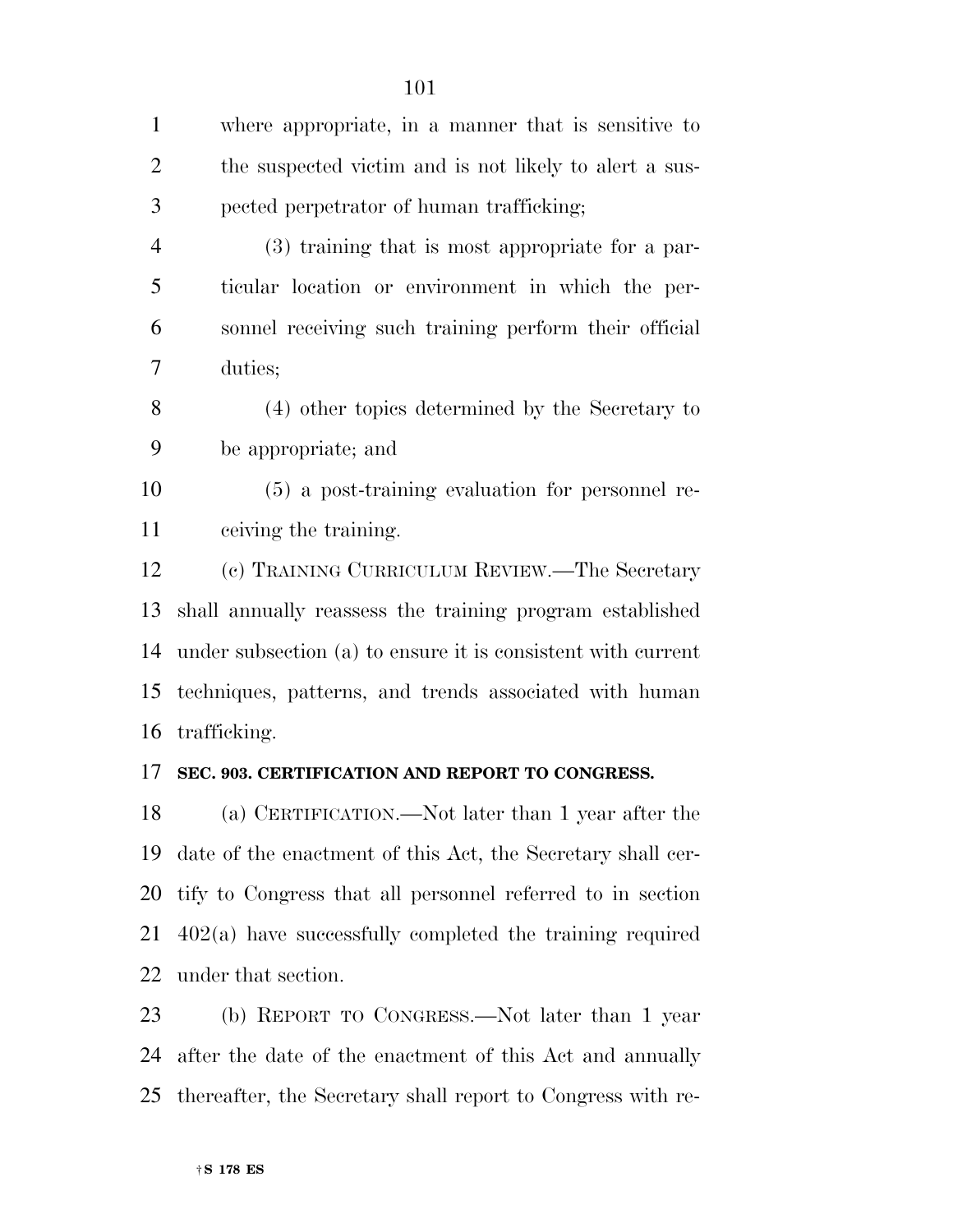where appropriate, in a manner that is sensitive to the suspected victim and is not likely to alert a suspected perpetrator of human trafficking;

(3) training that is most appropriate for a particular location or environment in which the personnel receiving such training perform their official duties;

(4) other topics determined by the Secretary to be appropriate; and

(5) a post-training evaluation for personnel receiving the training.

(c) TRAINING CURRICULUM REVIEW.—The Secretary shall annually reassess the training program established under subsection (a) to ensure it is consistent with current techniques, patterns, and trends associated with human trafficking.

**SEC. 903. CERTIFICATION AND REPORT TO CONGRESS.**

(a) CERTIFICATION.—Not later than 1 year after the date of the enactment of this Act, the Secretary shall certify to Congress that all personnel referred to in section 402(a) have successfully completed the training required under that section.

(b) REPORT TO CONGRESS.—Not later than 1 year after the date of the enactment of this Act and annually thereafter, the Secretary shall report to Congress with re-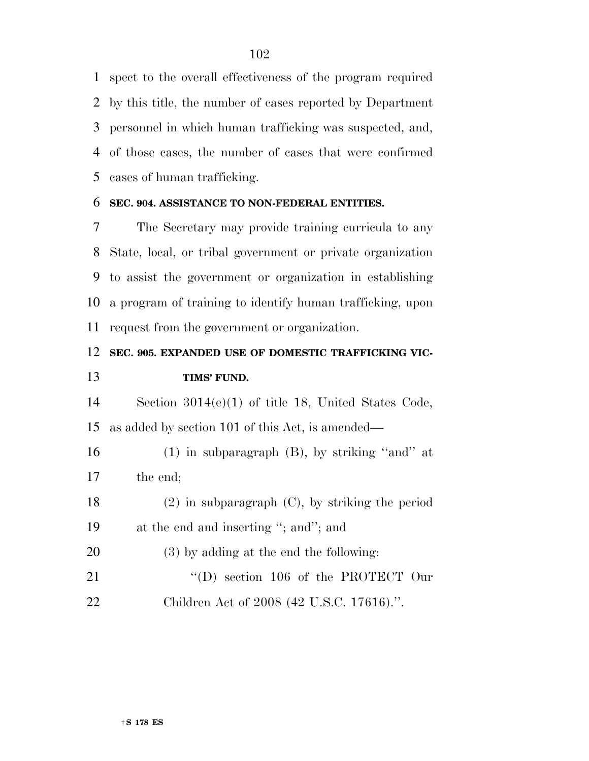spect to the overall effectiveness of the program required by this title, the number of cases reported by Department personnel in which human trafficking was suspected, and, of those cases, the number of cases that were confirmed cases of human trafficking.

**SEC. 904. ASSISTANCE TO NON-FEDERAL ENTITIES.**

The Secretary may provide training curricula to any State, local, or tribal government or private organization to assist the government or organization in establishing a program of training to identify human trafficking, upon request from the government or organization.

**SEC. 905. EXPANDED USE OF DOMESTIC TRAFFICKING VICTIMS' FUND.**

Section 3014(e)(1) of title 18, United States Code, as added by section 101 of this Act, is amended—

(1) in subparagraph (B), by striking ''and'' at the end;

(2) in subparagraph (C), by striking the period at the end and inserting ''; and''; and

(3) by adding at the end the following:

''(D) section 106 of the PROTECT Our Children Act of 2008 (42 U.S.C. 17616).''.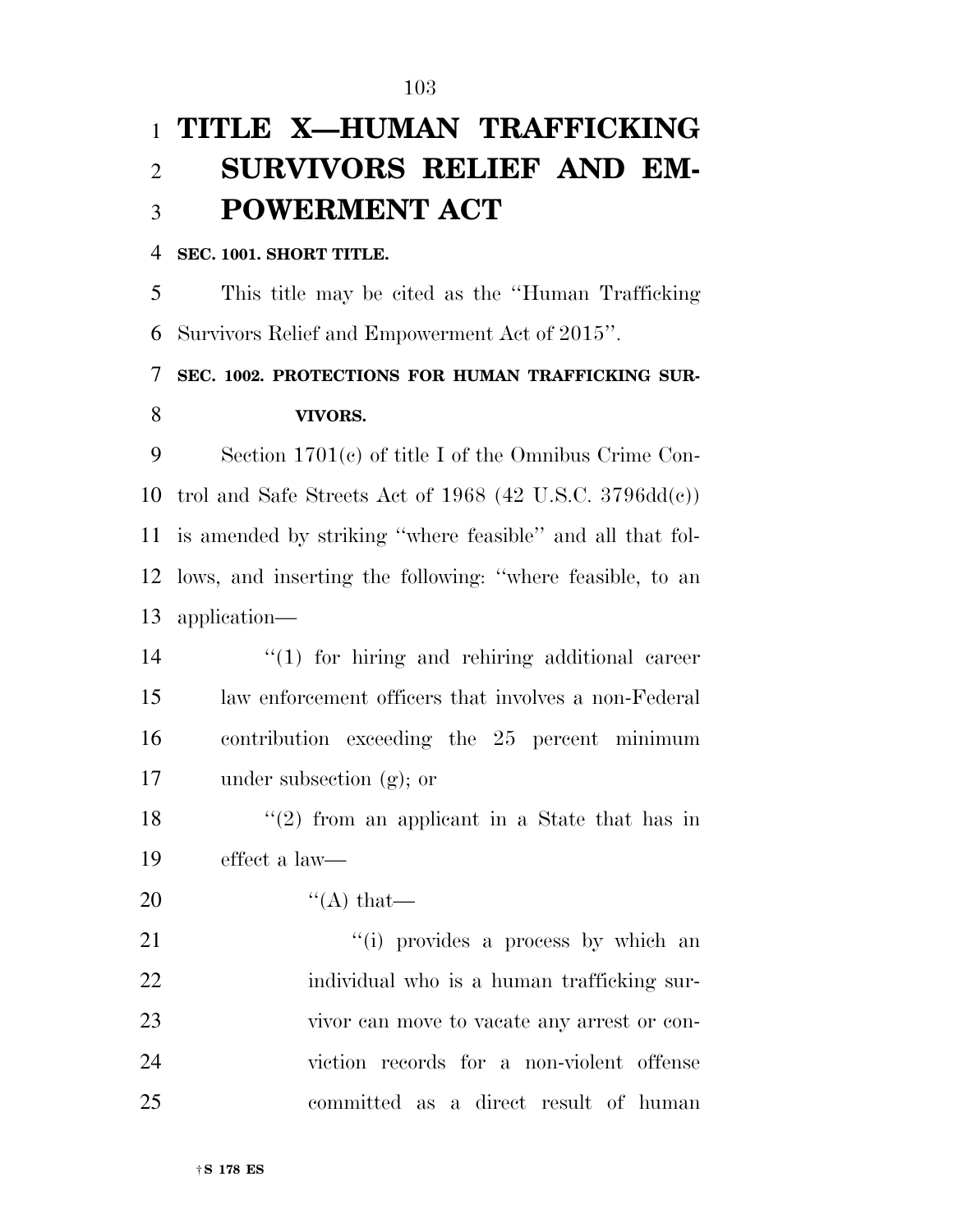# TITLE X—HUMAN TRAFFICKING SURVIVORS RELIEF AND EMPOWERMENT ACT

**SEC. 1001. SHORT TITLE.**

This title may be cited as the ''Human Trafficking Survivors Relief and Empowerment Act of 2015''.

**SEC. 1002. PROTECTIONS FOR HUMAN TRAFFICKING SURVIVORS.**

Section 1701(c) of title I of the Omnibus Crime Control and Safe Streets Act of 1968 (42 U.S.C. 3796dd(c)) is amended by striking ''where feasible'' and all that follows, and inserting the following: ''where feasible, to an application—

''(1) for hiring and rehiring additional career law enforcement officers that involves a non-Federal contribution exceeding the 25 percent minimum under subsection (g); or

''(2) from an applicant in a State that has in effect a law—

''(A) that—

''(i) provides a process by which an individual who is a human trafficking survivor can move to vacate any arrest or conviction records for a non-violent offense committed as a direct result of human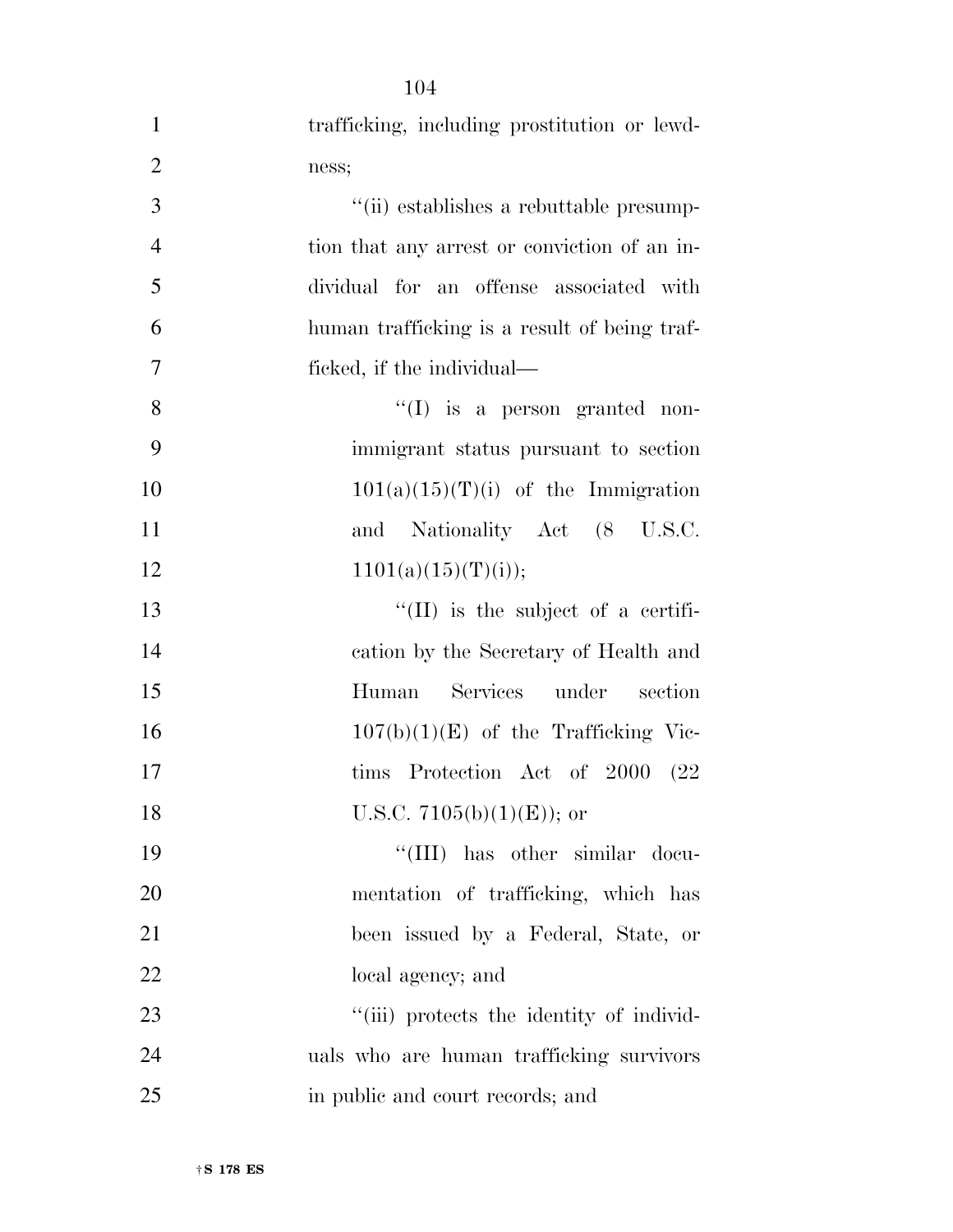trafficking, including prostitution or lewdness;

"(ii) establishes a rebuttable presumption that any arrest or conviction of an individual for an offense associated with human trafficking is a result of being trafficked, if the individual—

"(I) is a person granted nonimmigrant status pursuant to section 101(a)(15)(T)(i) of the Immigration and Nationality Act (8 U.S.C. 1101(a)(15)(T)(i));

"(II) is the subject of a certification by the Secretary of Health and Human Services under section 107(b)(1)(E) of the Trafficking Victims Protection Act of 2000 (22 U.S.C. 7105(b)(1)(E)); or

"(III) has other similar documentation of trafficking, which has been issued by a Federal, State, or local agency; and

"(iii) protects the identity of individuals who are human trafficking survivors in public and court records; and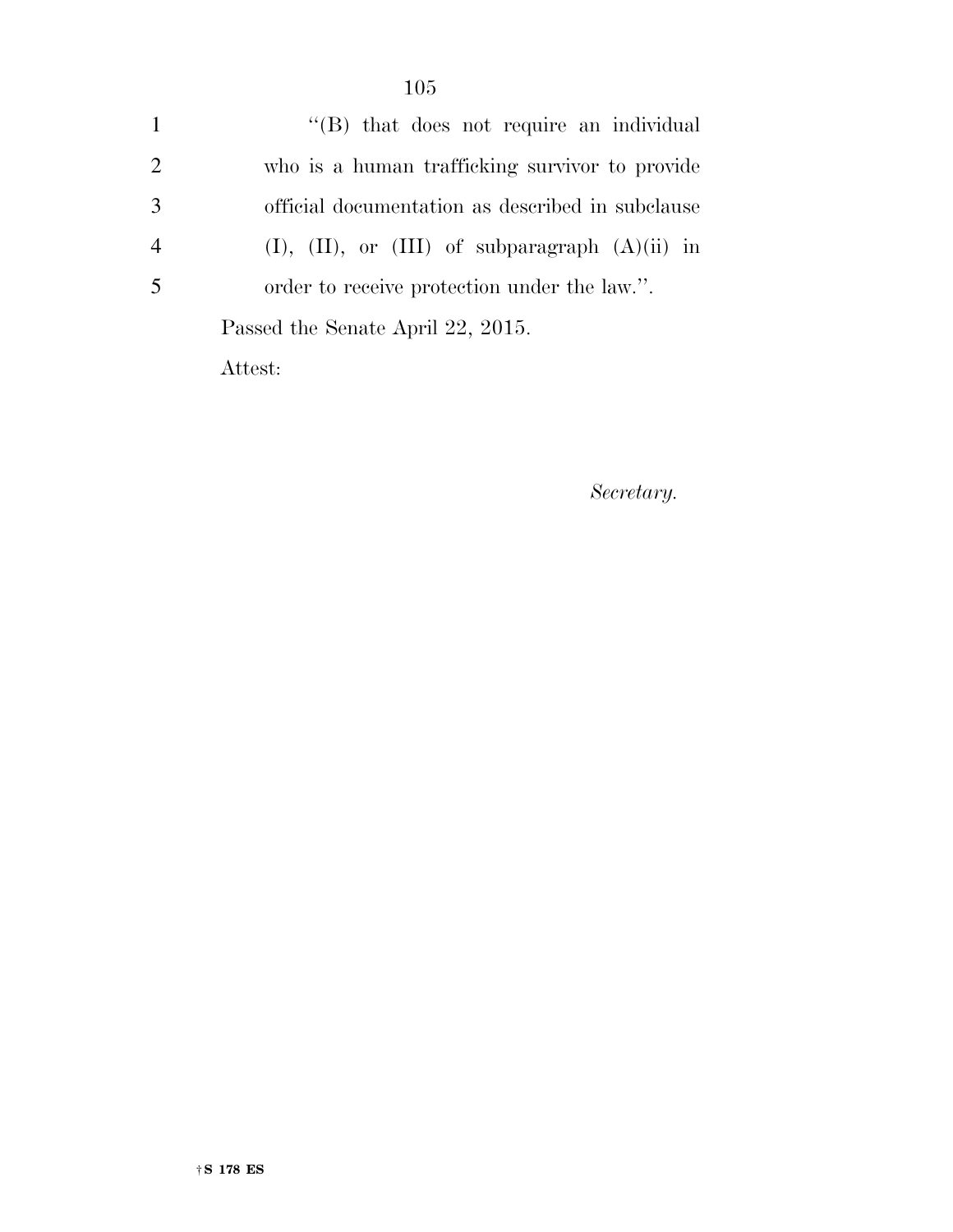"(B) that does not require an individual who is a human trafficking survivor to provide official documentation as described in subclause (I), (II), or (III) of subparagraph (A)(ii) in order to receive protection under the law.".

Passed the Senate April 22, 2015.

Attest:

*Secretary.*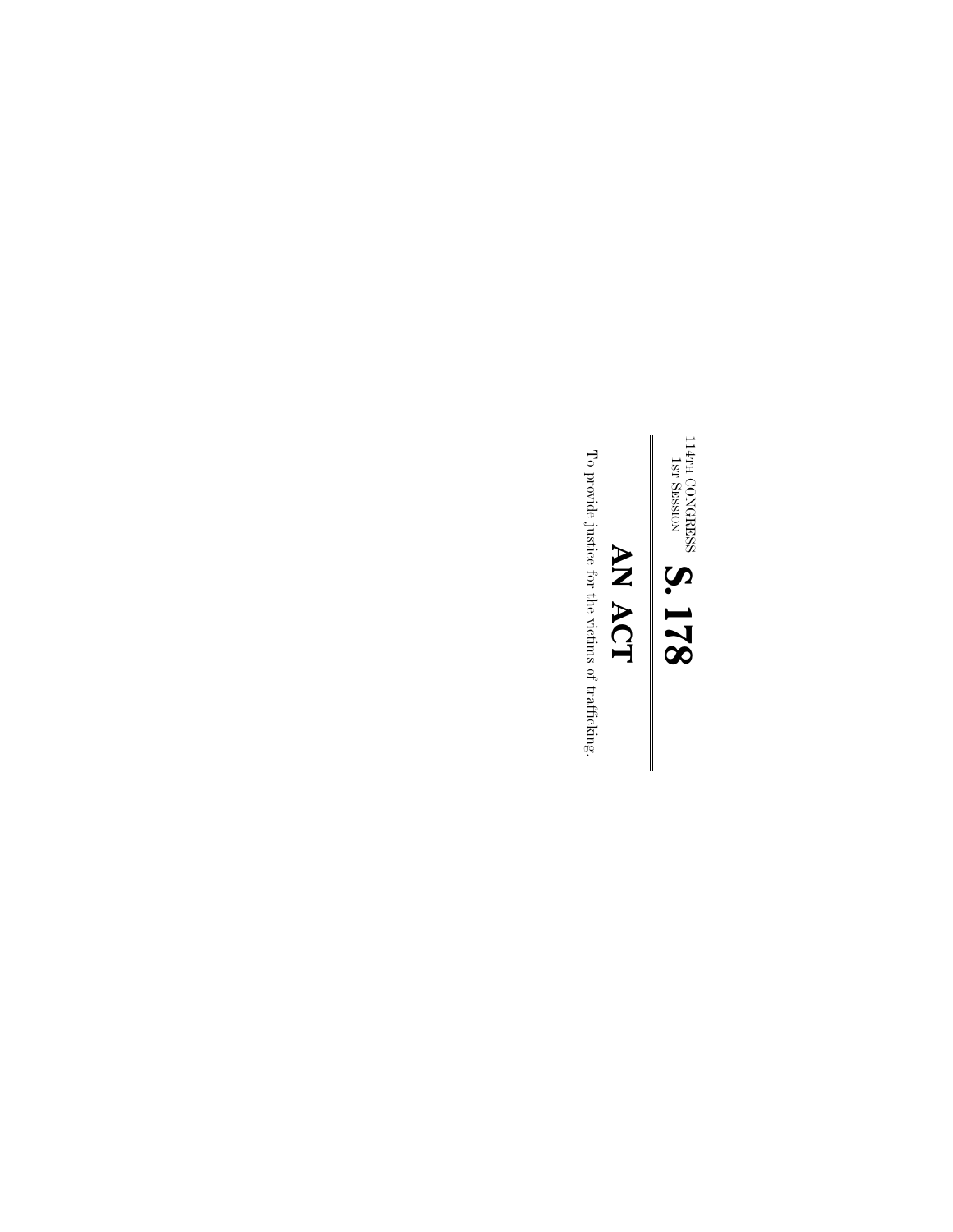114TH CONGRESS
1ST SESSION

# S. 178

---

# AN ACT

To provide justice for the victims of trafficking.